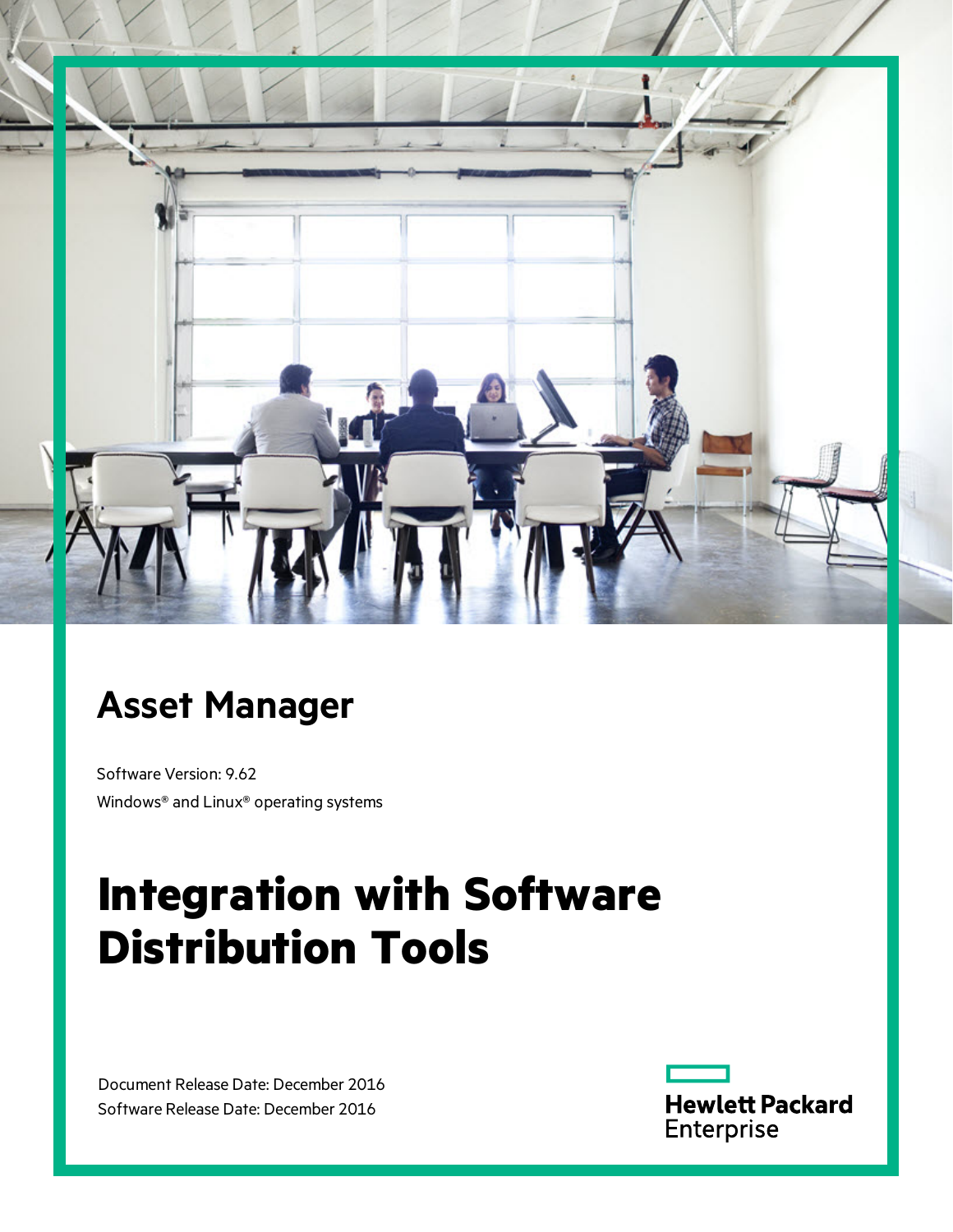# Asset Manager

Software Version: 9.62

Windows® and Linux® operating systems

# Integration with Software Distribution Tools

Document Release Date: December 2016

Software Release Date: December 2016

Hewlett Packard Enterprise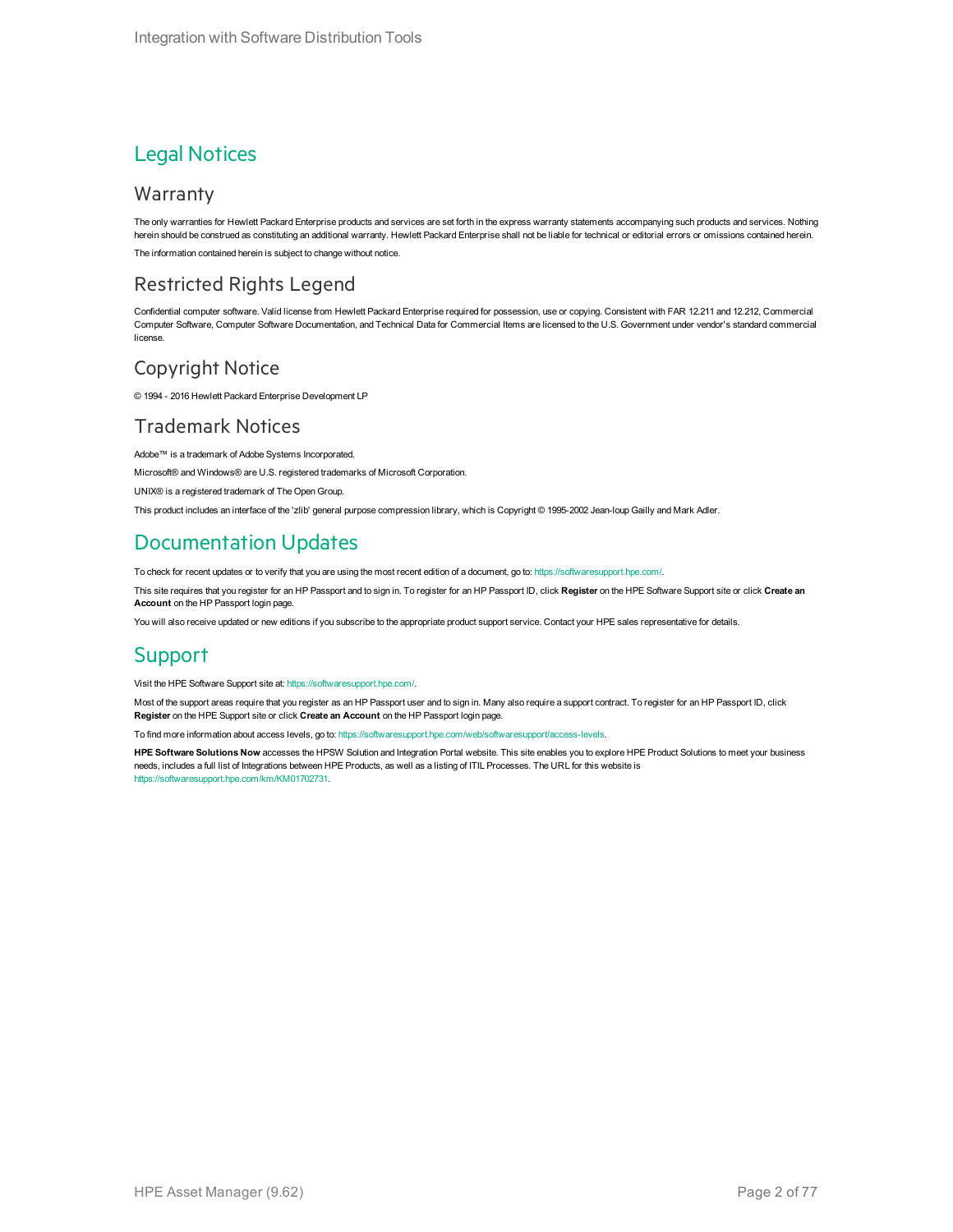# Legal Notices

## Warranty

The only warranties for Hewlett Packard Enterprise products and services are set forth in the express warranty statements accompanying such products and services. Nothing herein should be construed as constituting an additional warranty. Hewlett Packard Enterprise shall not be liable for technical or editorial errors or omissions contained herein.

The information contained herein is subject to change without notice.

## Restricted Rights Legend

Confidential computer software. Valid license from Hewlett Packard Enterprise required for possession, use or copying. Consistent with FAR 12.211 and 12.212, Commercial Computer Software, Computer Software Documentation, and Technical Data for Commercial Items are licensed to the U.S. Government under vendor's standard commercial license.

## Copyright Notice

© 1994 - 2016 Hewlett Packard Enterprise Development LP

## Trademark Notices

Adobe™ is a trademark of Adobe Systems Incorporated.

Microsoft® and Windows® are U.S. registered trademarks of Microsoft Corporation.

UNIX® is a registered trademark of The Open Group.

This product includes an interface of the 'zlib' general purpose compression library, which is Copyright © 1995-2002 Jean-loup Gailly and Mark Adler.

# Documentation Updates

To check for recent updates or to verify that you are using the most recent edition of a document, go to: https://softwaresupport.hpe.com/.

This site requires that you register for an HP Passport and to sign in. To register for an HP Passport ID, click **Register** on the HPE Software Support site or click **Create an Account** on the HP Passport login page.

You will also receive updated or new editions if you subscribe to the appropriate product support service. Contact your HPE sales representative for details.

# Support

Visit the HPE Software Support site at: https://softwaresupport.hpe.com/.

Most of the support areas require that you register as an HP Passport user and to sign in. Many also require a support contract. To register for an HP Passport ID, click **Register** on the HPE Support site or click **Create an Account** on the HP Passport login page.

To find more information about access levels, go to: https://softwaresupport.hpe.com/web/softwaresupport/access-levels.

**HPE Software Solutions Now** accesses the HPSW Solution and Integration Portal website. This site enables you to explore HPE Product Solutions to meet your business needs, includes a full list of Integrations between HPE Products, as well as a listing of ITIL Processes. The URL for this website is https://softwaresupport.hpe.com/km/KM01702731.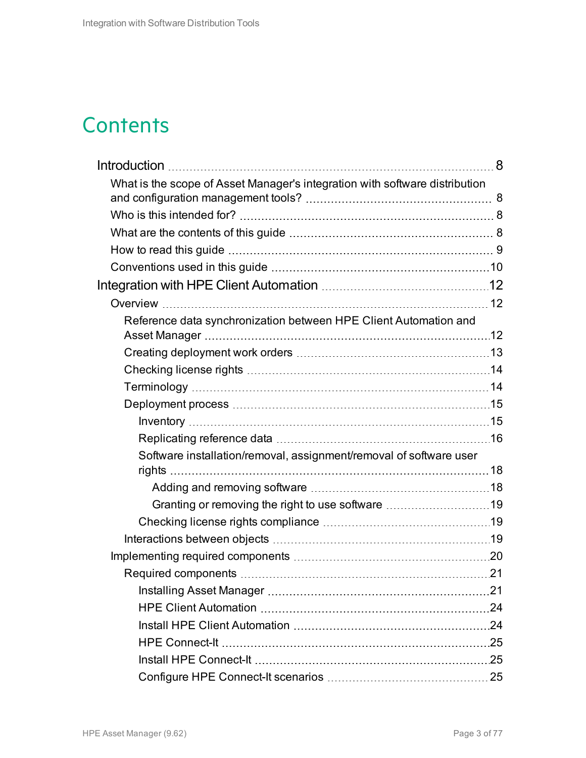# Contents

- Introduction 8
  - What is the scope of Asset Manager's integration with software distribution and configuration management tools? 8
  - Who is this intended for? 8
  - What are the contents of this guide 8
  - How to read this guide 9
  - Conventions used in this guide 10
- Integration with HPE Client Automation 12
  - Overview 12
    - Reference data synchronization between HPE Client Automation and Asset Manager 12
    - Creating deployment work orders 13
    - Checking license rights 14
    - Terminology 14
    - Deployment process 15
      - Inventory 15
      - Replicating reference data 16
      - Software installation/removal, assignment/removal of software user rights 18
        - Adding and removing software 18
        - Granting or removing the right to use software 19
      - Checking license rights compliance 19
    - Interactions between objects 19
  - Implementing required components 20
    - Required components 21
      - Installing Asset Manager 21
      - HPE Client Automation 24
      - Install HPE Client Automation 24
      - HPE Connect-It 25
      - Install HPE Connect-It 25
      - Configure HPE Connect-It scenarios 25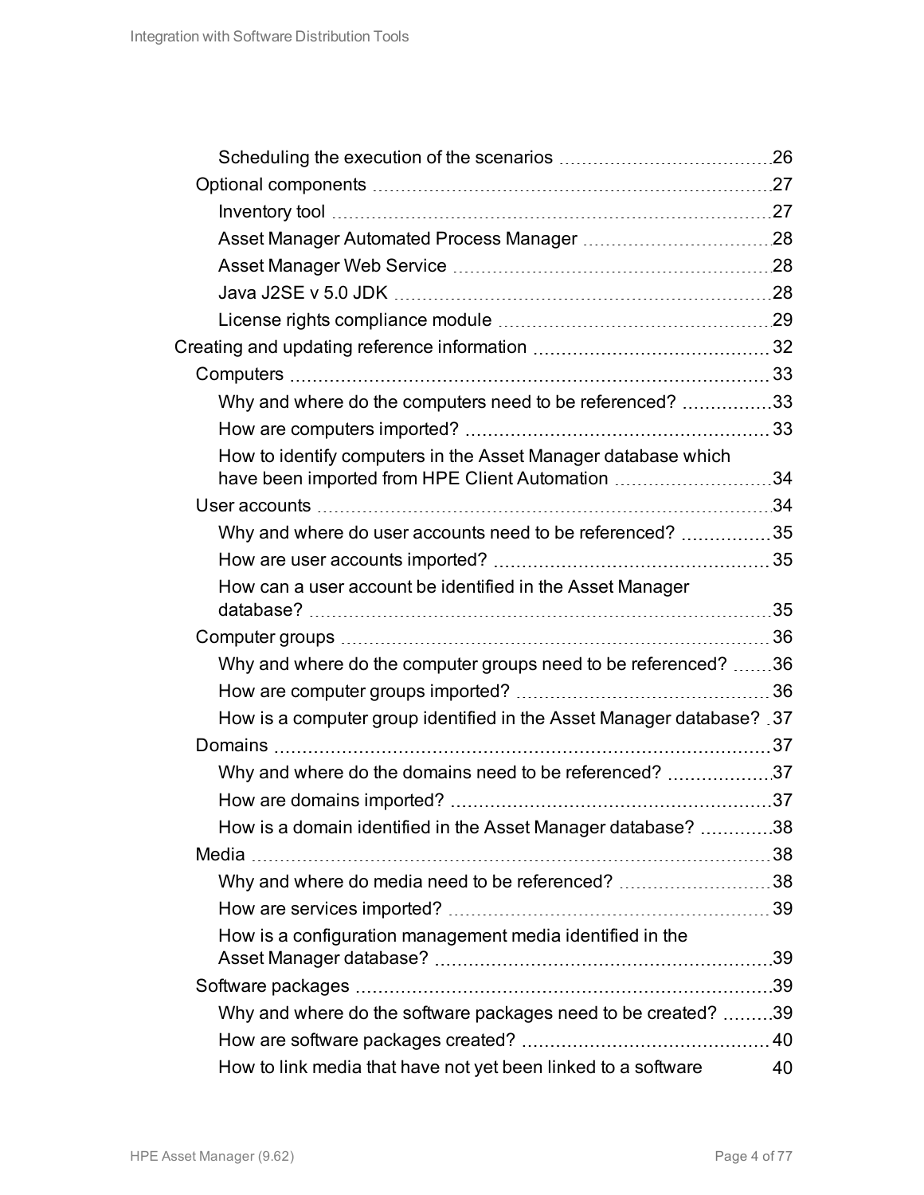- Scheduling the execution of the scenarios 26
- Optional components 27
  - Inventory tool 27
  - Asset Manager Automated Process Manager 28
  - Asset Manager Web Service 28
  - Java J2SE v 5.0 JDK 28
  - License rights compliance module 29
- Creating and updating reference information 32
  - Computers 33
    - Why and where do the computers need to be referenced? 33
    - How are computers imported? 33
    - How to identify computers in the Asset Manager database which have been imported from HPE Client Automation 34
  - User accounts 34
    - Why and where do user accounts need to be referenced? 35
    - How are user accounts imported? 35
    - How can a user account be identified in the Asset Manager database? 35
  - Computer groups 36
    - Why and where do the computer groups need to be referenced? 36
    - How are computer groups imported? 36
    - How is a computer group identified in the Asset Manager database? 37
  - Domains 37
    - Why and where do the domains need to be referenced? 37
    - How are domains imported? 37
    - How is a domain identified in the Asset Manager database? 38
  - Media 38
    - Why and where do media need to be referenced? 38
    - How are services imported? 39
    - How is a configuration management media identified in the Asset Manager database? 39
  - Software packages 39
    - Why and where do the software packages need to be created? 39
    - How are software packages created? 40
    - How to link media that have not yet been linked to a software 40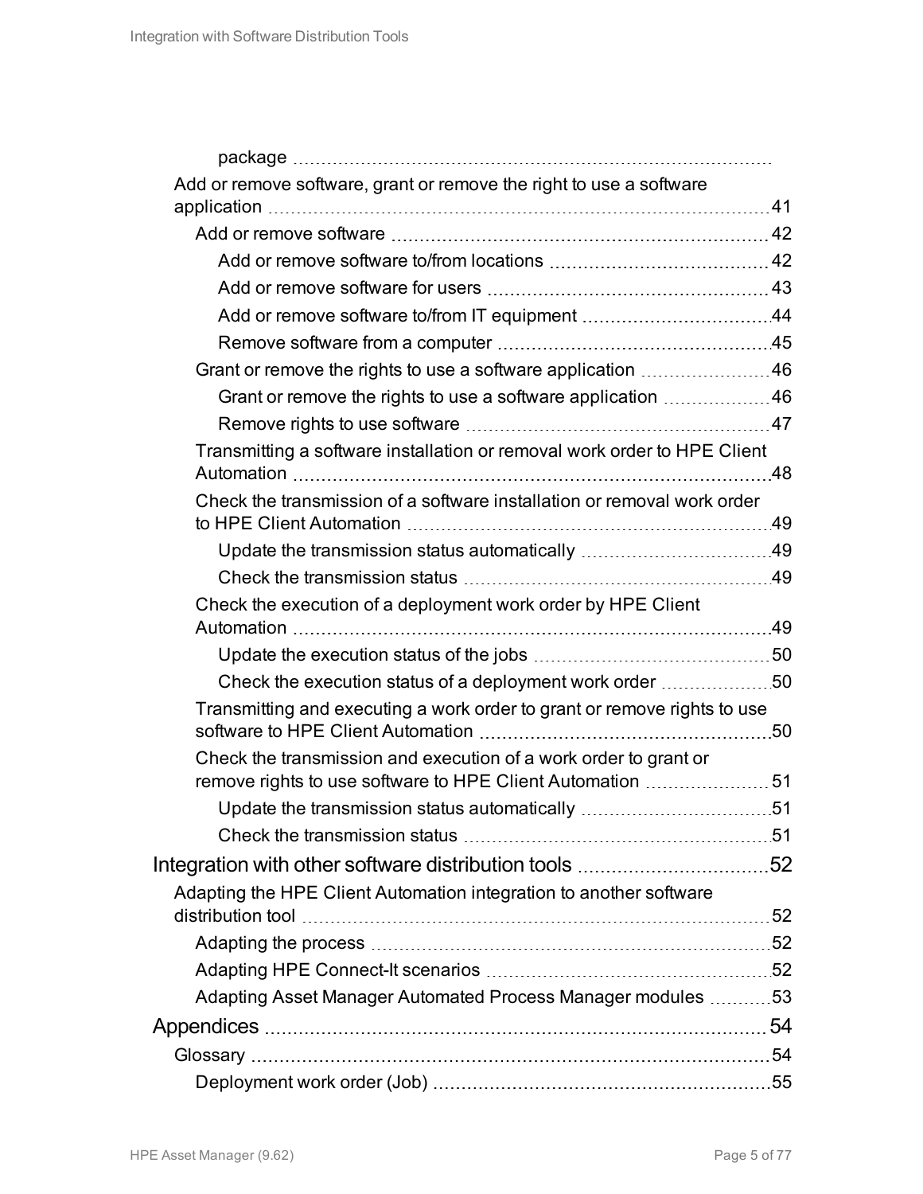package

Add or remove software, grant or remove the right to use a software application 41

- Add or remove software 42
  - Add or remove software to/from locations 42
  - Add or remove software for users 43
  - Add or remove software to/from IT equipment 44
  - Remove software from a computer 45
- Grant or remove the rights to use a software application 46
  - Grant or remove the rights to use a software application 46
  - Remove rights to use software 47
- Transmitting a software installation or removal work order to HPE Client Automation 48
- Check the transmission of a software installation or removal work order to HPE Client Automation 49
  - Update the transmission status automatically 49
  - Check the transmission status 49
- Check the execution of a deployment work order by HPE Client Automation 49
  - Update the execution status of the jobs 50
  - Check the execution status of a deployment work order 50
- Transmitting and executing a work order to grant or remove rights to use software to HPE Client Automation 50
- Check the transmission and execution of a work order to grant or remove rights to use software to HPE Client Automation 51
  - Update the transmission status automatically 51
  - Check the transmission status 51

Integration with other software distribution tools 52

Adapting the HPE Client Automation integration to another software distribution tool 52

- Adapting the process 52
- Adapting HPE Connect-It scenarios 52
- Adapting Asset Manager Automated Process Manager modules 53

Appendices 54

Glossary 54

- Deployment work order (Job) 55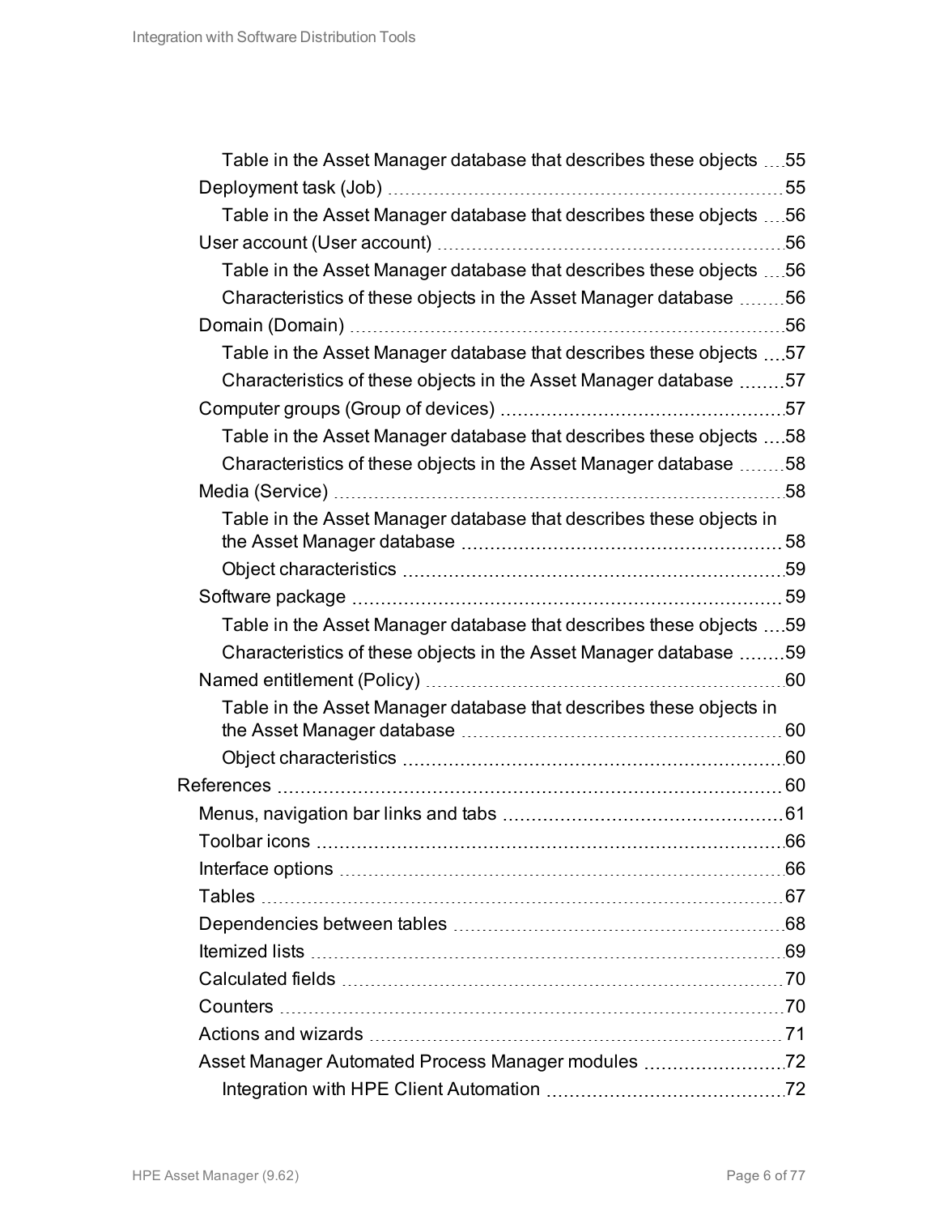- Table in the Asset Manager database that describes these objects 55
- Deployment task (Job) 55
  - Table in the Asset Manager database that describes these objects 56
- User account (User account) 56
  - Table in the Asset Manager database that describes these objects 56
  - Characteristics of these objects in the Asset Manager database 56
- Domain (Domain) 56
  - Table in the Asset Manager database that describes these objects 57
  - Characteristics of these objects in the Asset Manager database 57
- Computer groups (Group of devices) 57
  - Table in the Asset Manager database that describes these objects 58
  - Characteristics of these objects in the Asset Manager database 58
- Media (Service) 58
  - Table in the Asset Manager database that describes these objects in the Asset Manager database 58
  - Object characteristics 59
- Software package 59
  - Table in the Asset Manager database that describes these objects 59
  - Characteristics of these objects in the Asset Manager database 59
- Named entitlement (Policy) 60
  - Table in the Asset Manager database that describes these objects in the Asset Manager database 60
  - Object characteristics 60

References 60

- Menus, navigation bar links and tabs 61
- Toolbar icons 66
- Interface options 66
- Tables 67
- Dependencies between tables 68
- Itemized lists 69
- Calculated fields 70
- Counters 70
- Actions and wizards 71
- Asset Manager Automated Process Manager modules 72
  - Integration with HPE Client Automation 72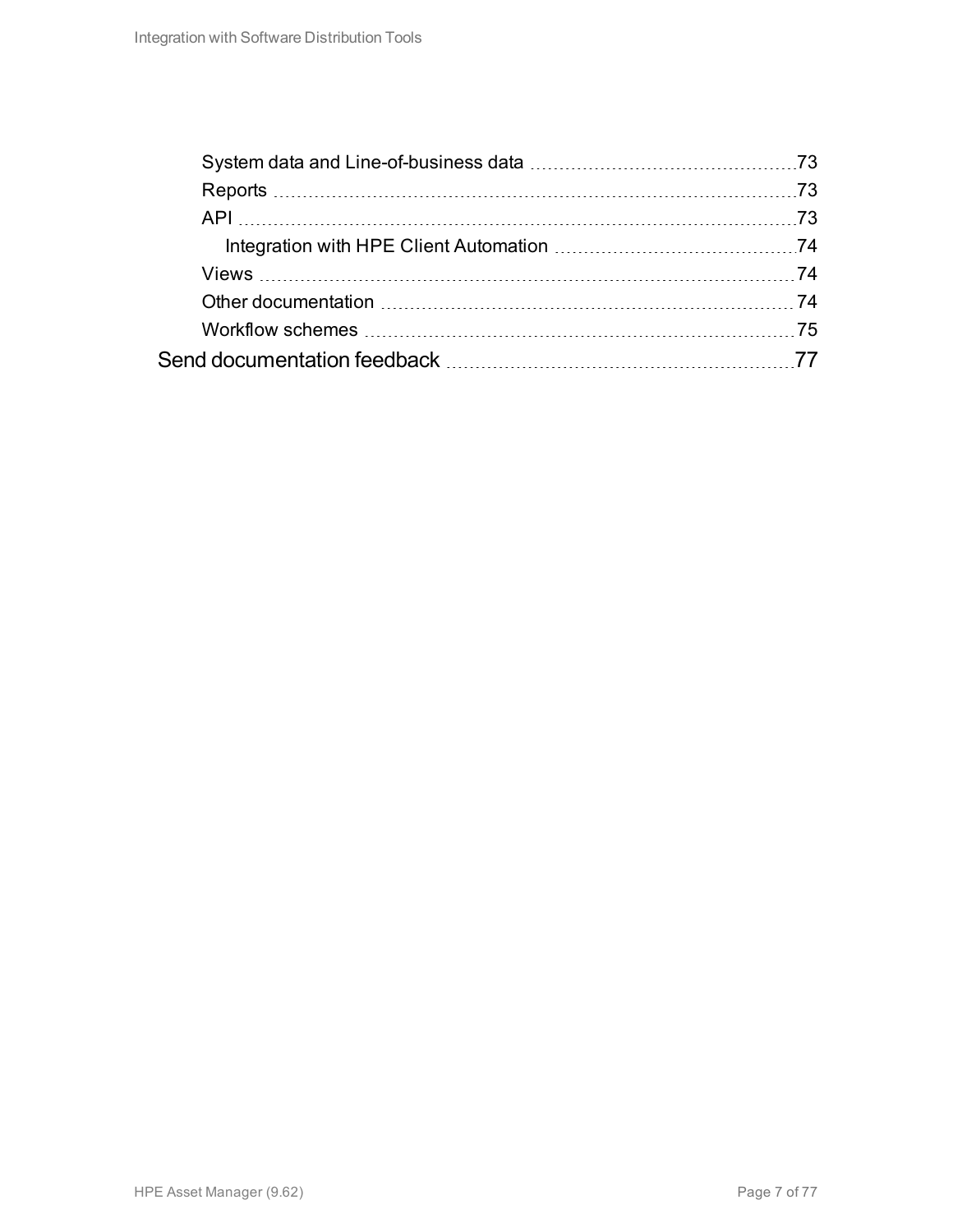- System data and Line-of-business data 73
- Reports 73
- API 73
  - Integration with HPE Client Automation 74
- Views 74
- Other documentation 74
- Workflow schemes 75

Send documentation feedback 77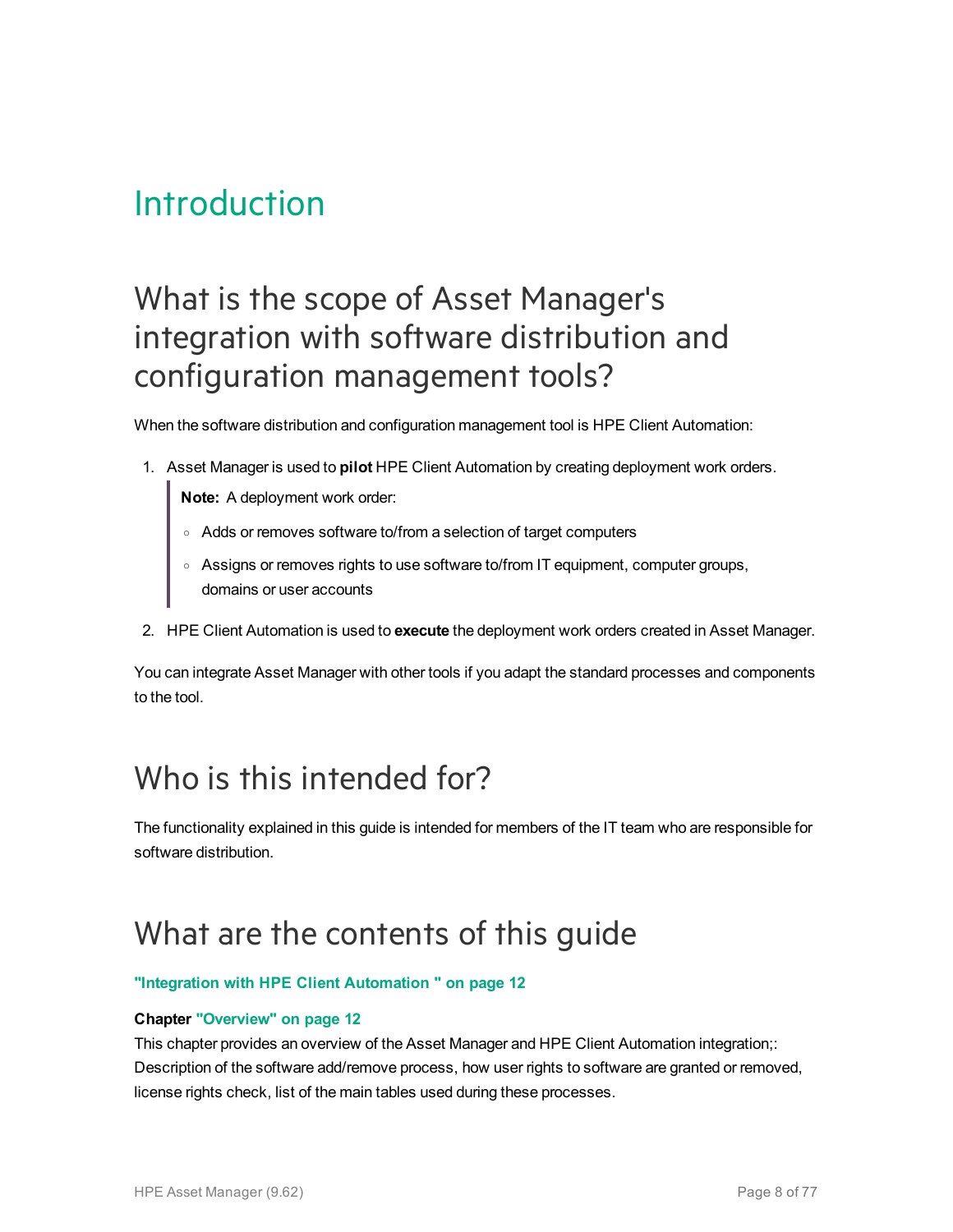# Introduction

## What is the scope of Asset Manager's integration with software distribution and configuration management tools?

When the software distribution and configuration management tool is HPE Client Automation:

1. Asset Manager is used to **pilot** HPE Client Automation by creating deployment work orders.

   > **Note:** A deployment work order:
   >
   > - Adds or removes software to/from a selection of target computers
   > - Assigns or removes rights to use software to/from IT equipment, computer groups, domains or user accounts

2. HPE Client Automation is used to **execute** the deployment work orders created in Asset Manager.

You can integrate Asset Manager with other tools if you adapt the standard processes and components to the tool.

## Who is this intended for?

The functionality explained in this guide is intended for members of the IT team who are responsible for software distribution.

## What are the contents of this guide

**"Integration with HPE Client Automation " on page 12**

**Chapter "Overview" on page 12**
This chapter provides an overview of the Asset Manager and HPE Client Automation integration;: Description of the software add/remove process, how user rights to software are granted or removed, license rights check, list of the main tables used during these processes.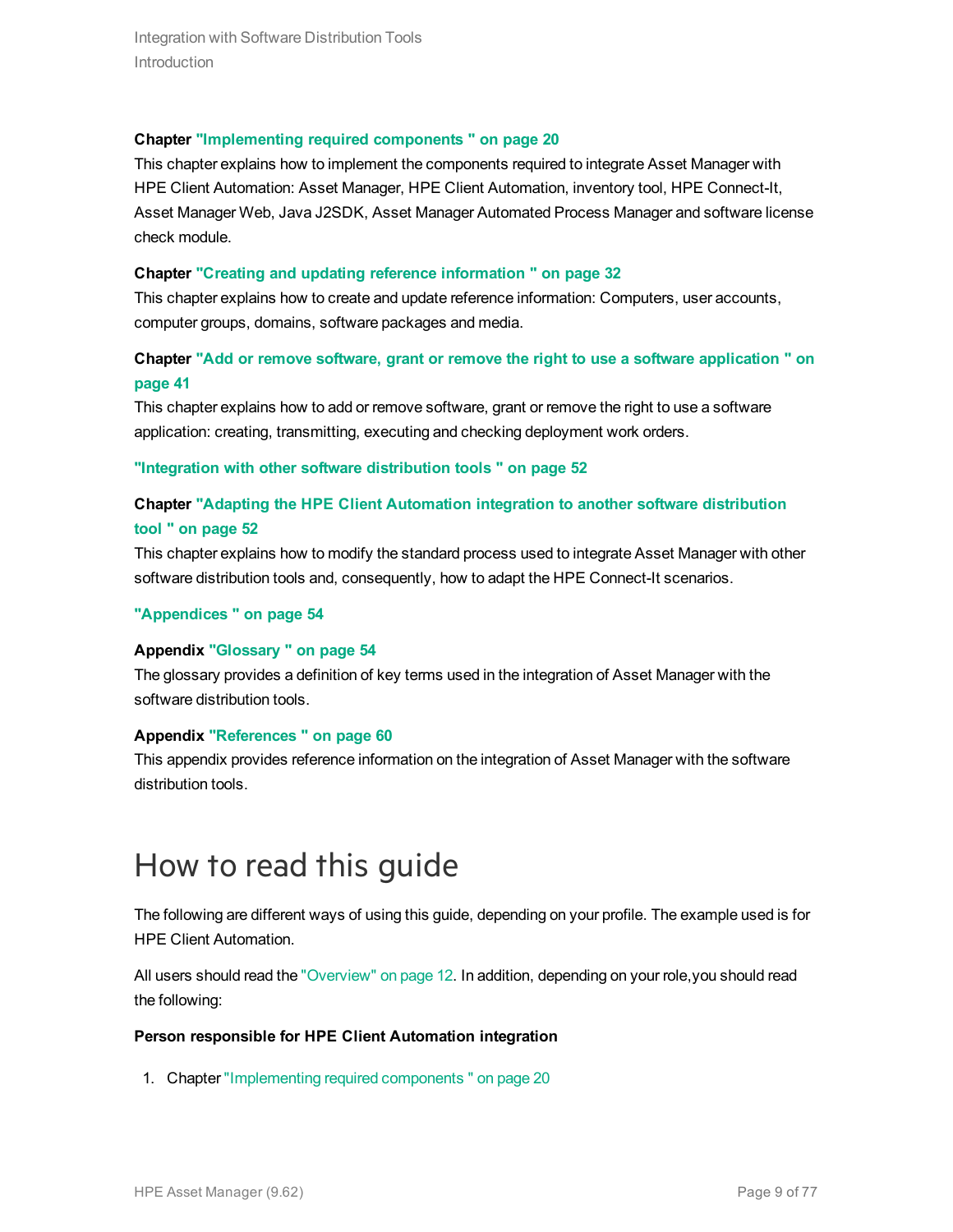**Chapter "Implementing required components " on page 20**

This chapter explains how to implement the components required to integrate Asset Manager with HPE Client Automation: Asset Manager, HPE Client Automation, inventory tool, HPE Connect-It, Asset Manager Web, Java J2SDK, Asset Manager Automated Process Manager and software license check module.

**Chapter "Creating and updating reference information " on page 32**

This chapter explains how to create and update reference information: Computers, user accounts, computer groups, domains, software packages and media.

**Chapter "Add or remove software, grant or remove the right to use a software application " on page 41**

This chapter explains how to add or remove software, grant or remove the right to use a software application: creating, transmitting, executing and checking deployment work orders.

**"Integration with other software distribution tools " on page 52**

**Chapter "Adapting the HPE Client Automation integration to another software distribution tool " on page 52**

This chapter explains how to modify the standard process used to integrate Asset Manager with other software distribution tools and, consequently, how to adapt the HPE Connect-It scenarios.

**"Appendices " on page 54**

**Appendix "Glossary " on page 54**

The glossary provides a definition of key terms used in the integration of Asset Manager with the software distribution tools.

**Appendix "References " on page 60**

This appendix provides reference information on the integration of Asset Manager with the software distribution tools.

# How to read this guide

The following are different ways of using this guide, depending on your profile. The example used is for HPE Client Automation.

All users should read the "Overview" on page 12. In addition, depending on your role,you should read the following:

**Person responsible for HPE Client Automation integration**

1. Chapter "Implementing required components " on page 20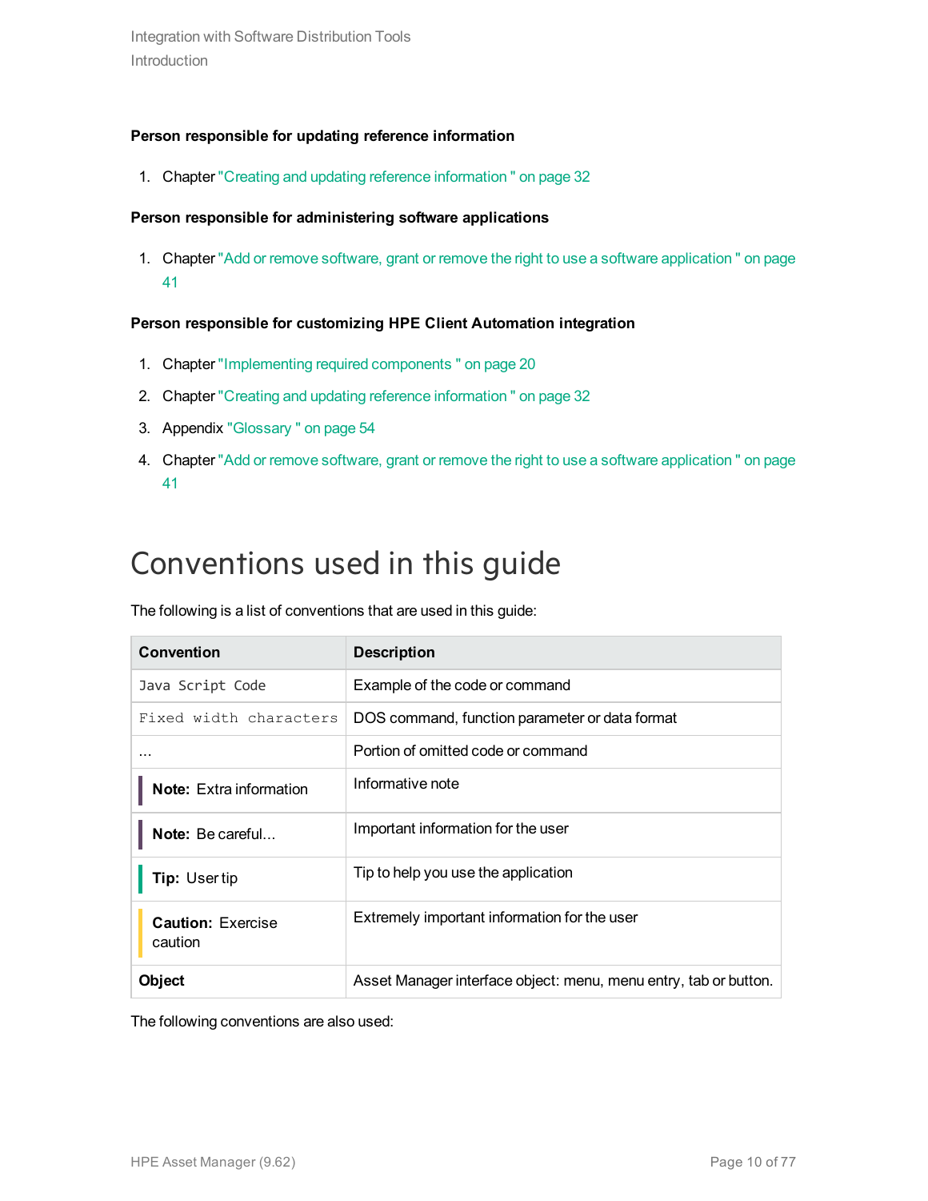**Person responsible for updating reference information**

1. Chapter "Creating and updating reference information " on page 32

**Person responsible for administering software applications**

1. Chapter "Add or remove software, grant or remove the right to use a software application " on page 41

**Person responsible for customizing HPE Client Automation integration**

1. Chapter "Implementing required components " on page 20
2. Chapter "Creating and updating reference information " on page 32
3. Appendix "Glossary " on page 54
4. Chapter "Add or remove software, grant or remove the right to use a software application " on page 41

# Conventions used in this guide

The following is a list of conventions that are used in this guide:

| Convention | Description |
| --- | --- |
| `Java Script Code` | Example of the code or command |
| `Fixed width characters` | DOS command, function parameter or data format |
| ... | Portion of omitted code or command |
| **Note:** Extra information | Informative note |
| **Note:** Be careful... | Important information for the user |
| **Tip:** User tip | Tip to help you use the application |
| **Caution:** Exercise caution | Extremely important information for the user |
| **Object** | Asset Manager interface object: menu, menu entry, tab or button. |

The following conventions are also used: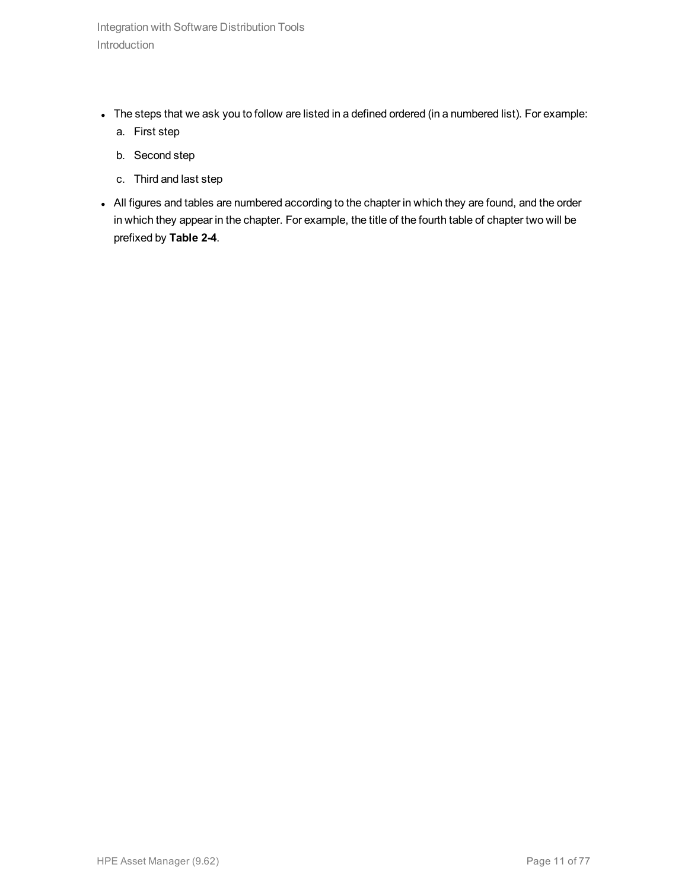- The steps that we ask you to follow are listed in a defined ordered (in a numbered list). For example:
    a. First step
    b. Second step
    c. Third and last step
- All figures and tables are numbered according to the chapter in which they are found, and the order in which they appear in the chapter. For example, the title of the fourth table of chapter two will be prefixed by **Table 2-4**.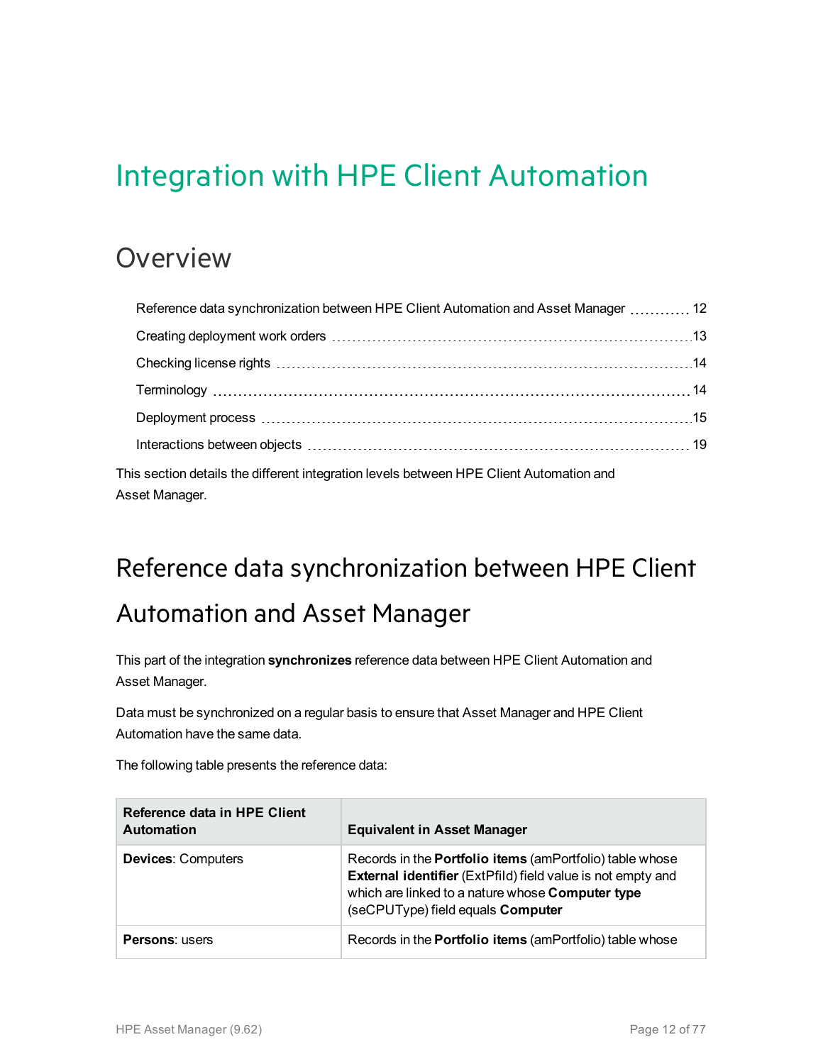# Integration with HPE Client Automation

## Overview

- Reference data synchronization between HPE Client Automation and Asset Manager ............ 12
- Creating deployment work orders ............ 13
- Checking license rights ............ 14
- Terminology ............ 14
- Deployment process ............ 15
- Interactions between objects ............ 19

This section details the different integration levels between HPE Client Automation and Asset Manager.

## Reference data synchronization between HPE Client Automation and Asset Manager

This part of the integration **synchronizes** reference data between HPE Client Automation and Asset Manager.

Data must be synchronized on a regular basis to ensure that Asset Manager and HPE Client Automation have the same data.

The following table presents the reference data:

| Reference data in HPE Client Automation | Equivalent in Asset Manager |
| --- | --- |
| **Devices**: Computers | Records in the **Portfolio items** (amPortfolio) table whose **External identifier** (ExtPfId) field value is not empty and which are linked to a nature whose **Computer type** (seCPUType) field equals **Computer** |
| **Persons**: users | Records in the **Portfolio items** (amPortfolio) table whose |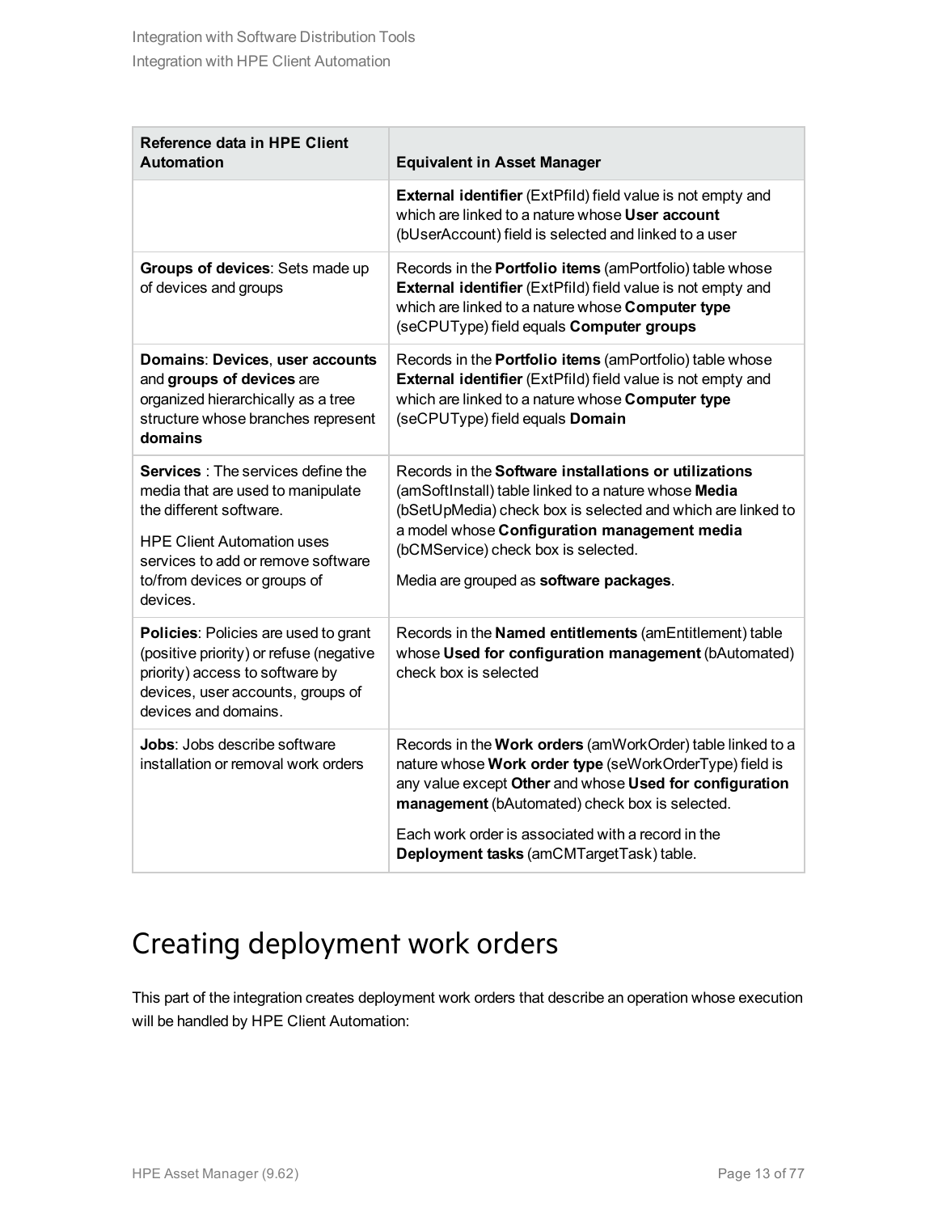| Reference data in HPE Client Automation | Equivalent in Asset Manager |
|---|---|
| | **External identifier** (ExtPfId) field value is not empty and which are linked to a nature whose **User account** (bUserAccount) field is selected and linked to a user |
| **Groups of devices**: Sets made up of devices and groups | Records in the **Portfolio items** (amPortfolio) table whose **External identifier** (ExtPfId) field value is not empty and which are linked to a nature whose **Computer type** (seCPUType) field equals **Computer groups** |
| **Domains**: **Devices**, **user accounts** and **groups of devices** are organized hierarchically as a tree structure whose branches represent **domains** | Records in the **Portfolio items** (amPortfolio) table whose **External identifier** (ExtPfId) field value is not empty and which are linked to a nature whose **Computer type** (seCPUType) field equals **Domain** |
| **Services** : The services define the media that are used to manipulate the different software.<br><br>HPE Client Automation uses services to add or remove software to/from devices or groups of devices. | Records in the **Software installations or utilizations** (amSoftInstall) table linked to a nature whose **Media** (bSetUpMedia) check box is selected and which are linked to a model whose **Configuration management media** (bCMService) check box is selected.<br><br>Media are grouped as **software packages**. |
| **Policies**: Policies are used to grant (positive priority) or refuse (negative priority) access to software by devices, user accounts, groups of devices and domains. | Records in the **Named entitlements** (amEntitlement) table whose **Used for configuration management** (bAutomated) check box is selected |
| **Jobs**: Jobs describe software installation or removal work orders | Records in the **Work orders** (amWorkOrder) table linked to a nature whose **Work order type** (seWorkOrderType) field is any value except **Other** and whose **Used for configuration management** (bAutomated) check box is selected.<br><br>Each work order is associated with a record in the **Deployment tasks** (amCMTargetTask) table. |

# Creating deployment work orders

This part of the integration creates deployment work orders that describe an operation whose execution will be handled by HPE Client Automation: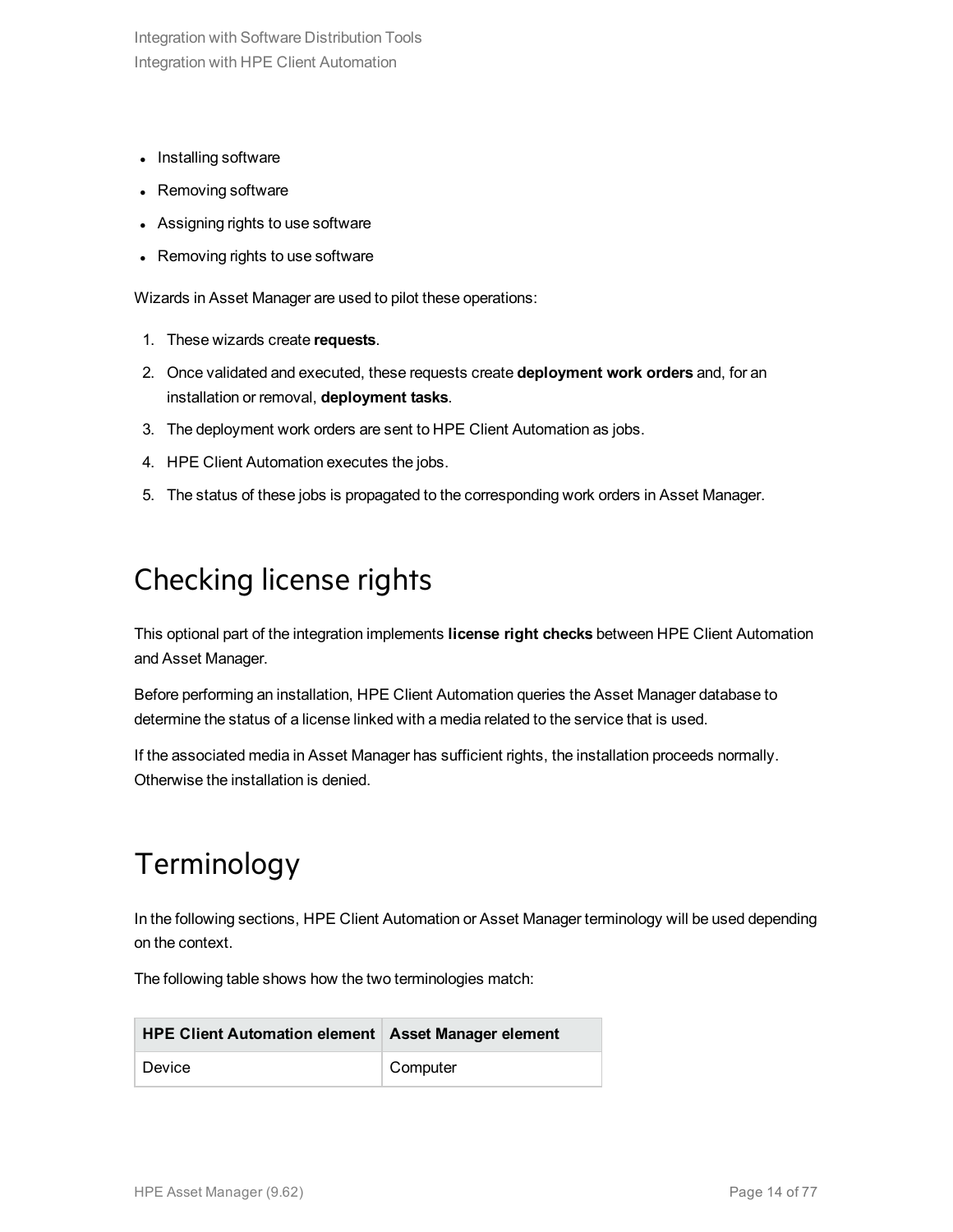- Installing software
- Removing software
- Assigning rights to use software
- Removing rights to use software

Wizards in Asset Manager are used to pilot these operations:

1. These wizards create **requests**.
2. Once validated and executed, these requests create **deployment work orders** and, for an installation or removal, **deployment tasks**.
3. The deployment work orders are sent to HPE Client Automation as jobs.
4. HPE Client Automation executes the jobs.
5. The status of these jobs is propagated to the corresponding work orders in Asset Manager.

## Checking license rights

This optional part of the integration implements **license right checks** between HPE Client Automation and Asset Manager.

Before performing an installation, HPE Client Automation queries the Asset Manager database to determine the status of a license linked with a media related to the service that is used.

If the associated media in Asset Manager has sufficient rights, the installation proceeds normally. Otherwise the installation is denied.

## Terminology

In the following sections, HPE Client Automation or Asset Manager terminology will be used depending on the context.

The following table shows how the two terminologies match:

| HPE Client Automation element | Asset Manager element |
| --- | --- |
| Device | Computer |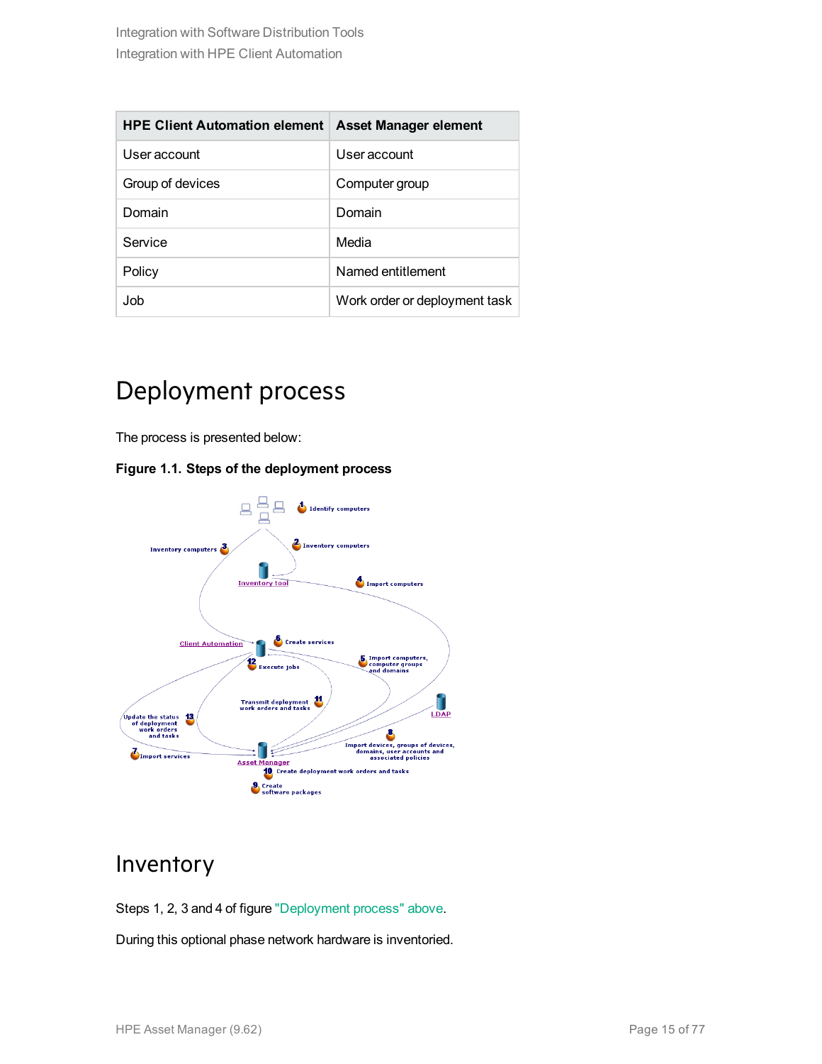| HPE Client Automation element | Asset Manager element |
| --- | --- |
| User account | User account |
| Group of devices | Computer group |
| Domain | Domain |
| Service | Media |
| Policy | Named entitlement |
| Job | Work order or deployment task |

# Deployment process

The process is presented below:

**Figure 1.1. Steps of the deployment process**

# Inventory

Steps 1, 2, 3 and 4 of figure "Deployment process" above.

During this optional phase network hardware is inventoried.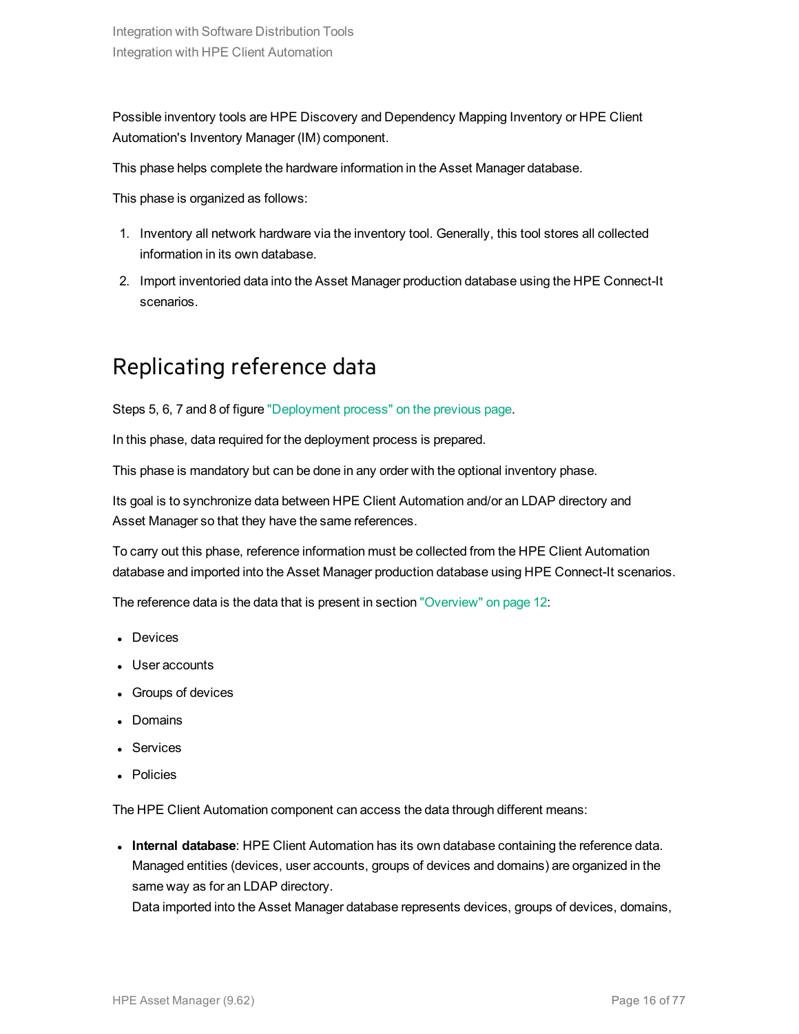Possible inventory tools are HPE Discovery and Dependency Mapping Inventory or HPE Client Automation's Inventory Manager (IM) component.

This phase helps complete the hardware information in the Asset Manager database.

This phase is organized as follows:

1. Inventory all network hardware via the inventory tool. Generally, this tool stores all collected information in its own database.
2. Import inventoried data into the Asset Manager production database using the HPE Connect-It scenarios.

## Replicating reference data

Steps 5, 6, 7 and 8 of figure "Deployment process" on the previous page.

In this phase, data required for the deployment process is prepared.

This phase is mandatory but can be done in any order with the optional inventory phase.

Its goal is to synchronize data between HPE Client Automation and/or an LDAP directory and Asset Manager so that they have the same references.

To carry out this phase, reference information must be collected from the HPE Client Automation database and imported into the Asset Manager production database using HPE Connect-It scenarios.

The reference data is the data that is present in section "Overview" on page 12:

- Devices
- User accounts
- Groups of devices
- Domains
- Services
- Policies

The HPE Client Automation component can access the data through different means:

- **Internal database**: HPE Client Automation has its own database containing the reference data. Managed entities (devices, user accounts, groups of devices and domains) are organized in the same way as for an LDAP directory.
  Data imported into the Asset Manager database represents devices, groups of devices, domains,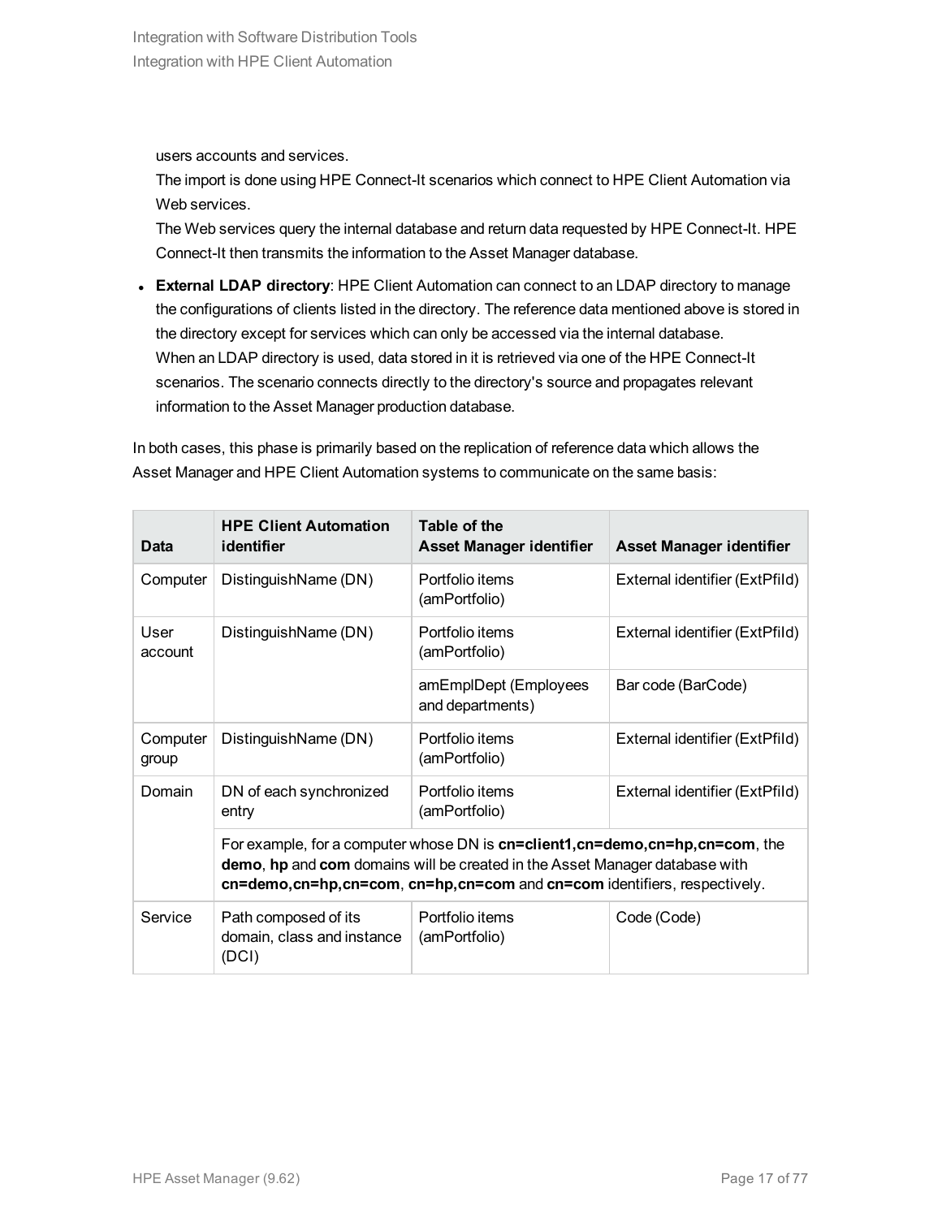users accounts and services.
The import is done using HPE Connect-It scenarios which connect to HPE Client Automation via Web services.
The Web services query the internal database and return data requested by HPE Connect-It. HPE Connect-It then transmits the information to the Asset Manager database.

- **External LDAP directory**: HPE Client Automation can connect to an LDAP directory to manage the configurations of clients listed in the directory. The reference data mentioned above is stored in the directory except for services which can only be accessed via the internal database.
When an LDAP directory is used, data stored in it is retrieved via one of the HPE Connect-It scenarios. The scenario connects directly to the directory's source and propagates relevant information to the Asset Manager production database.

In both cases, this phase is primarily based on the replication of reference data which allows the Asset Manager and HPE Client Automation systems to communicate on the same basis:

| Data | HPE Client Automation identifier | Table of the Asset Manager identifier | Asset Manager identifier |
|---|---|---|---|
| Computer | DistinguishName (DN) | Portfolio items (amPortfolio) | External identifier (ExtPfId) |
| User account | DistinguishName (DN) | Portfolio items (amPortfolio) | External identifier (ExtPfId) |
| | | amEmplDept (Employees and departments) | Bar code (BarCode) |
| Computer group | DistinguishName (DN) | Portfolio items (amPortfolio) | External identifier (ExtPfId) |
| Domain | DN of each synchronized entry | Portfolio items (amPortfolio) | External identifier (ExtPfId) |
| | For example, for a computer whose DN is **cn=client1,cn=demo,cn=hp,cn=com**, the **demo**, **hp** and **com** domains will be created in the Asset Manager database with **cn=demo,cn=hp,cn=com**, **cn=hp,cn=com** and **cn=com** identifiers, respectively. | | |
| Service | Path composed of its domain, class and instance (DCI) | Portfolio items (amPortfolio) | Code (Code) |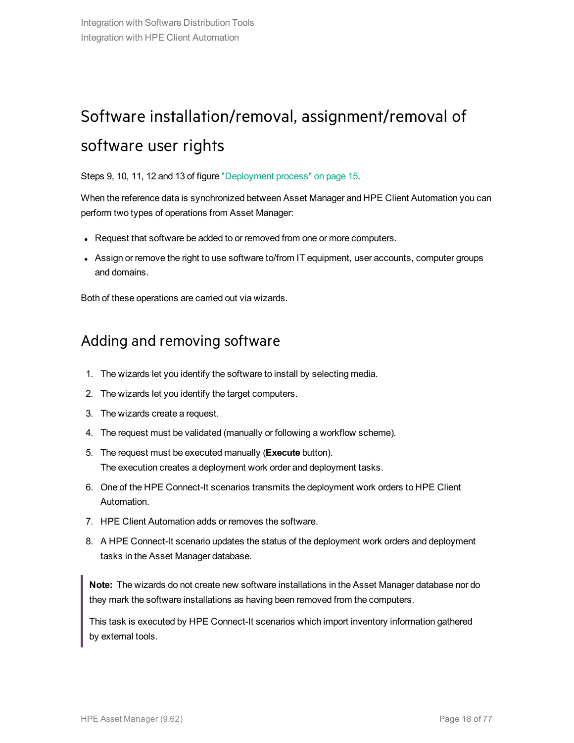# Software installation/removal, assignment/removal of software user rights

Steps 9, 10, 11, 12 and 13 of figure "Deployment process" on page 15.

When the reference data is synchronized between Asset Manager and HPE Client Automation you can perform two types of operations from Asset Manager:

- Request that software be added to or removed from one or more computers.
- Assign or remove the right to use software to/from IT equipment, user accounts, computer groups and domains.

Both of these operations are carried out via wizards.

## Adding and removing software

1. The wizards let you identify the software to install by selecting media.
2. The wizards let you identify the target computers.
3. The wizards create a request.
4. The request must be validated (manually or following a workflow scheme).
5. The request must be executed manually (**Execute** button).
   The execution creates a deployment work order and deployment tasks.
6. One of the HPE Connect-It scenarios transmits the deployment work orders to HPE Client Automation.
7. HPE Client Automation adds or removes the software.
8. A HPE Connect-It scenario updates the status of the deployment work orders and deployment tasks in the Asset Manager database.

> **Note:** The wizards do not create new software installations in the Asset Manager database nor do they mark the software installations as having been removed from the computers.
>
> This task is executed by HPE Connect-It scenarios which import inventory information gathered by external tools.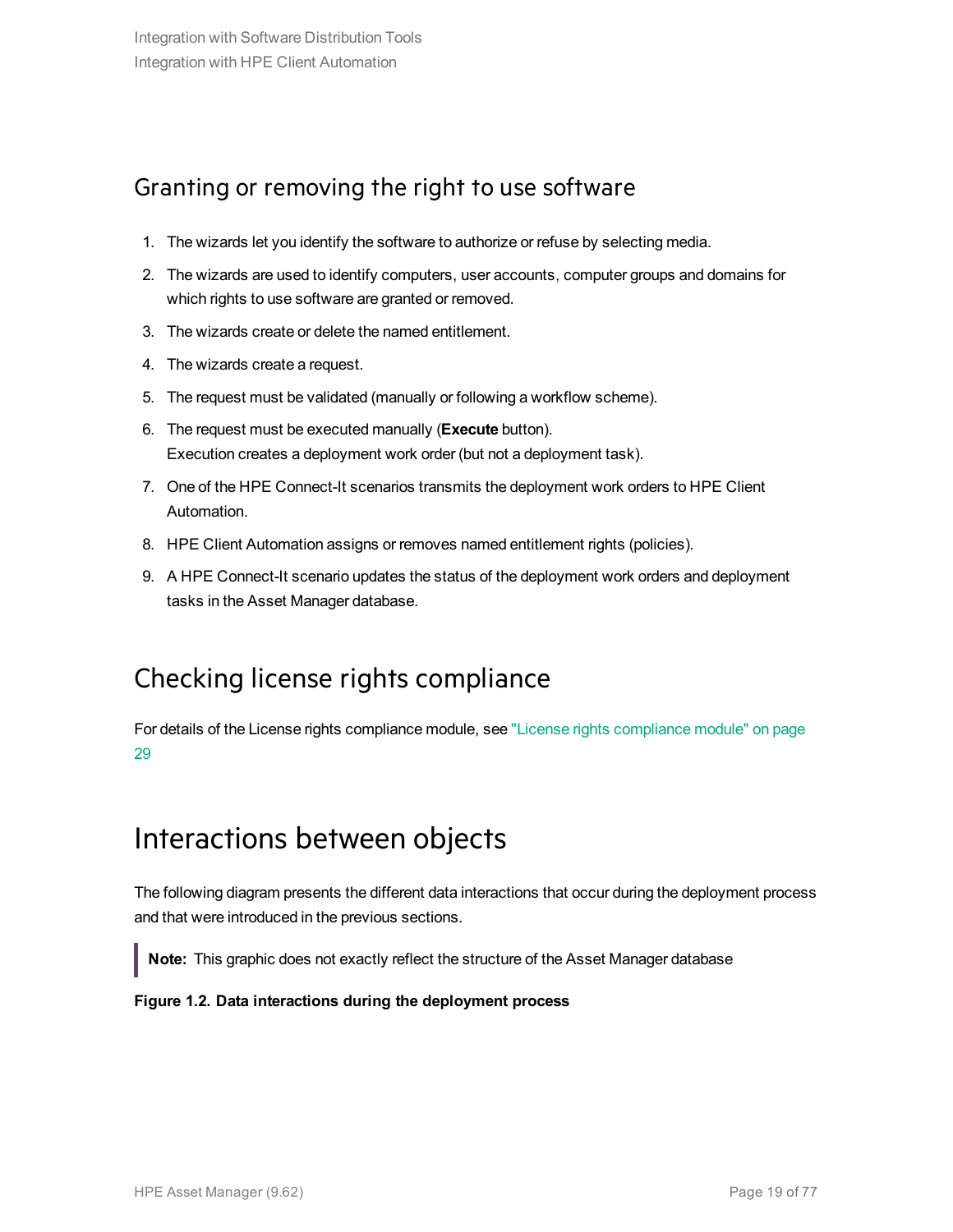## Granting or removing the right to use software

1. The wizards let you identify the software to authorize or refuse by selecting media.
2. The wizards are used to identify computers, user accounts, computer groups and domains for which rights to use software are granted or removed.
3. The wizards create or delete the named entitlement.
4. The wizards create a request.
5. The request must be validated (manually or following a workflow scheme).
6. The request must be executed manually (**Execute** button).
   Execution creates a deployment work order (but not a deployment task).
7. One of the HPE Connect-It scenarios transmits the deployment work orders to HPE Client Automation.
8. HPE Client Automation assigns or removes named entitlement rights (policies).
9. A HPE Connect-It scenario updates the status of the deployment work orders and deployment tasks in the Asset Manager database.

## Checking license rights compliance

For details of the License rights compliance module, see "License rights compliance module" on page 29

# Interactions between objects

The following diagram presents the different data interactions that occur during the deployment process and that were introduced in the previous sections.

> **Note:** This graphic does not exactly reflect the structure of the Asset Manager database

**Figure 1.2. Data interactions during the deployment process**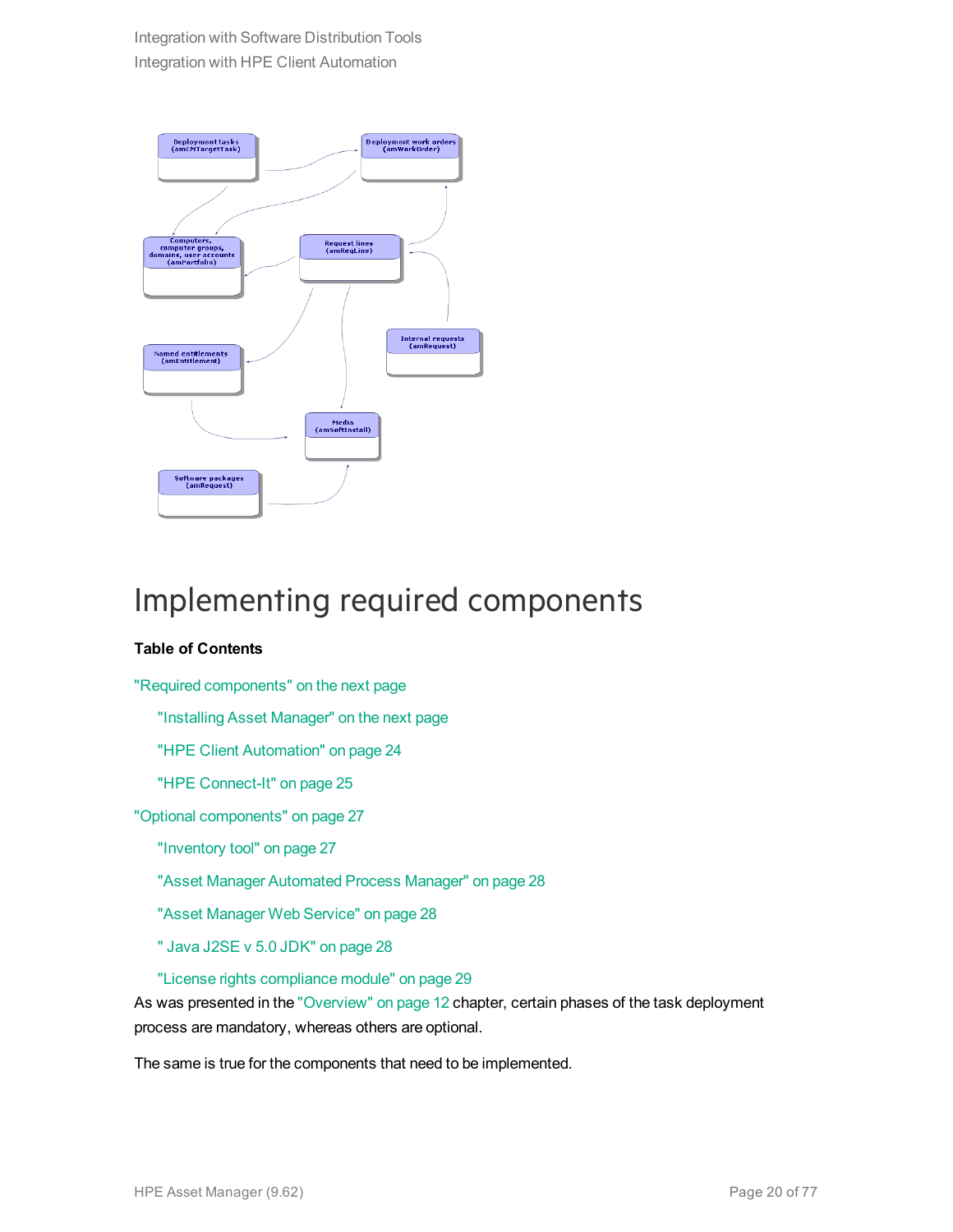Deployment tasks (amCMTargetTask)

Deployment work orders (amWorkOrder)

Computers, computer groups, domains, user accounts (amPortfolio)

Request lines (amReqLine)

Internal requests (amRequest)

Named entitlements (amEntitlement)

Media (amSoftInstall)

Software packages (amRequest)

# Implementing required components

**Table of Contents**

"Required components" on the next page

"Installing Asset Manager" on the next page

"HPE Client Automation" on page 24

"HPE Connect-It" on page 25

"Optional components" on page 27

"Inventory tool" on page 27

"Asset Manager Automated Process Manager" on page 28

"Asset Manager Web Service" on page 28

" Java J2SE v 5.0 JDK" on page 28

"License rights compliance module" on page 29

As was presented in the "Overview" on page 12 chapter, certain phases of the task deployment process are mandatory, whereas others are optional.

The same is true for the components that need to be implemented.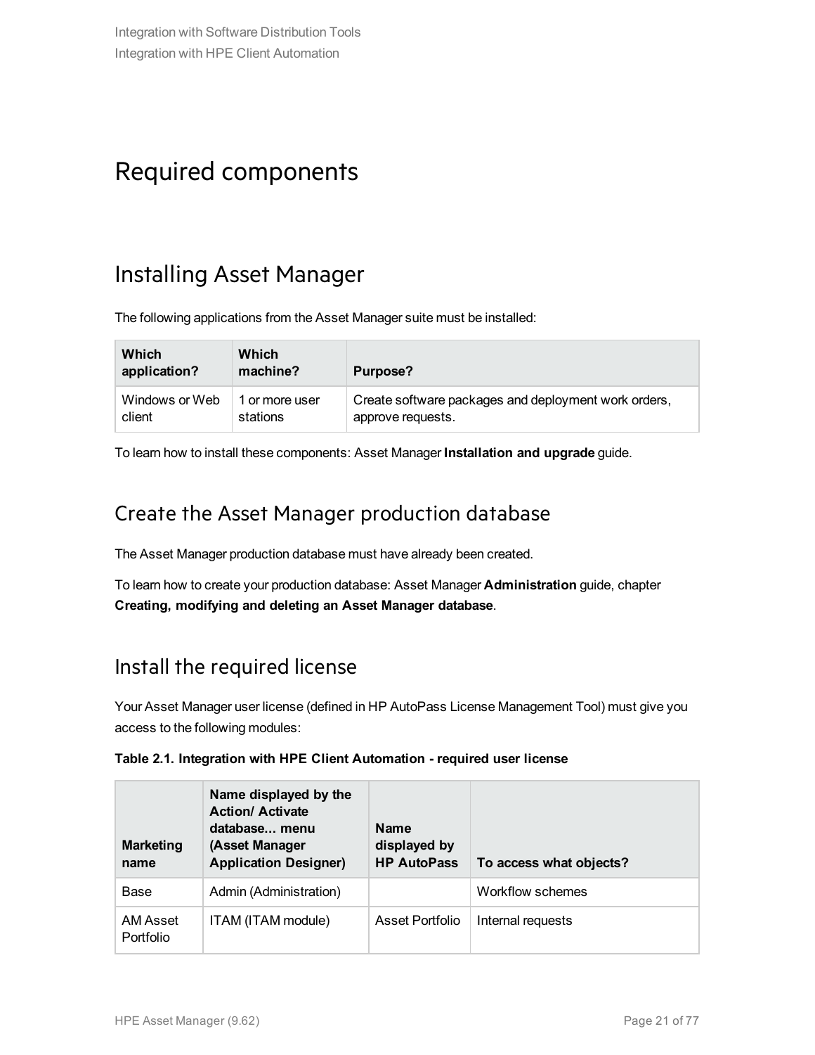# Required components

## Installing Asset Manager

The following applications from the Asset Manager suite must be installed:

| Which application? | Which machine? | Purpose? |
| --- | --- | --- |
| Windows or Web client | 1 or more user stations | Create software packages and deployment work orders, approve requests. |

To learn how to install these components: Asset Manager **Installation and upgrade** guide.

## Create the Asset Manager production database

The Asset Manager production database must have already been created.

To learn how to create your production database: Asset Manager **Administration** guide, chapter **Creating, modifying and deleting an Asset Manager database**.

## Install the required license

Your Asset Manager user license (defined in HP AutoPass License Management Tool) must give you access to the following modules:

**Table 2.1. Integration with HPE Client Automation - required user license**

| Marketing name | Name displayed by the Action/ Activate database... menu (Asset Manager Application Designer) | Name displayed by HP AutoPass | To access what objects? |
| --- | --- | --- | --- |
| Base | Admin (Administration) | | Workflow schemes |
| AM Asset Portfolio | ITAM (ITAM module) | Asset Portfolio | Internal requests |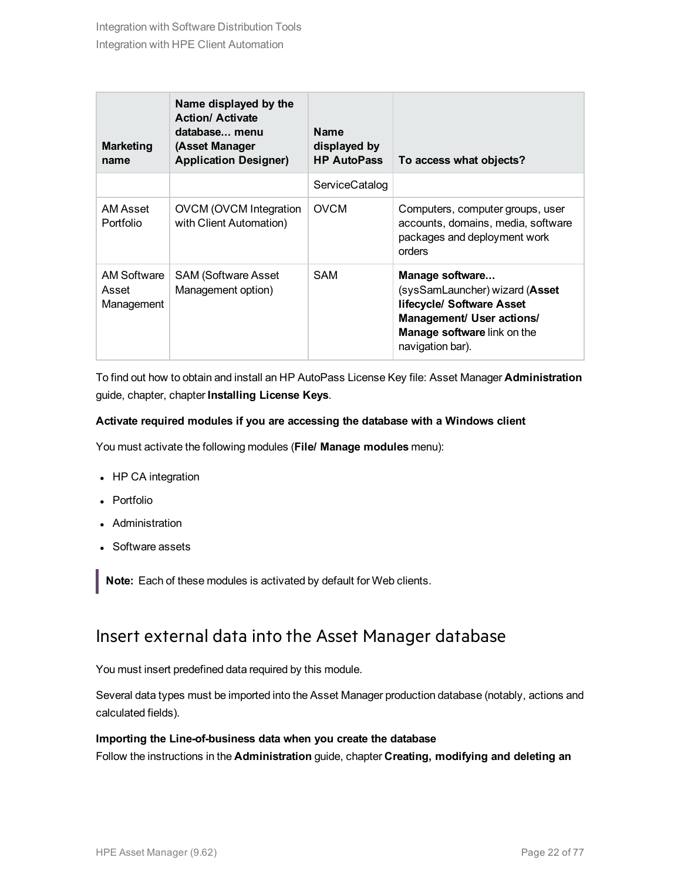| Marketing name | Name displayed by the Action/ Activate database... menu (Asset Manager Application Designer) | Name displayed by HP AutoPass | To access what objects? |
| --- | --- | --- | --- |
| | | ServiceCatalog | |
| AM Asset Portfolio | OVCM (OVCM Integration with Client Automation) | OVCM | Computers, computer groups, user accounts, domains, media, software packages and deployment work orders |
| AM Software Asset Management | SAM (Software Asset Management option) | SAM | **Manage software...** (sysSamLauncher) wizard (**Asset lifecycle/ Software Asset Management/ User actions/ Manage software** link on the navigation bar). |

To find out how to obtain and install an HP AutoPass License Key file: Asset Manager **Administration** guide, chapter, chapter **Installing License Keys**.

**Activate required modules if you are accessing the database with a Windows client**

You must activate the following modules (**File/ Manage modules** menu):

- HP CA integration
- Portfolio
- Administration
- Software assets

> **Note:** Each of these modules is activated by default for Web clients.

## Insert external data into the Asset Manager database

You must insert predefined data required by this module.

Several data types must be imported into the Asset Manager production database (notably, actions and calculated fields).

**Importing the Line-of-business data when you create the database**
Follow the instructions in the **Administration** guide, chapter **Creating, modifying and deleting an**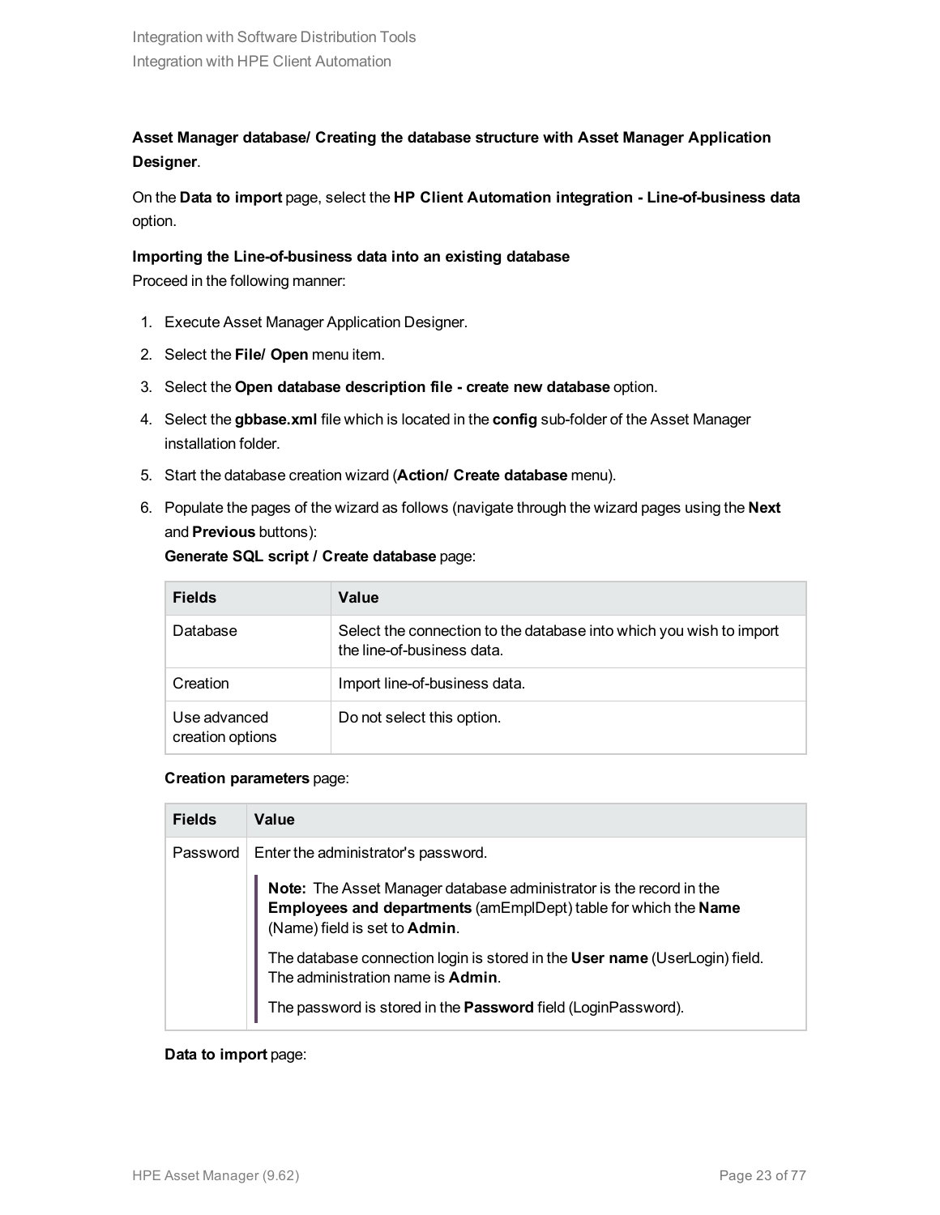**Asset Manager database/ Creating the database structure with Asset Manager Application Designer**.

On the **Data to import** page, select the **HP Client Automation integration - Line-of-business data** option.

**Importing the Line-of-business data into an existing database**

Proceed in the following manner:

1. Execute Asset Manager Application Designer.
2. Select the **File/ Open** menu item.
3. Select the **Open database description file - create new database** option.
4. Select the **gbbase.xml** file which is located in the **config** sub-folder of the Asset Manager installation folder.
5. Start the database creation wizard (**Action/ Create database** menu).
6. Populate the pages of the wizard as follows (navigate through the wizard pages using the **Next** and **Previous** buttons):

   **Generate SQL script / Create database** page:

   | Fields | Value |
   | --- | --- |
   | Database | Select the connection to the database into which you wish to import the line-of-business data. |
   | Creation | Import line-of-business data. |
   | Use advanced creation options | Do not select this option. |

   **Creation parameters** page:

   | Fields | Value |
   | --- | --- |
   | Password | Enter the administrator's password.<br><br>**Note:** The Asset Manager database administrator is the record in the **Employees and departments** (amEmplDept) table for which the **Name** (Name) field is set to **Admin**.<br><br>The database connection login is stored in the **User name** (UserLogin) field. The administration name is **Admin**.<br><br>The password is stored in the **Password** field (LoginPassword). |

   **Data to import** page: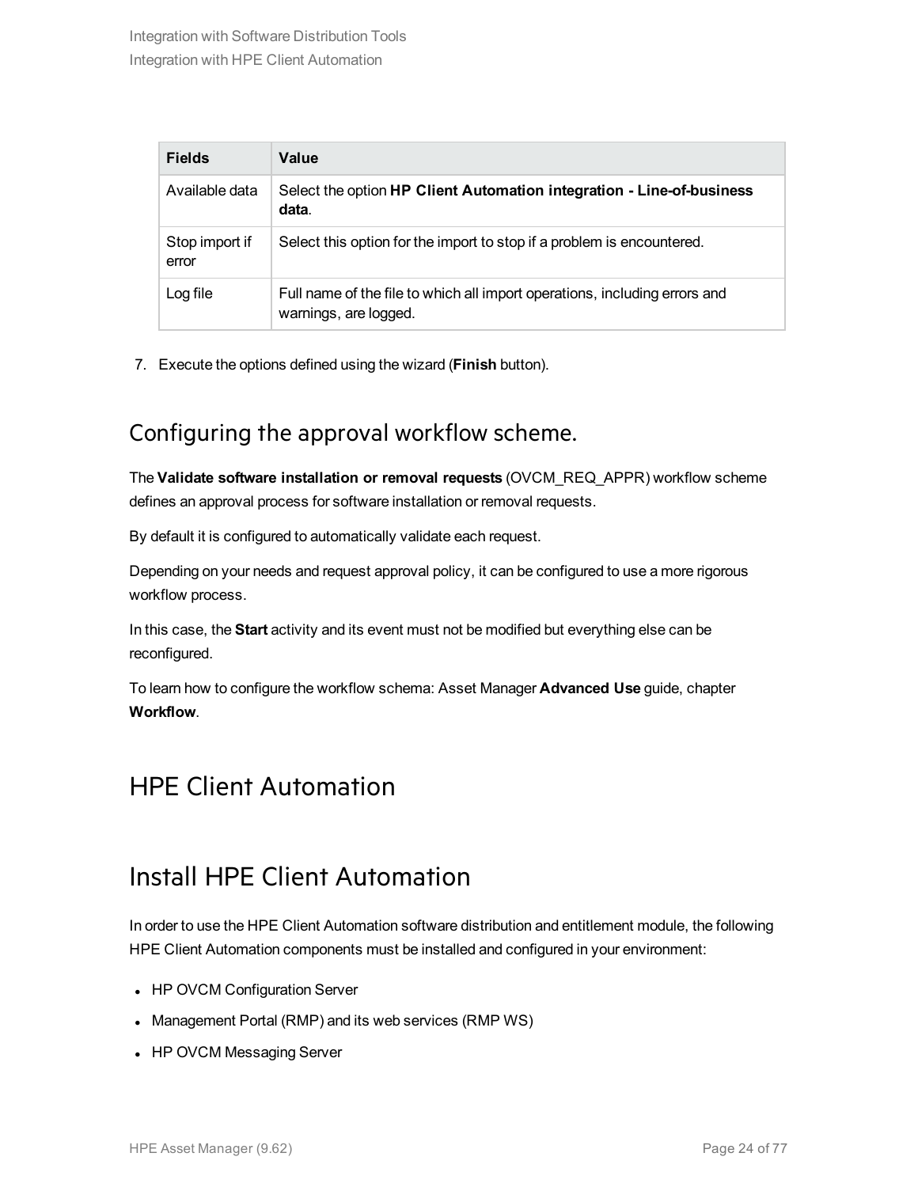| Fields | Value |
| --- | --- |
| Available data | Select the option **HP Client Automation integration - Line-of-business data**. |
| Stop import if error | Select this option for the import to stop if a problem is encountered. |
| Log file | Full name of the file to which all import operations, including errors and warnings, are logged. |

7. Execute the options defined using the wizard (**Finish** button).

## Configuring the approval workflow scheme.

The **Validate software installation or removal requests** (OVCM_REQ_APPR) workflow scheme defines an approval process for software installation or removal requests.

By default it is configured to automatically validate each request.

Depending on your needs and request approval policy, it can be configured to use a more rigorous workflow process.

In this case, the **Start** activity and its event must not be modified but everything else can be reconfigured.

To learn how to configure the workflow schema: Asset Manager **Advanced Use** guide, chapter **Workflow**.

# HPE Client Automation

# Install HPE Client Automation

In order to use the HPE Client Automation software distribution and entitlement module, the following HPE Client Automation components must be installed and configured in your environment:

- HP OVCM Configuration Server
- Management Portal (RMP) and its web services (RMP WS)
- HP OVCM Messaging Server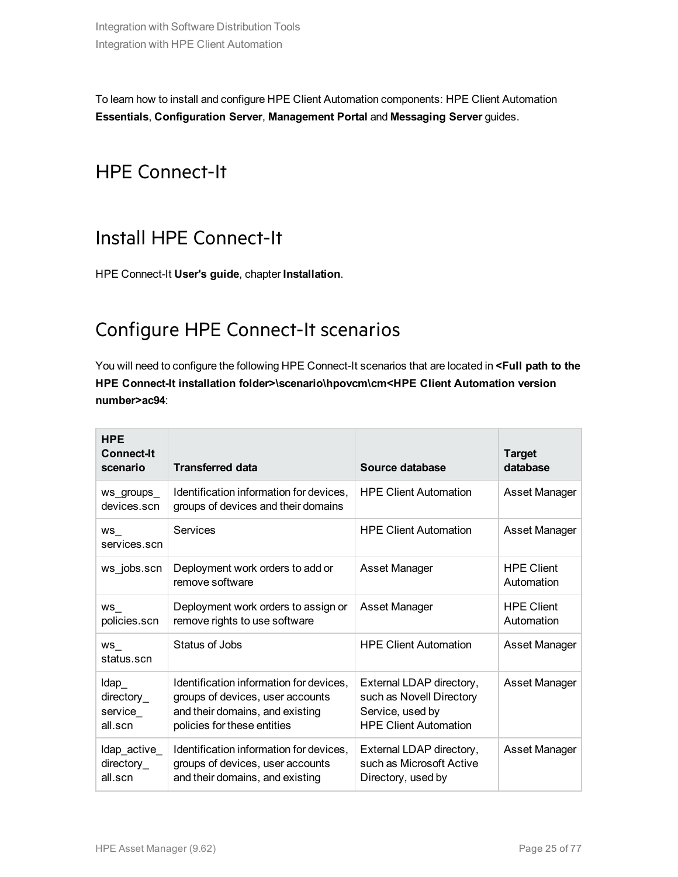To learn how to install and configure HPE Client Automation components: HPE Client Automation **Essentials**, **Configuration Server**, **Management Portal** and **Messaging Server** guides.

## HPE Connect-It

### Install HPE Connect-It

HPE Connect-It **User's guide**, chapter **Installation**.

### Configure HPE Connect-It scenarios

You will need to configure the following HPE Connect-It scenarios that are located in **<Full path to the HPE Connect-It installation folder>\scenario\hpovcm\cm<HPE Client Automation version number>ac94**:

| HPE Connect-It scenario | Transferred data | Source database | Target database |
|---|---|---|---|
| ws_groups_devices.scn | Identification information for devices, groups of devices and their domains | HPE Client Automation | Asset Manager |
| ws_services.scn | Services | HPE Client Automation | Asset Manager |
| ws_jobs.scn | Deployment work orders to add or remove software | Asset Manager | HPE Client Automation |
| ws_policies.scn | Deployment work orders to assign or remove rights to use software | Asset Manager | HPE Client Automation |
| ws_status.scn | Status of Jobs | HPE Client Automation | Asset Manager |
| ldap_directory_service_all.scn | Identification information for devices, groups of devices, user accounts and their domains, and existing policies for these entities | External LDAP directory, such as Novell Directory Service, used by HPE Client Automation | Asset Manager |
| ldap_active_directory_all.scn | Identification information for devices, groups of devices, user accounts and their domains, and existing | External LDAP directory, such as Microsoft Active Directory, used by | Asset Manager |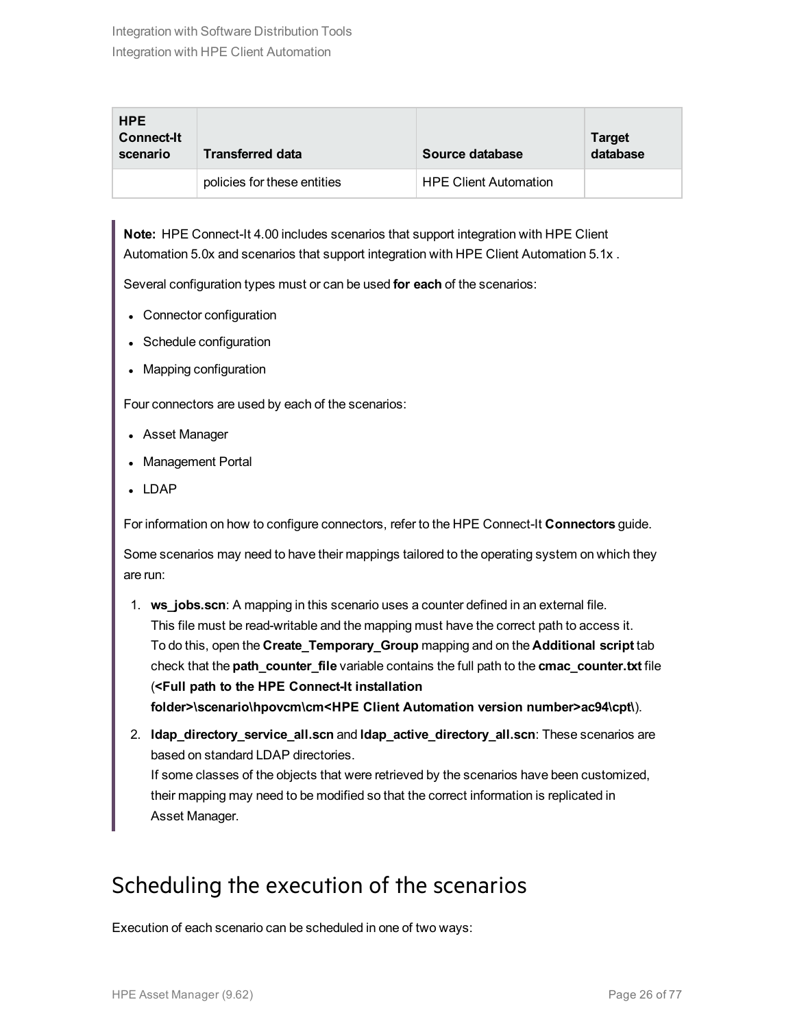| HPE Connect-It scenario | Transferred data | Source database | Target database |
| --- | --- | --- | --- |
| | policies for these entities | HPE Client Automation | |

**Note:** HPE Connect-It 4.00 includes scenarios that support integration with HPE Client Automation 5.0x and scenarios that support integration with HPE Client Automation 5.1x .

Several configuration types must or can be used **for each** of the scenarios:

- Connector configuration
- Schedule configuration
- Mapping configuration

Four connectors are used by each of the scenarios:

- Asset Manager
- Management Portal
- LDAP

For information on how to configure connectors, refer to the HPE Connect-It **Connectors** guide.

Some scenarios may need to have their mappings tailored to the operating system on which they are run:

1. **ws_jobs.scn**: A mapping in this scenario uses a counter defined in an external file. This file must be read-writable and the mapping must have the correct path to access it. To do this, open the **Create_Temporary_Group** mapping and on the **Additional script** tab check that the **path_counter_file** variable contains the full path to the **cmac_counter.txt** file (**<Full path to the HPE Connect-It installation folder>\scenario\hpovcm\cm<HPE Client Automation version number>ac94\cpt\**).
2. **ldap_directory_service_all.scn** and **ldap_active_directory_all.scn**: These scenarios are based on standard LDAP directories.
   If some classes of the objects that were retrieved by the scenarios have been customized, their mapping may need to be modified so that the correct information is replicated in Asset Manager.

## Scheduling the execution of the scenarios

Execution of each scenario can be scheduled in one of two ways: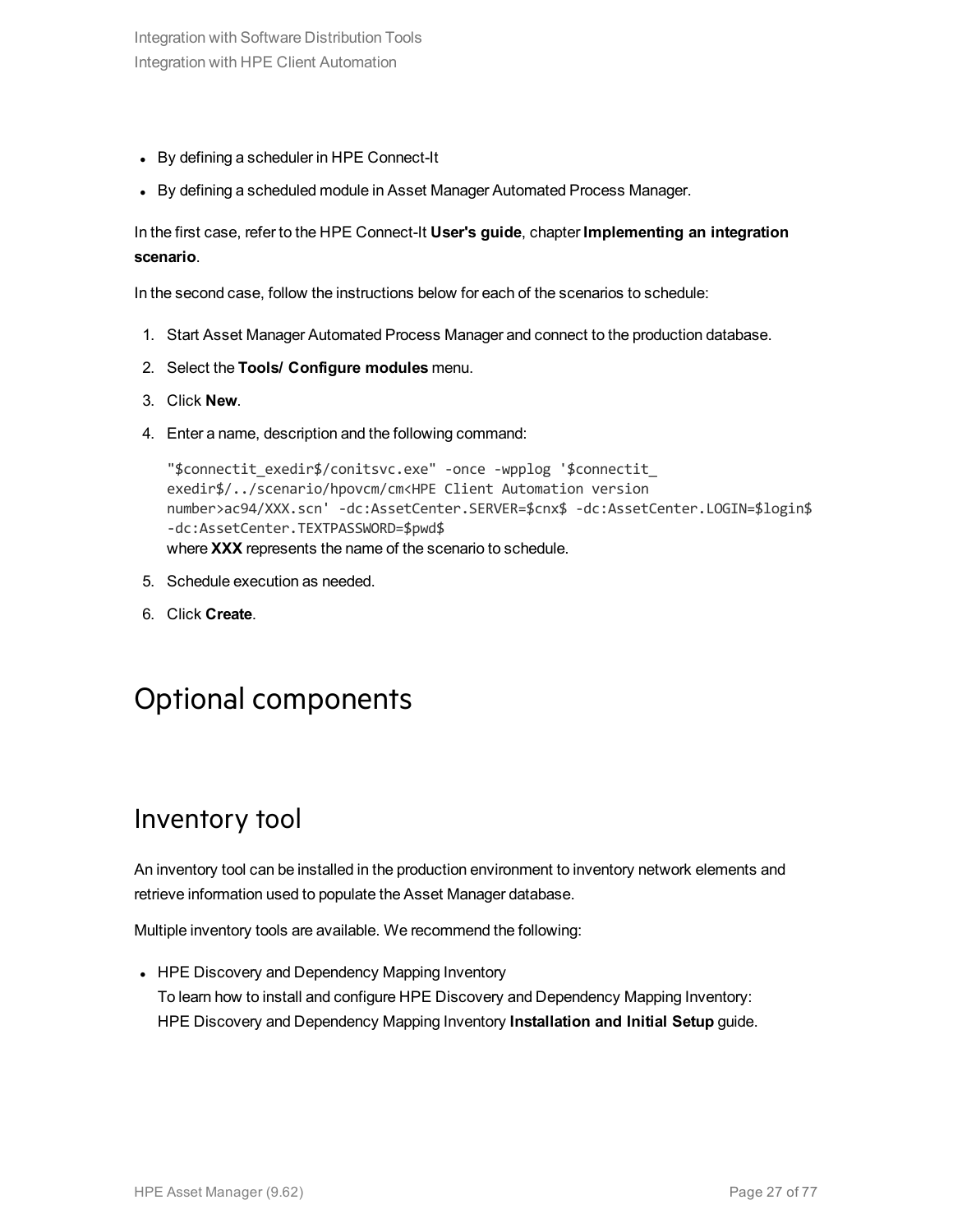- By defining a scheduler in HPE Connect-It
- By defining a scheduled module in Asset Manager Automated Process Manager.

In the first case, refer to the HPE Connect-It **User's guide**, chapter **Implementing an integration scenario**.

In the second case, follow the instructions below for each of the scenarios to schedule:

1. Start Asset Manager Automated Process Manager and connect to the production database.
2. Select the **Tools/ Configure modules** menu.
3. Click **New**.
4. Enter a name, description and the following command:

   ```
   "$connectit_exedir$/conitsvc.exe" -once -wpplog '$connectit_
   exedir$/../scenario/hpovcm/cm<HPE Client Automation version
   number>ac94/XXX.scn' -dc:AssetCenter.SERVER=$cnx$ -dc:AssetCenter.LOGIN=$login$
   -dc:AssetCenter.TEXTPASSWORD=$pwd$
   ```
   where **XXX** represents the name of the scenario to schedule.
5. Schedule execution as needed.
6. Click **Create**.

# Optional components

## Inventory tool

An inventory tool can be installed in the production environment to inventory network elements and retrieve information used to populate the Asset Manager database.

Multiple inventory tools are available. We recommend the following:

- HPE Discovery and Dependency Mapping Inventory
  To learn how to install and configure HPE Discovery and Dependency Mapping Inventory: HPE Discovery and Dependency Mapping Inventory **Installation and Initial Setup** guide.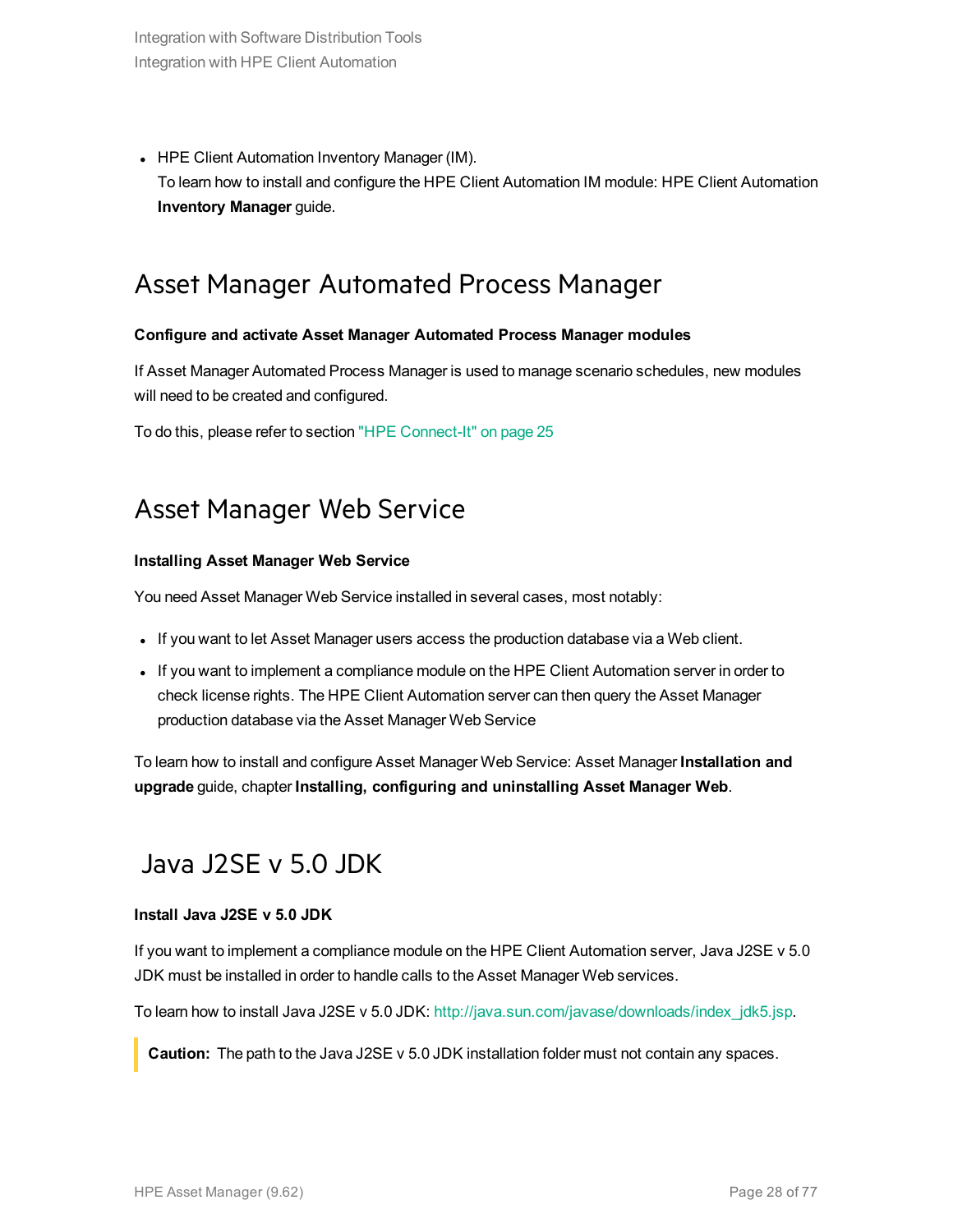- HPE Client Automation Inventory Manager (IM).
  To learn how to install and configure the HPE Client Automation IM module: HPE Client Automation **Inventory Manager** guide.

## Asset Manager Automated Process Manager

**Configure and activate Asset Manager Automated Process Manager modules**

If Asset Manager Automated Process Manager is used to manage scenario schedules, new modules will need to be created and configured.

To do this, please refer to section "HPE Connect-It" on page 25

## Asset Manager Web Service

**Installing Asset Manager Web Service**

You need Asset Manager Web Service installed in several cases, most notably:

- If you want to let Asset Manager users access the production database via a Web client.
- If you want to implement a compliance module on the HPE Client Automation server in order to check license rights. The HPE Client Automation server can then query the Asset Manager production database via the Asset Manager Web Service

To learn how to install and configure Asset Manager Web Service: Asset Manager **Installation and upgrade** guide, chapter **Installing, configuring and uninstalling Asset Manager Web**.

## Java J2SE v 5.0 JDK

**Install Java J2SE v 5.0 JDK**

If you want to implement a compliance module on the HPE Client Automation server, Java J2SE v 5.0 JDK must be installed in order to handle calls to the Asset Manager Web services.

To learn how to install Java J2SE v 5.0 JDK: http://java.sun.com/javase/downloads/index_jdk5.jsp.

> **Caution:** The path to the Java J2SE v 5.0 JDK installation folder must not contain any spaces.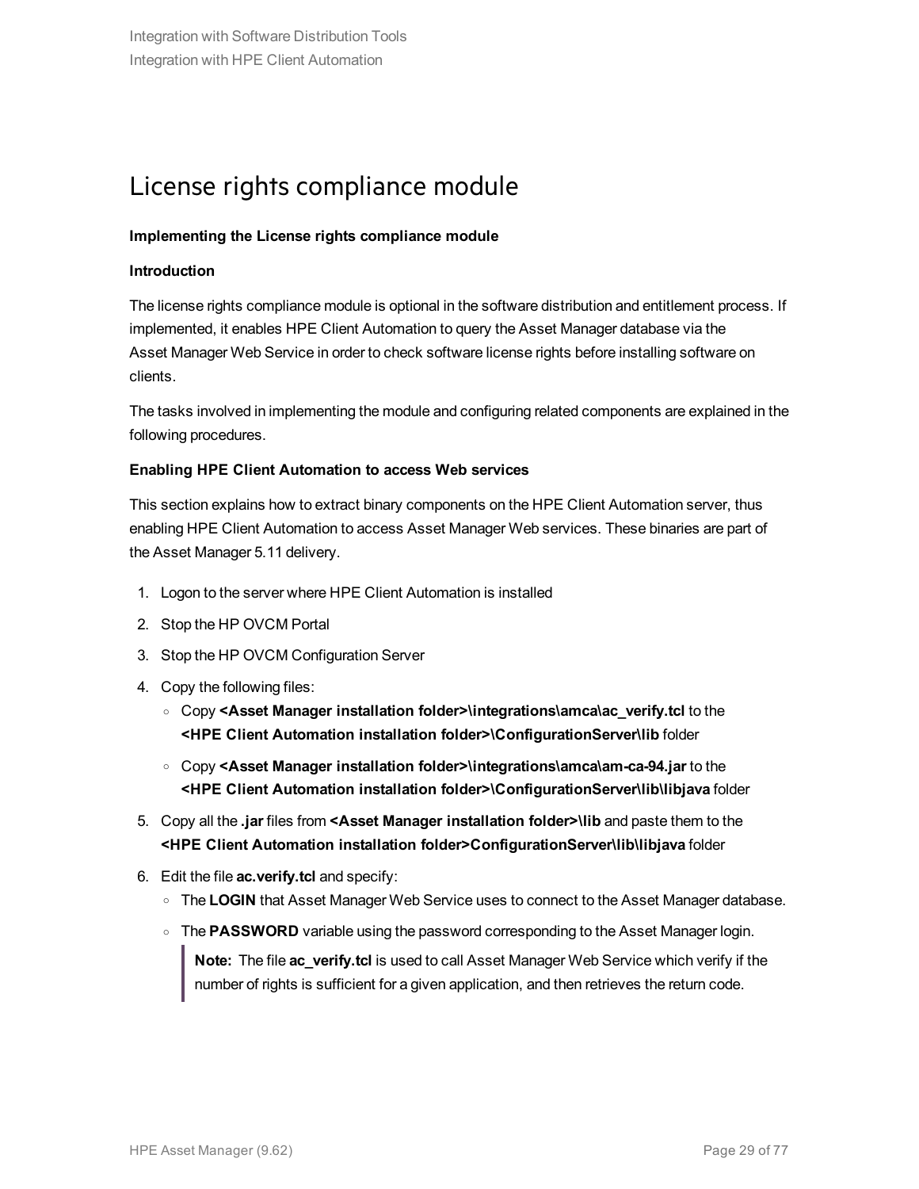# License rights compliance module

**Implementing the License rights compliance module**

**Introduction**

The license rights compliance module is optional in the software distribution and entitlement process. If implemented, it enables HPE Client Automation to query the Asset Manager database via the Asset Manager Web Service in order to check software license rights before installing software on clients.

The tasks involved in implementing the module and configuring related components are explained in the following procedures.

**Enabling HPE Client Automation to access Web services**

This section explains how to extract binary components on the HPE Client Automation server, thus enabling HPE Client Automation to access Asset Manager Web services. These binaries are part of the Asset Manager 5.11 delivery.

1. Logon to the server where HPE Client Automation is installed
2. Stop the HP OVCM Portal
3. Stop the HP OVCM Configuration Server
4. Copy the following files:
   - Copy **<Asset Manager installation folder>\integrations\amca\ac_verify.tcl** to the **<HPE Client Automation installation folder>\ConfigurationServer\lib** folder
   - Copy **<Asset Manager installation folder>\integrations\amca\am-ca-94.jar** to the **<HPE Client Automation installation folder>\ConfigurationServer\lib\libjava** folder
5. Copy all the **.jar** files from **<Asset Manager installation folder>\lib** and paste them to the **<HPE Client Automation installation folder>ConfigurationServer\lib\libjava** folder
6. Edit the file **ac.verify.tcl** and specify:
   - The **LOGIN** that Asset Manager Web Service uses to connect to the Asset Manager database.
   - The **PASSWORD** variable using the password corresponding to the Asset Manager login.

   > **Note:** The file **ac_verify.tcl** is used to call Asset Manager Web Service which verify if the number of rights is sufficient for a given application, and then retrieves the return code.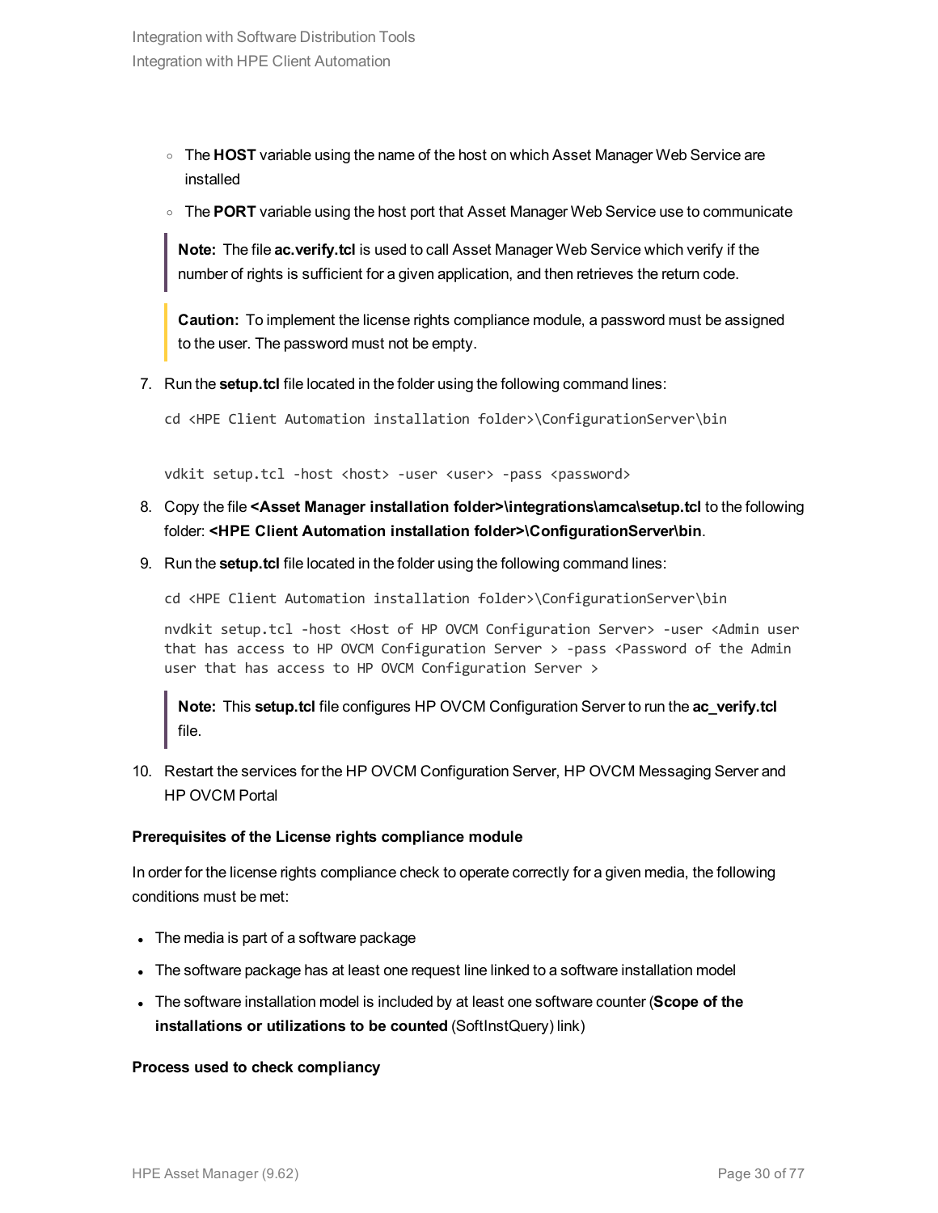- The **HOST** variable using the name of the host on which Asset Manager Web Service are installed
- The **PORT** variable using the host port that Asset Manager Web Service use to communicate

> **Note:** The file **ac.verify.tcl** is used to call Asset Manager Web Service which verify if the number of rights is sufficient for a given application, and then retrieves the return code.

> **Caution:** To implement the license rights compliance module, a password must be assigned to the user. The password must not be empty.

7. Run the **setup.tcl** file located in the folder using the following command lines:

```
cd <HPE Client Automation installation folder>\ConfigurationServer\bin

vdkit setup.tcl -host <host> -user <user> -pass <password>
```

8. Copy the file **<Asset Manager installation folder>\integrations\amca\setup.tcl** to the following folder: **<HPE Client Automation installation folder>\ConfigurationServer\bin**.

9. Run the **setup.tcl** file located in the folder using the following command lines:

```
cd <HPE Client Automation installation folder>\ConfigurationServer\bin
nvdkit setup.tcl -host <Host of HP OVCM Configuration Server> -user <Admin user
that has access to HP OVCM Configuration Server > -pass <Password of the Admin
user that has access to HP OVCM Configuration Server >
```

> **Note:** This **setup.tcl** file configures HP OVCM Configuration Server to run the **ac_verify.tcl** file.

10. Restart the services for the HP OVCM Configuration Server, HP OVCM Messaging Server and HP OVCM Portal

**Prerequisites of the License rights compliance module**

In order for the license rights compliance check to operate correctly for a given media, the following conditions must be met:

- The media is part of a software package
- The software package has at least one request line linked to a software installation model
- The software installation model is included by at least one software counter (**Scope of the installations or utilizations to be counted** (SoftInstQuery) link)

**Process used to check compliancy**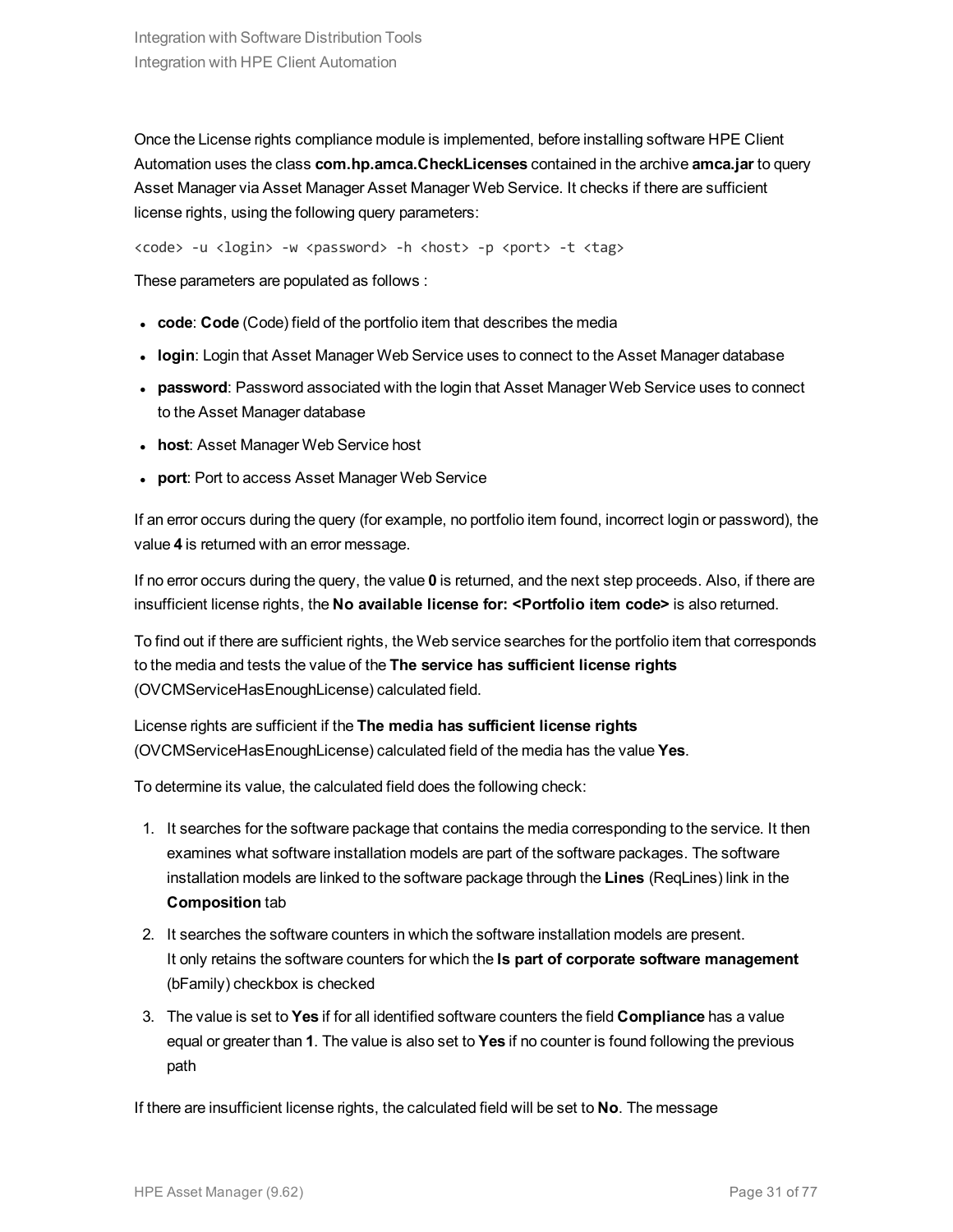Once the License rights compliance module is implemented, before installing software HPE Client Automation uses the class **com.hp.amca.CheckLicenses** contained in the archive **amca.jar** to query Asset Manager via Asset Manager Asset Manager Web Service. It checks if there are sufficient license rights, using the following query parameters:

```
<code> -u <login> -w <password> -h <host> -p <port> -t <tag>
```

These parameters are populated as follows :

- **code**: **Code** (Code) field of the portfolio item that describes the media
- **login**: Login that Asset Manager Web Service uses to connect to the Asset Manager database
- **password**: Password associated with the login that Asset Manager Web Service uses to connect to the Asset Manager database
- **host**: Asset Manager Web Service host
- **port**: Port to access Asset Manager Web Service

If an error occurs during the query (for example, no portfolio item found, incorrect login or password), the value **4** is returned with an error message.

If no error occurs during the query, the value **0** is returned, and the next step proceeds. Also, if there are insufficient license rights, the **No available license for: <Portfolio item code>** is also returned.

To find out if there are sufficient rights, the Web service searches for the portfolio item that corresponds to the media and tests the value of the **The service has sufficient license rights** (OVCMServiceHasEnoughLicense) calculated field.

License rights are sufficient if the **The media has sufficient license rights** (OVCMServiceHasEnoughLicense) calculated field of the media has the value **Yes**.

To determine its value, the calculated field does the following check:

1. It searches for the software package that contains the media corresponding to the service. It then examines what software installation models are part of the software packages. The software installation models are linked to the software package through the **Lines** (ReqLines) link in the **Composition** tab
2. It searches the software counters in which the software installation models are present. It only retains the software counters for which the **Is part of corporate software management** (bFamily) checkbox is checked
3. The value is set to **Yes** if for all identified software counters the field **Compliance** has a value equal or greater than **1**. The value is also set to **Yes** if no counter is found following the previous path

If there are insufficient license rights, the calculated field will be set to **No**. The message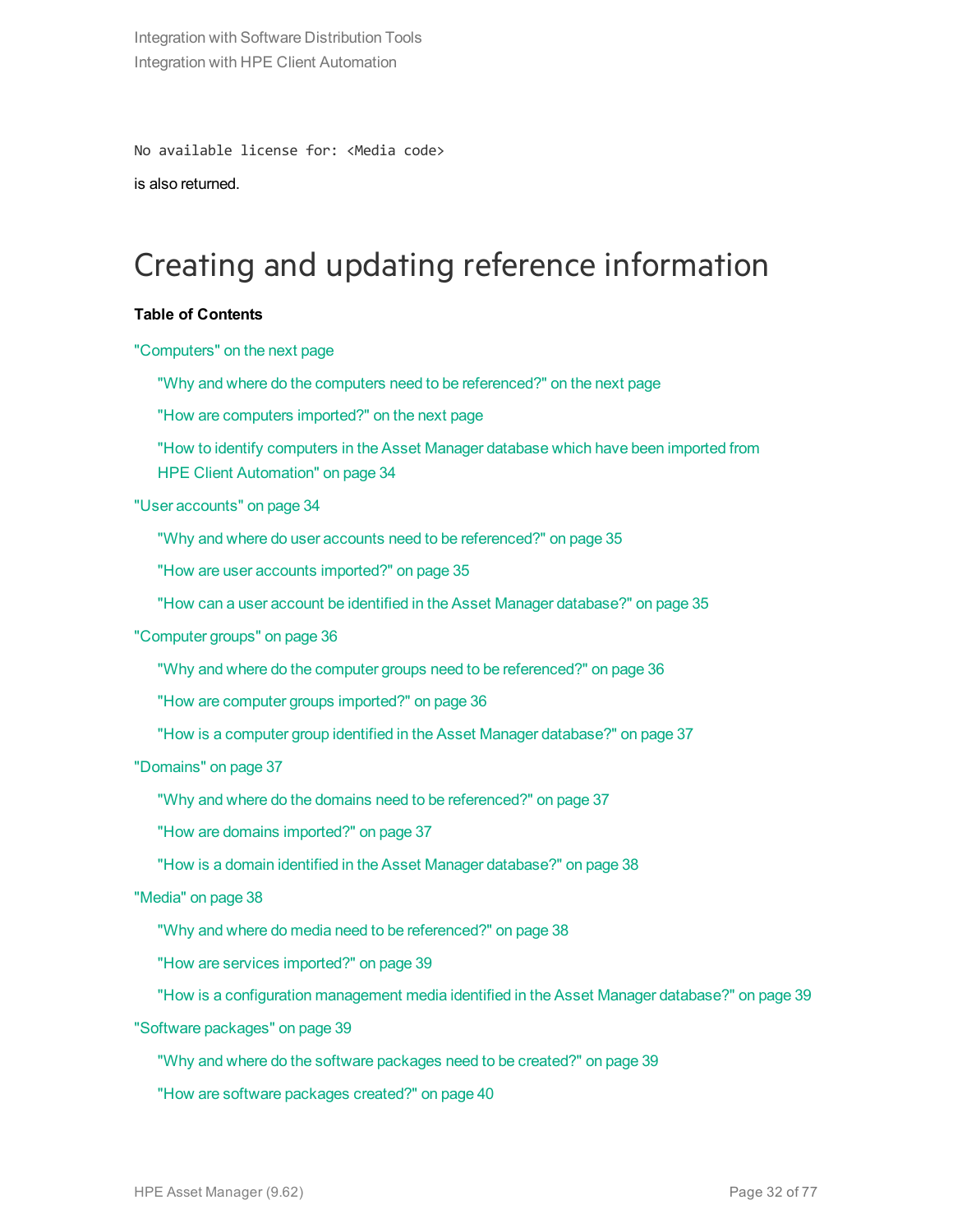```
No available license for: <Media code>
```

is also returned.

# Creating and updating reference information

**Table of Contents**

"Computers" on the next page

- "Why and where do the computers need to be referenced?" on the next page
- "How are computers imported?" on the next page
- "How to identify computers in the Asset Manager database which have been imported from HPE Client Automation" on page 34

"User accounts" on page 34

- "Why and where do user accounts need to be referenced?" on page 35
- "How are user accounts imported?" on page 35
- "How can a user account be identified in the Asset Manager database?" on page 35

"Computer groups" on page 36

- "Why and where do the computer groups need to be referenced?" on page 36
- "How are computer groups imported?" on page 36
- "How is a computer group identified in the Asset Manager database?" on page 37

"Domains" on page 37

- "Why and where do the domains need to be referenced?" on page 37
- "How are domains imported?" on page 37
- "How is a domain identified in the Asset Manager database?" on page 38

"Media" on page 38

- "Why and where do media need to be referenced?" on page 38
- "How are services imported?" on page 39
- "How is a configuration management media identified in the Asset Manager database?" on page 39

"Software packages" on page 39

- "Why and where do the software packages need to be created?" on page 39
- "How are software packages created?" on page 40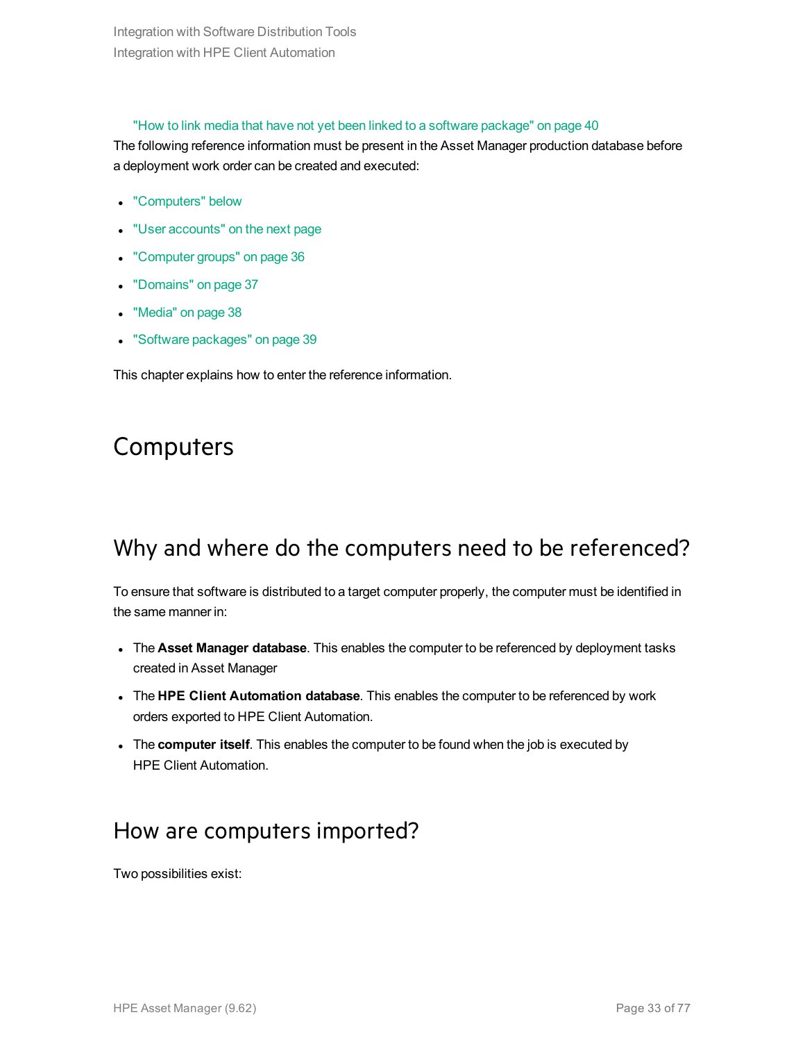"How to link media that have not yet been linked to a software package" on page 40

The following reference information must be present in the Asset Manager production database before a deployment work order can be created and executed:

- "Computers" below
- "User accounts" on the next page
- "Computer groups" on page 36
- "Domains" on page 37
- "Media" on page 38
- "Software packages" on page 39

This chapter explains how to enter the reference information.

# Computers

## Why and where do the computers need to be referenced?

To ensure that software is distributed to a target computer properly, the computer must be identified in the same manner in:

- The **Asset Manager database**. This enables the computer to be referenced by deployment tasks created in Asset Manager
- The **HPE Client Automation database**. This enables the computer to be referenced by work orders exported to HPE Client Automation.
- The **computer itself**. This enables the computer to be found when the job is executed by HPE Client Automation.

## How are computers imported?

Two possibilities exist: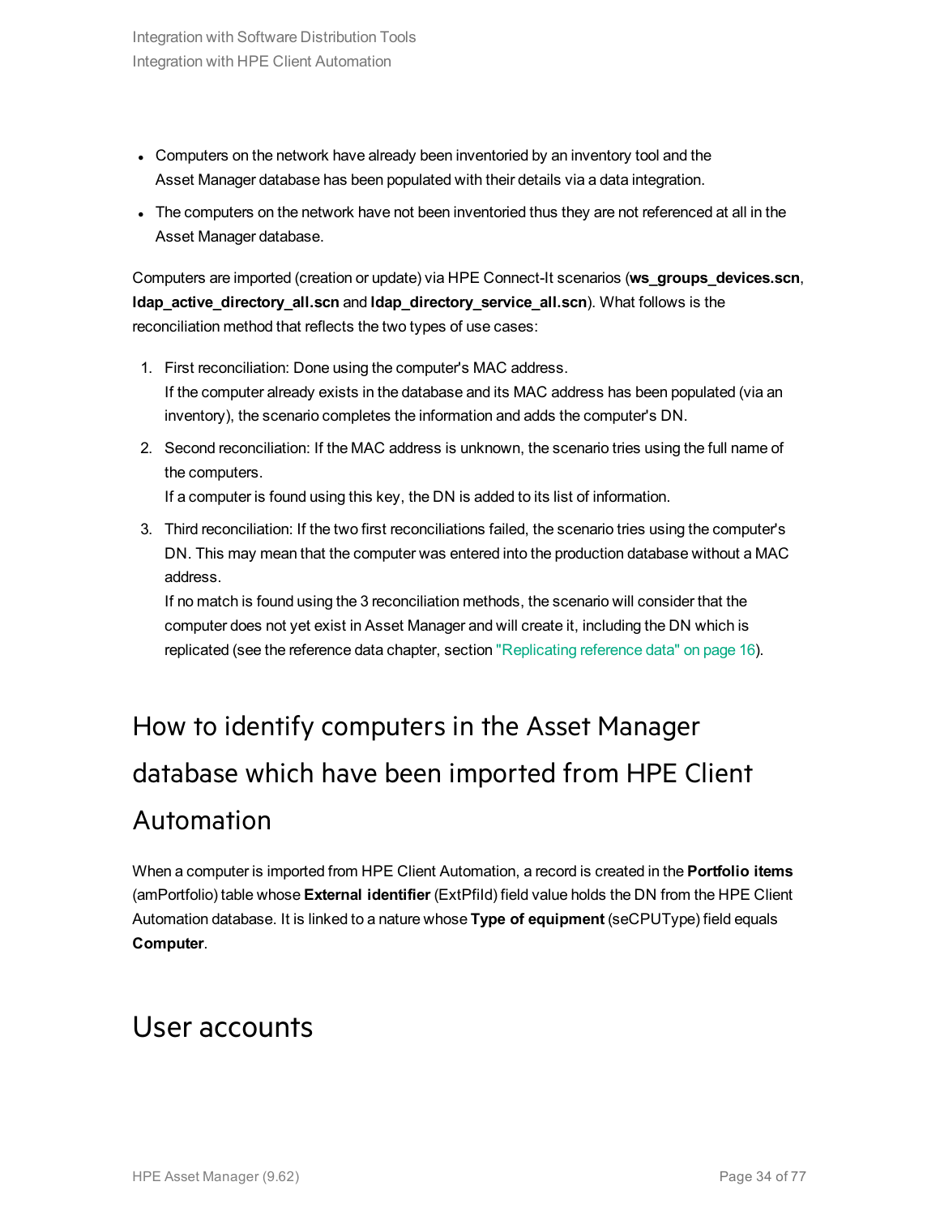- Computers on the network have already been inventoried by an inventory tool and the Asset Manager database has been populated with their details via a data integration.
- The computers on the network have not been inventoried thus they are not referenced at all in the Asset Manager database.

Computers are imported (creation or update) via HPE Connect-It scenarios (**ws_groups_devices.scn**, **ldap_active_directory_all.scn** and **ldap_directory_service_all.scn**). What follows is the reconciliation method that reflects the two types of use cases:

1. First reconciliation: Done using the computer's MAC address.
   If the computer already exists in the database and its MAC address has been populated (via an inventory), the scenario completes the information and adds the computer's DN.
2. Second reconciliation: If the MAC address is unknown, the scenario tries using the full name of the computers.
   If a computer is found using this key, the DN is added to its list of information.
3. Third reconciliation: If the two first reconciliations failed, the scenario tries using the computer's DN. This may mean that the computer was entered into the production database without a MAC address.
   If no match is found using the 3 reconciliation methods, the scenario will consider that the computer does not yet exist in Asset Manager and will create it, including the DN which is replicated (see the reference data chapter, section "Replicating reference data" on page 16).

## How to identify computers in the Asset Manager database which have been imported from HPE Client Automation

When a computer is imported from HPE Client Automation, a record is created in the **Portfolio items** (amPortfolio) table whose **External identifier** (ExtPfId) field value holds the DN from the HPE Client Automation database. It is linked to a nature whose **Type of equipment** (seCPUType) field equals **Computer**.

## User accounts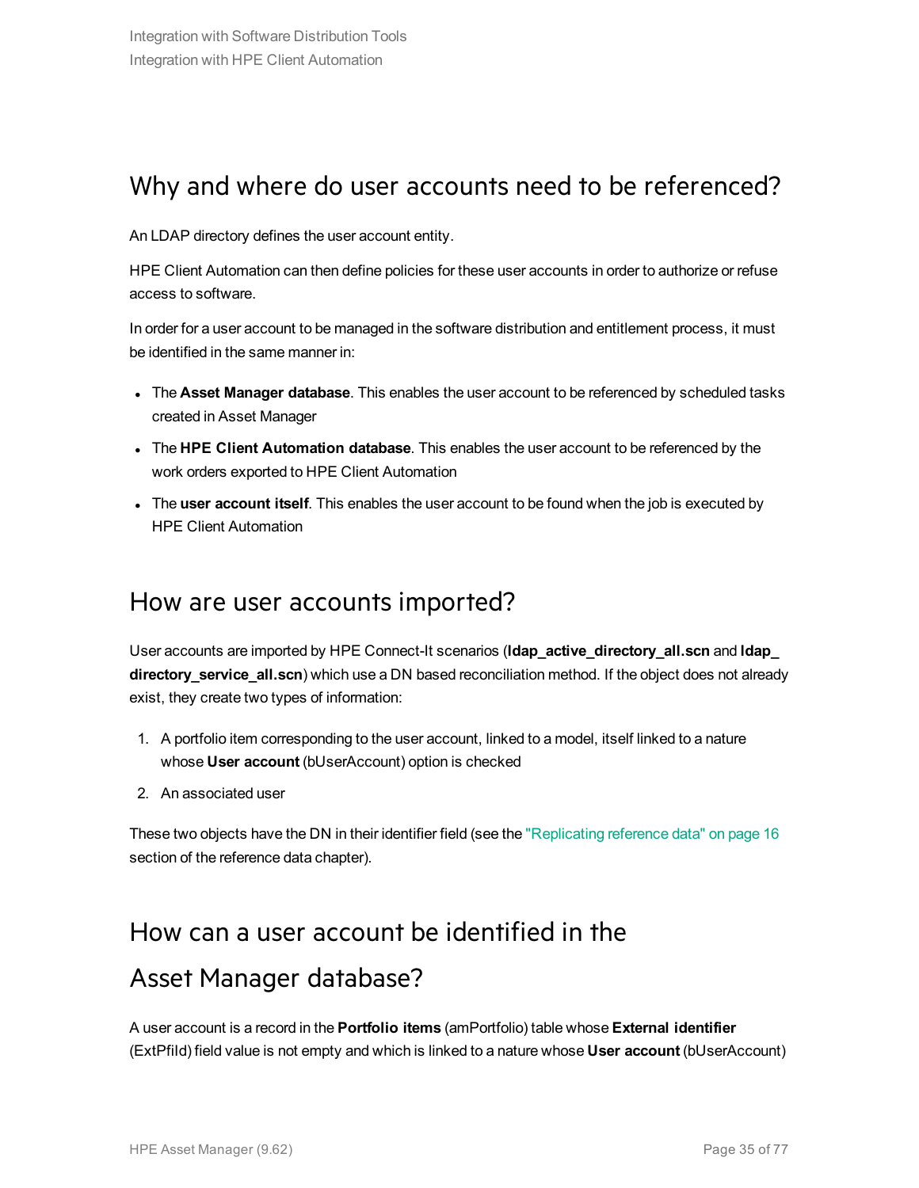## Why and where do user accounts need to be referenced?

An LDAP directory defines the user account entity.

HPE Client Automation can then define policies for these user accounts in order to authorize or refuse access to software.

In order for a user account to be managed in the software distribution and entitlement process, it must be identified in the same manner in:

- The **Asset Manager database**. This enables the user account to be referenced by scheduled tasks created in Asset Manager
- The **HPE Client Automation database**. This enables the user account to be referenced by the work orders exported to HPE Client Automation
- The **user account itself**. This enables the user account to be found when the job is executed by HPE Client Automation

## How are user accounts imported?

User accounts are imported by HPE Connect-It scenarios (**ldap_active_directory_all.scn** and **ldap_directory_service_all.scn**) which use a DN based reconciliation method. If the object does not already exist, they create two types of information:

1. A portfolio item corresponding to the user account, linked to a model, itself linked to a nature whose **User account** (bUserAccount) option is checked
2. An associated user

These two objects have the DN in their identifier field (see the "Replicating reference data" on page 16 section of the reference data chapter).

## How can a user account be identified in the Asset Manager database?

A user account is a record in the **Portfolio items** (amPortfolio) table whose **External identifier** (ExtPfId) field value is not empty and which is linked to a nature whose **User account** (bUserAccount)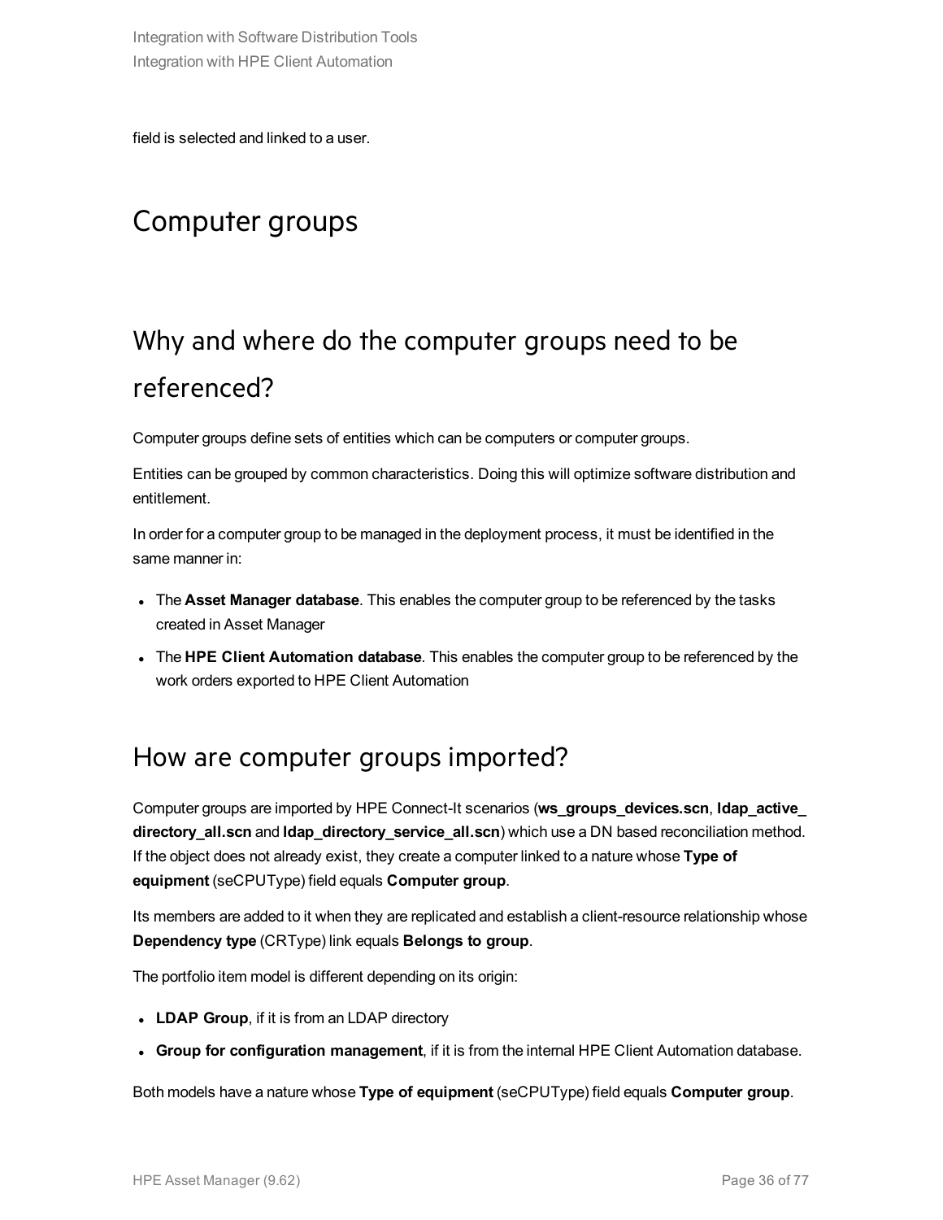field is selected and linked to a user.

# Computer groups

## Why and where do the computer groups need to be referenced?

Computer groups define sets of entities which can be computers or computer groups.

Entities can be grouped by common characteristics. Doing this will optimize software distribution and entitlement.

In order for a computer group to be managed in the deployment process, it must be identified in the same manner in:

- The **Asset Manager database**. This enables the computer group to be referenced by the tasks created in Asset Manager
- The **HPE Client Automation database**. This enables the computer group to be referenced by the work orders exported to HPE Client Automation

## How are computer groups imported?

Computer groups are imported by HPE Connect-It scenarios (**ws_groups_devices.scn**, **ldap_active_directory_all.scn** and **ldap_directory_service_all.scn**) which use a DN based reconciliation method. If the object does not already exist, they create a computer linked to a nature whose **Type of equipment** (seCPUType) field equals **Computer group**.

Its members are added to it when they are replicated and establish a client-resource relationship whose **Dependency type** (CRType) link equals **Belongs to group**.

The portfolio item model is different depending on its origin:

- **LDAP Group**, if it is from an LDAP directory
- **Group for configuration management**, if it is from the internal HPE Client Automation database.

Both models have a nature whose **Type of equipment** (seCPUType) field equals **Computer group**.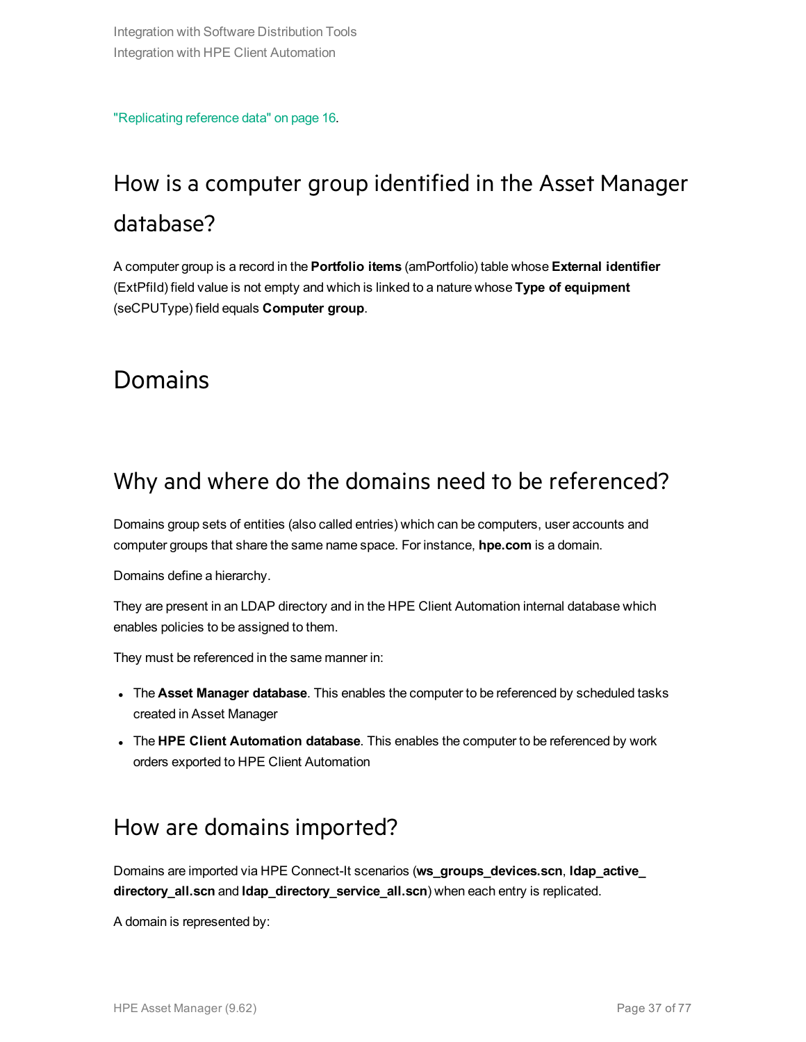"Replicating reference data" on page 16.

## How is a computer group identified in the Asset Manager database?

A computer group is a record in the **Portfolio items** (amPortfolio) table whose **External identifier** (ExtPfId) field value is not empty and which is linked to a nature whose **Type of equipment** (seCPUType) field equals **Computer group**.

# Domains

## Why and where do the domains need to be referenced?

Domains group sets of entities (also called entries) which can be computers, user accounts and computer groups that share the same name space. For instance, **hpe.com** is a domain.

Domains define a hierarchy.

They are present in an LDAP directory and in the HPE Client Automation internal database which enables policies to be assigned to them.

They must be referenced in the same manner in:

- The **Asset Manager database**. This enables the computer to be referenced by scheduled tasks created in Asset Manager
- The **HPE Client Automation database**. This enables the computer to be referenced by work orders exported to HPE Client Automation

## How are domains imported?

Domains are imported via HPE Connect-It scenarios (**ws_groups_devices.scn**, **ldap_active_directory_all.scn** and **ldap_directory_service_all.scn**) when each entry is replicated.

A domain is represented by: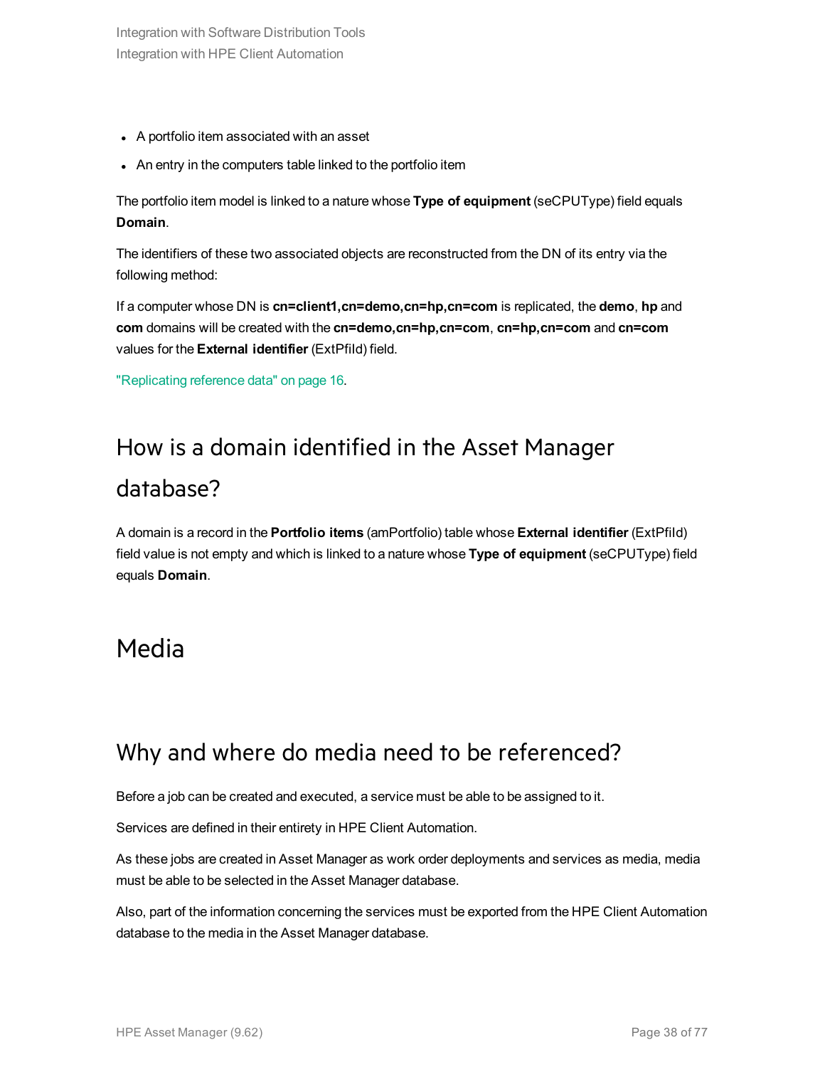- A portfolio item associated with an asset
- An entry in the computers table linked to the portfolio item

The portfolio item model is linked to a nature whose **Type of equipment** (seCPUType) field equals **Domain**.

The identifiers of these two associated objects are reconstructed from the DN of its entry via the following method:

If a computer whose DN is **cn=client1,cn=demo,cn=hp,cn=com** is replicated, the **demo**, **hp** and **com** domains will be created with the **cn=demo,cn=hp,cn=com**, **cn=hp,cn=com** and **cn=com** values for the **External identifier** (ExtPfId) field.

"Replicating reference data" on page 16.

## How is a domain identified in the Asset Manager database?

A domain is a record in the **Portfolio items** (amPortfolio) table whose **External identifier** (ExtPfId) field value is not empty and which is linked to a nature whose **Type of equipment** (seCPUType) field equals **Domain**.

# Media

## Why and where do media need to be referenced?

Before a job can be created and executed, a service must be able to be assigned to it.

Services are defined in their entirety in HPE Client Automation.

As these jobs are created in Asset Manager as work order deployments and services as media, media must be able to be selected in the Asset Manager database.

Also, part of the information concerning the services must be exported from the HPE Client Automation database to the media in the Asset Manager database.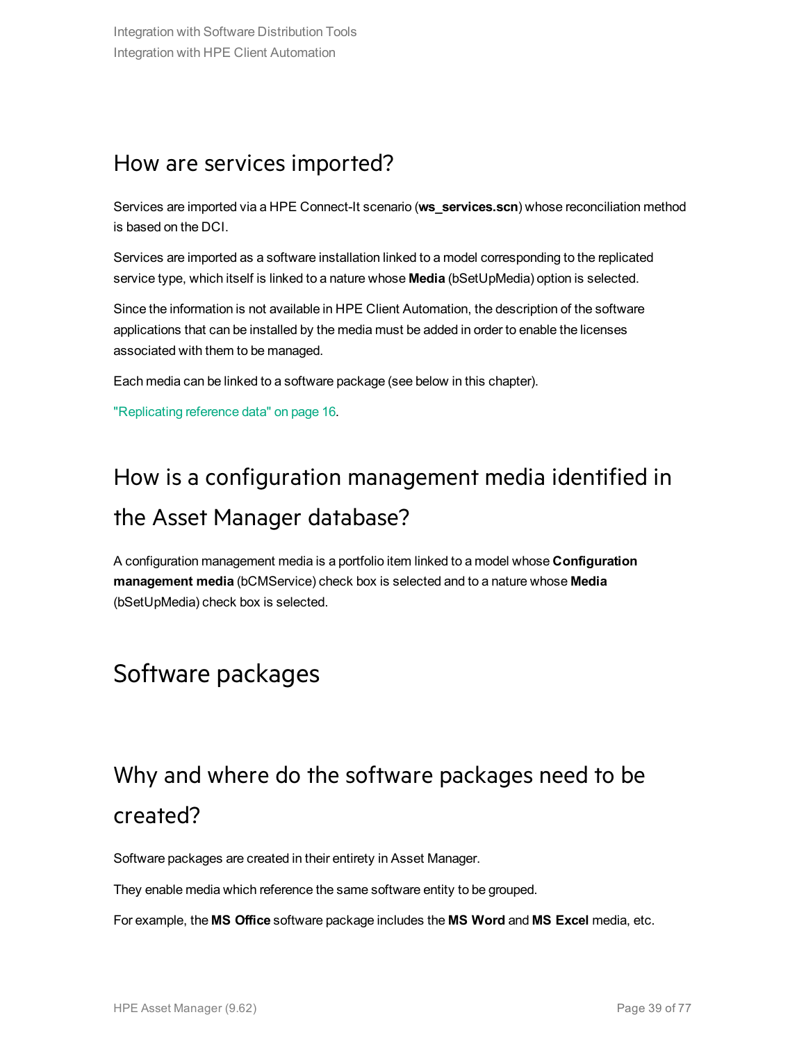## How are services imported?

Services are imported via a HPE Connect-It scenario (**ws_services.scn**) whose reconciliation method is based on the DCI.

Services are imported as a software installation linked to a model corresponding to the replicated service type, which itself is linked to a nature whose **Media** (bSetUpMedia) option is selected.

Since the information is not available in HPE Client Automation, the description of the software applications that can be installed by the media must be added in order to enable the licenses associated with them to be managed.

Each media can be linked to a software package (see below in this chapter).

"Replicating reference data" on page 16.

## How is a configuration management media identified in the Asset Manager database?

A configuration management media is a portfolio item linked to a model whose **Configuration management media** (bCMService) check box is selected and to a nature whose **Media** (bSetUpMedia) check box is selected.

# Software packages

## Why and where do the software packages need to be created?

Software packages are created in their entirety in Asset Manager.

They enable media which reference the same software entity to be grouped.

For example, the **MS Office** software package includes the **MS Word** and **MS Excel** media, etc.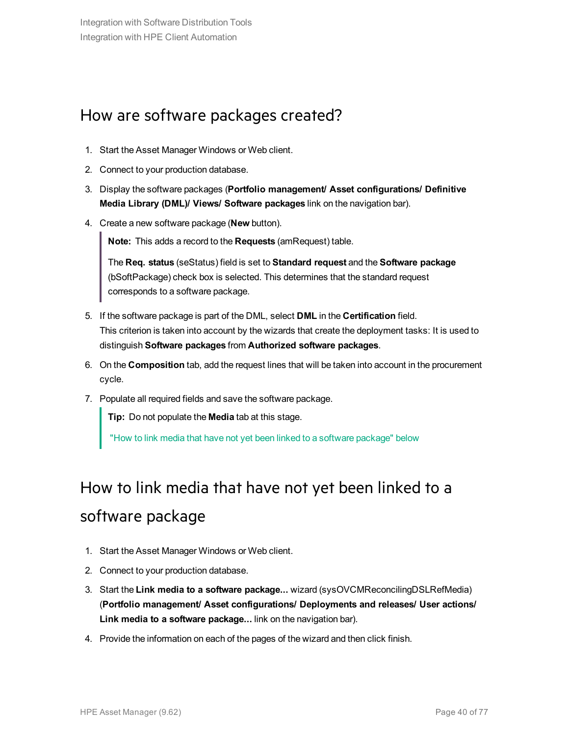## How are software packages created?

1. Start the Asset Manager Windows or Web client.
2. Connect to your production database.
3. Display the software packages (**Portfolio management/ Asset configurations/ Definitive Media Library (DML)/ Views/ Software packages** link on the navigation bar).
4. Create a new software package (**New** button).

   > **Note:** This adds a record to the **Requests** (amRequest) table.
   >
   > The **Req. status** (seStatus) field is set to **Standard request** and the **Software package** (bSoftPackage) check box is selected. This determines that the standard request corresponds to a software package.

5. If the software package is part of the DML, select **DML** in the **Certification** field.
   This criterion is taken into account by the wizards that create the deployment tasks: It is used to distinguish **Software packages** from **Authorized software packages**.
6. On the **Composition** tab, add the request lines that will be taken into account in the procurement cycle.
7. Populate all required fields and save the software package.

   > **Tip:** Do not populate the **Media** tab at this stage.
   >
   > "How to link media that have not yet been linked to a software package" below

## How to link media that have not yet been linked to a software package

1. Start the Asset Manager Windows or Web client.
2. Connect to your production database.
3. Start the **Link media to a software package...** wizard (sysOVCMReconcilingDSLRefMedia) (**Portfolio management/ Asset configurations/ Deployments and releases/ User actions/ Link media to a software package...** link on the navigation bar).
4. Provide the information on each of the pages of the wizard and then click finish.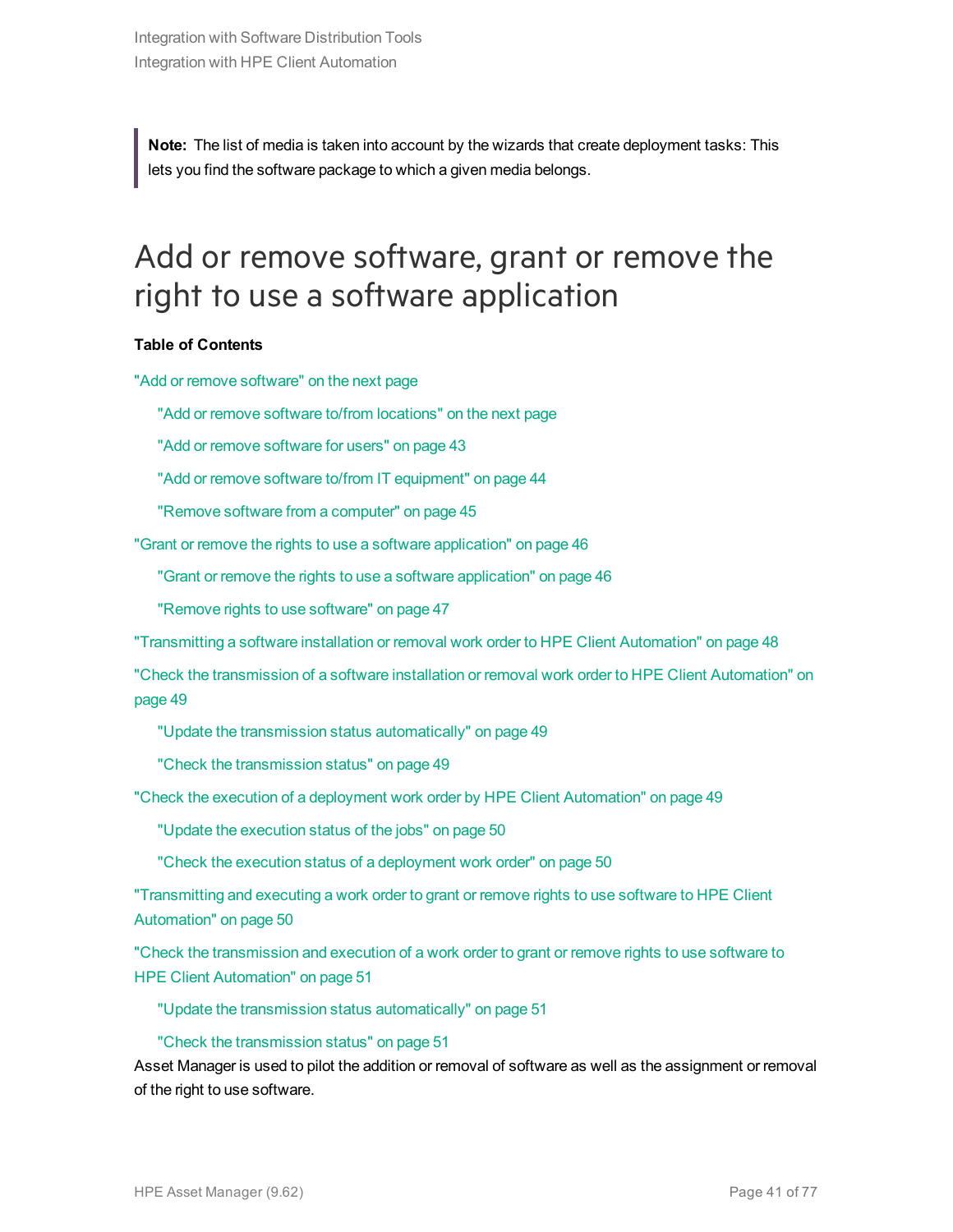> **Note:** The list of media is taken into account by the wizards that create deployment tasks: This lets you find the software package to which a given media belongs.

# Add or remove software, grant or remove the right to use a software application

**Table of Contents**

"Add or remove software" on the next page

- "Add or remove software to/from locations" on the next page
- "Add or remove software for users" on page 43
- "Add or remove software to/from IT equipment" on page 44
- "Remove software from a computer" on page 45

"Grant or remove the rights to use a software application" on page 46

- "Grant or remove the rights to use a software application" on page 46
- "Remove rights to use software" on page 47

"Transmitting a software installation or removal work order to HPE Client Automation" on page 48

"Check the transmission of a software installation or removal work order to HPE Client Automation" on page 49

- "Update the transmission status automatically" on page 49
- "Check the transmission status" on page 49

"Check the execution of a deployment work order by HPE Client Automation" on page 49

- "Update the execution status of the jobs" on page 50
- "Check the execution status of a deployment work order" on page 50

"Transmitting and executing a work order to grant or remove rights to use software to HPE Client Automation" on page 50

"Check the transmission and execution of a work order to grant or remove rights to use software to HPE Client Automation" on page 51

- "Update the transmission status automatically" on page 51
- "Check the transmission status" on page 51

Asset Manager is used to pilot the addition or removal of software as well as the assignment or removal of the right to use software.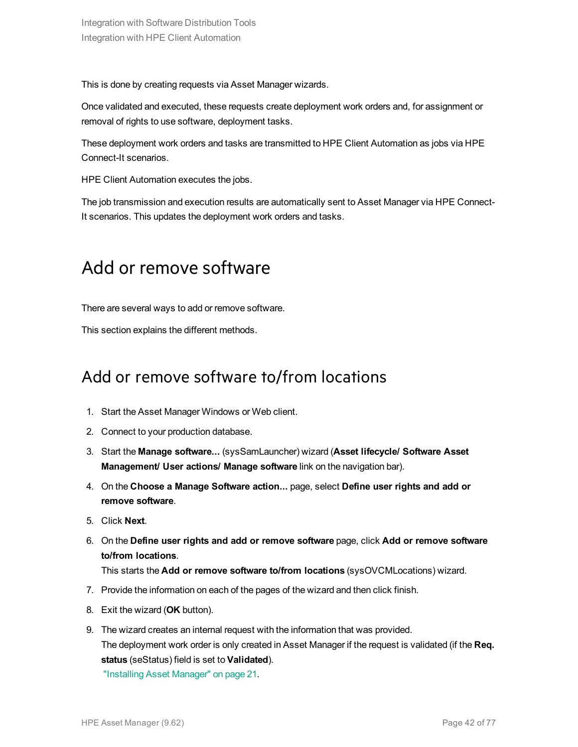This is done by creating requests via Asset Manager wizards.

Once validated and executed, these requests create deployment work orders and, for assignment or removal of rights to use software, deployment tasks.

These deployment work orders and tasks are transmitted to HPE Client Automation as jobs via HPE Connect-It scenarios.

HPE Client Automation executes the jobs.

The job transmission and execution results are automatically sent to Asset Manager via HPE Connect-It scenarios. This updates the deployment work orders and tasks.

# Add or remove software

There are several ways to add or remove software.

This section explains the different methods.

## Add or remove software to/from locations

1. Start the Asset Manager Windows or Web client.
2. Connect to your production database.
3. Start the **Manage software...** (sysSamLauncher) wizard (**Asset lifecycle/ Software Asset Management/ User actions/ Manage software** link on the navigation bar).
4. On the **Choose a Manage Software action...** page, select **Define user rights and add or remove software**.
5. Click **Next**.
6. On the **Define user rights and add or remove software** page, click **Add or remove software to/from locations**.
   This starts the **Add or remove software to/from locations** (sysOVCMLocations) wizard.
7. Provide the information on each of the pages of the wizard and then click finish.
8. Exit the wizard (**OK** button).
9. The wizard creates an internal request with the information that was provided.
   The deployment work order is only created in Asset Manager if the request is validated (if the **Req. status** (seStatus) field is set to **Validated**).
   "Installing Asset Manager" on page 21.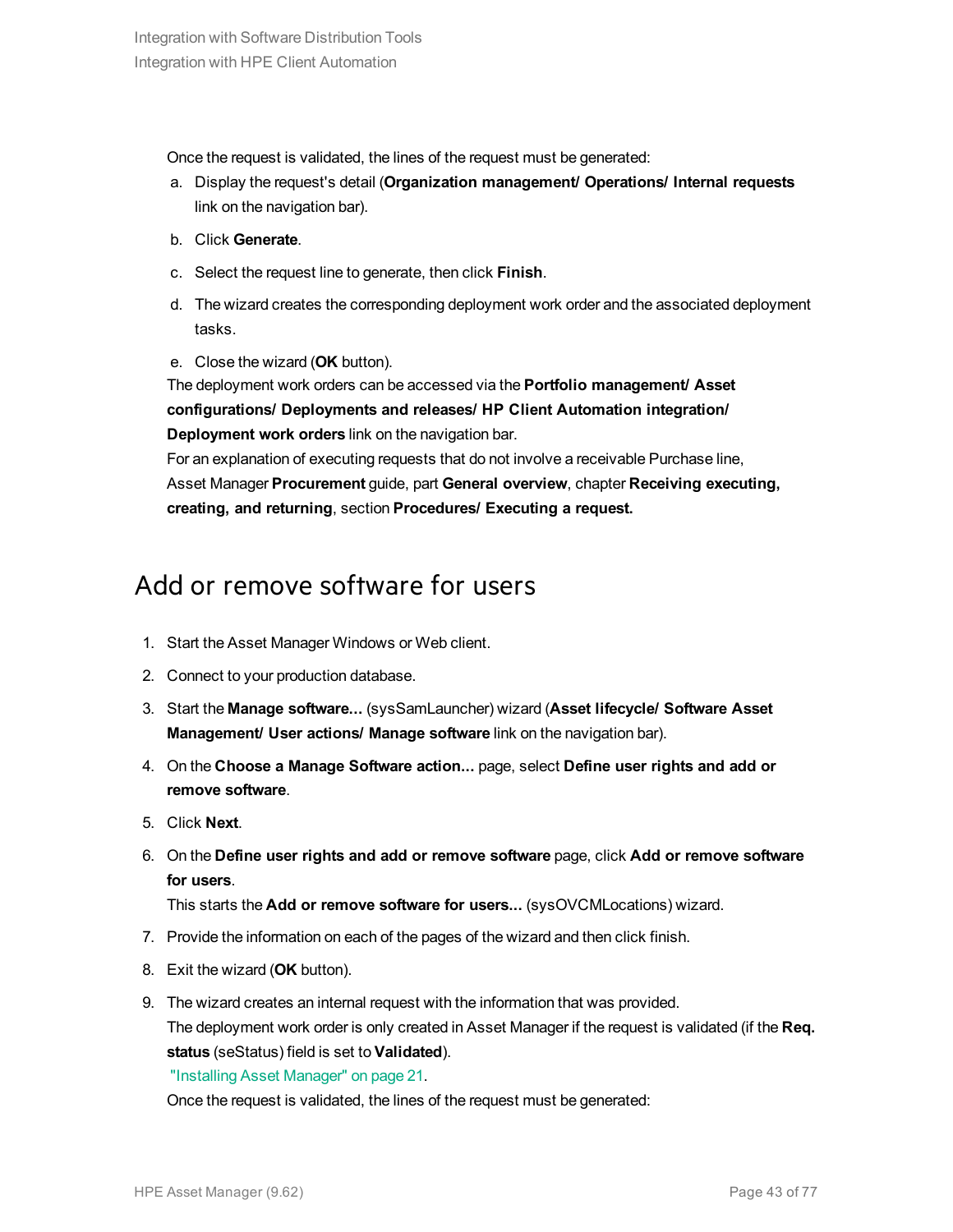Once the request is validated, the lines of the request must be generated:

a. Display the request's detail (**Organization management/ Operations/ Internal requests** link on the navigation bar).

b. Click **Generate**.

c. Select the request line to generate, then click **Finish**.

d. The wizard creates the corresponding deployment work order and the associated deployment tasks.

e. Close the wizard (**OK** button).

The deployment work orders can be accessed via the **Portfolio management/ Asset configurations/ Deployments and releases/ HP Client Automation integration/ Deployment work orders** link on the navigation bar.

For an explanation of executing requests that do not involve a receivable Purchase line, Asset Manager **Procurement** guide, part **General overview**, chapter **Receiving executing, creating, and returning**, section **Procedures/ Executing a request.**

# Add or remove software for users

1. Start the Asset Manager Windows or Web client.
2. Connect to your production database.
3. Start the **Manage software...** (sysSamLauncher) wizard (**Asset lifecycle/ Software Asset Management/ User actions/ Manage software** link on the navigation bar).
4. On the **Choose a Manage Software action...** page, select **Define user rights and add or remove software**.
5. Click **Next**.
6. On the **Define user rights and add or remove software** page, click **Add or remove software for users**.
   
   This starts the **Add or remove software for users...** (sysOVCMLocations) wizard.
7. Provide the information on each of the pages of the wizard and then click finish.
8. Exit the wizard (**OK** button).
9. The wizard creates an internal request with the information that was provided.
   
   The deployment work order is only created in Asset Manager if the request is validated (if the **Req. status** (seStatus) field is set to **Validated**).
   
   "Installing Asset Manager" on page 21.
   
   Once the request is validated, the lines of the request must be generated: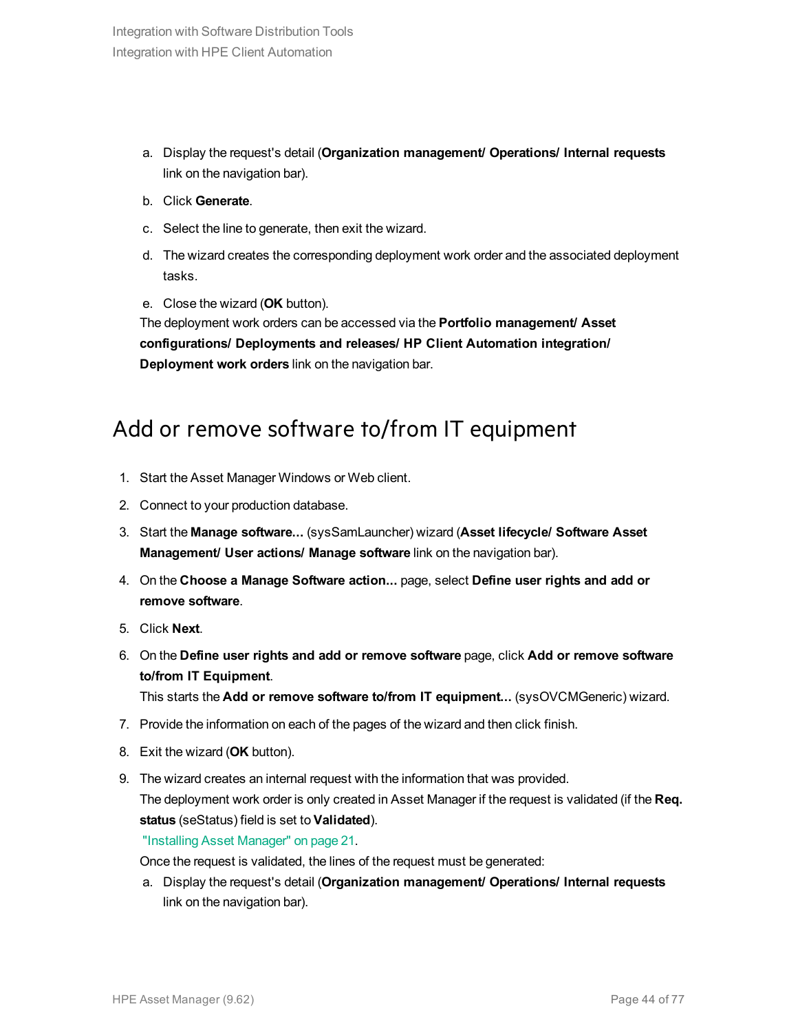a. Display the request's detail (**Organization management/ Operations/ Internal requests** link on the navigation bar).

b. Click **Generate**.

c. Select the line to generate, then exit the wizard.

d. The wizard creates the corresponding deployment work order and the associated deployment tasks.

e. Close the wizard (**OK** button).

The deployment work orders can be accessed via the **Portfolio management/ Asset configurations/ Deployments and releases/ HP Client Automation integration/ Deployment work orders** link on the navigation bar.

## Add or remove software to/from IT equipment

1. Start the Asset Manager Windows or Web client.
2. Connect to your production database.
3. Start the **Manage software...** (sysSamLauncher) wizard (**Asset lifecycle/ Software Asset Management/ User actions/ Manage software** link on the navigation bar).
4. On the **Choose a Manage Software action...** page, select **Define user rights and add or remove software**.
5. Click **Next**.
6. On the **Define user rights and add or remove software** page, click **Add or remove software to/from IT Equipment**.
   This starts the **Add or remove software to/from IT equipment...** (sysOVCMGeneric) wizard.
7. Provide the information on each of the pages of the wizard and then click finish.
8. Exit the wizard (**OK** button).
9. The wizard creates an internal request with the information that was provided.
   The deployment work order is only created in Asset Manager if the request is validated (if the **Req. status** (seStatus) field is set to **Validated**).
   "Installing Asset Manager" on page 21.
   Once the request is validated, the lines of the request must be generated:
   a. Display the request's detail (**Organization management/ Operations/ Internal requests** link on the navigation bar).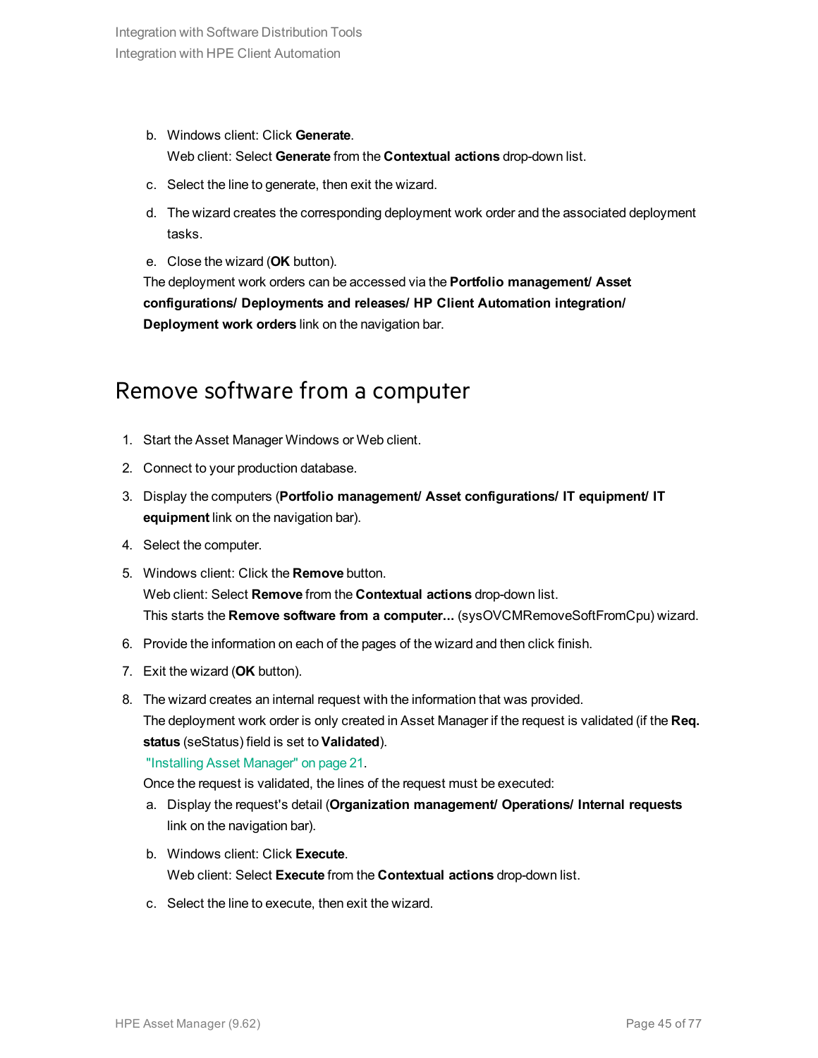b. Windows client: Click **Generate**.
   Web client: Select **Generate** from the **Contextual actions** drop-down list.

c. Select the line to generate, then exit the wizard.

d. The wizard creates the corresponding deployment work order and the associated deployment tasks.

e. Close the wizard (**OK** button).

The deployment work orders can be accessed via the **Portfolio management/ Asset configurations/ Deployments and releases/ HP Client Automation integration/ Deployment work orders** link on the navigation bar.

## Remove software from a computer

1. Start the Asset Manager Windows or Web client.
2. Connect to your production database.
3. Display the computers (**Portfolio management/ Asset configurations/ IT equipment/ IT equipment** link on the navigation bar).
4. Select the computer.
5. Windows client: Click the **Remove** button.
   Web client: Select **Remove** from the **Contextual actions** drop-down list.
   This starts the **Remove software from a computer...** (sysOVCMRemoveSoftFromCpu) wizard.
6. Provide the information on each of the pages of the wizard and then click finish.
7. Exit the wizard (**OK** button).
8. The wizard creates an internal request with the information that was provided.
   The deployment work order is only created in Asset Manager if the request is validated (if the **Req. status** (seStatus) field is set to **Validated**).
   "Installing Asset Manager" on page 21.
   Once the request is validated, the lines of the request must be executed:
   a. Display the request's detail (**Organization management/ Operations/ Internal requests** link on the navigation bar).
   b. Windows client: Click **Execute**.
      Web client: Select **Execute** from the **Contextual actions** drop-down list.
   c. Select the line to execute, then exit the wizard.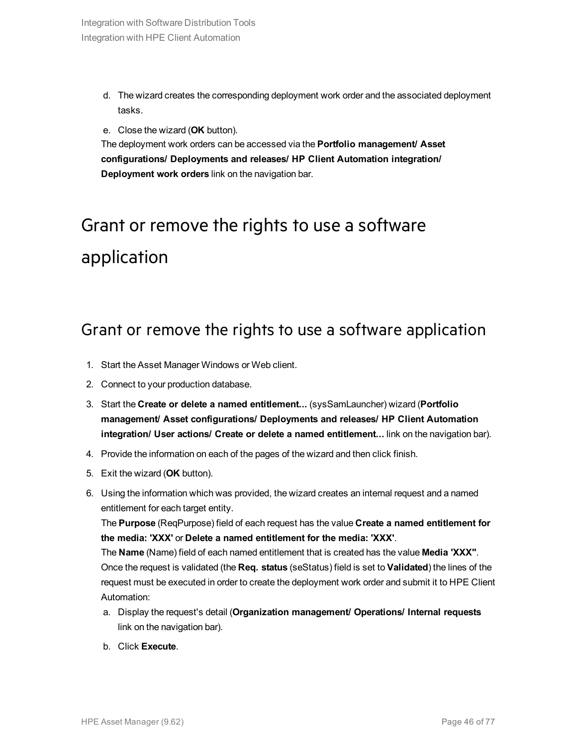d. The wizard creates the corresponding deployment work order and the associated deployment tasks.

e. Close the wizard (**OK** button).

The deployment work orders can be accessed via the **Portfolio management/ Asset configurations/ Deployments and releases/ HP Client Automation integration/ Deployment work orders** link on the navigation bar.

# Grant or remove the rights to use a software application

## Grant or remove the rights to use a software application

1. Start the Asset Manager Windows or Web client.
2. Connect to your production database.
3. Start the **Create or delete a named entitlement...** (sysSamLauncher) wizard (**Portfolio management/ Asset configurations/ Deployments and releases/ HP Client Automation integration/ User actions/ Create or delete a named entitlement...** link on the navigation bar).
4. Provide the information on each of the pages of the wizard and then click finish.
5. Exit the wizard (**OK** button).
6. Using the information which was provided, the wizard creates an internal request and a named entitlement for each target entity.
   The **Purpose** (ReqPurpose) field of each request has the value **Create a named entitlement for the media: 'XXX'** or **Delete a named entitlement for the media: 'XXX'**.
   The **Name** (Name) field of each named entitlement that is created has the value **Media 'XXX''**.
   Once the request is validated (the **Req. status** (seStatus) field is set to **Validated**) the lines of the request must be executed in order to create the deployment work order and submit it to HPE Client Automation:
   a. Display the request's detail (**Organization management/ Operations/ Internal requests** link on the navigation bar).
   b. Click **Execute**.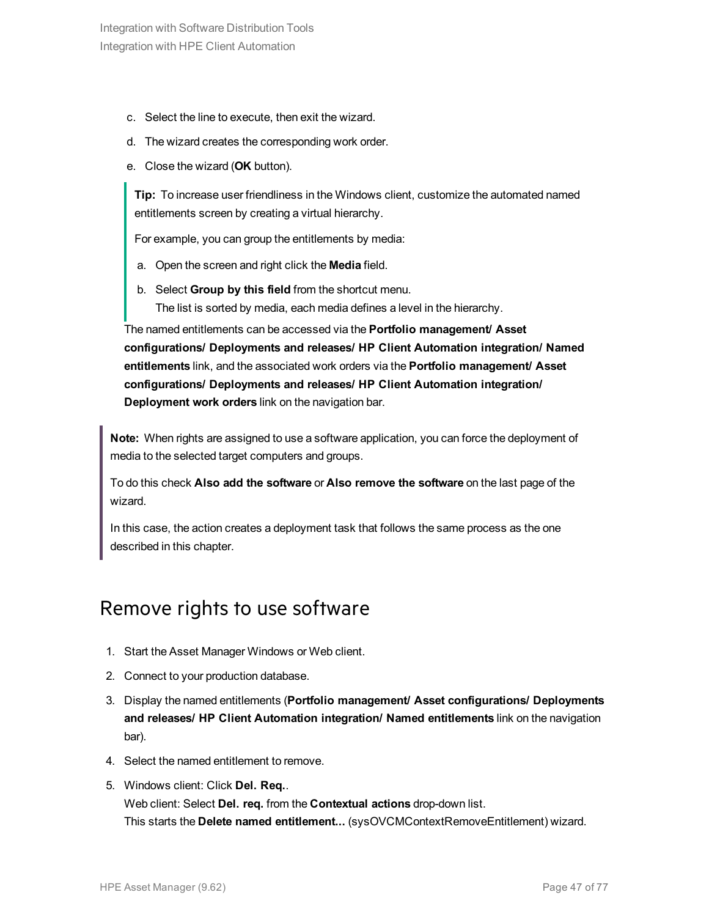c. Select the line to execute, then exit the wizard.

d. The wizard creates the corresponding work order.

e. Close the wizard (**OK** button).

> **Tip:** To increase user friendliness in the Windows client, customize the automated named entitlements screen by creating a virtual hierarchy.
>
> For example, you can group the entitlements by media:
>
> a. Open the screen and right click the **Media** field.
>
> b. Select **Group by this field** from the shortcut menu.
> The list is sorted by media, each media defines a level in the hierarchy.

The named entitlements can be accessed via the **Portfolio management/ Asset configurations/ Deployments and releases/ HP Client Automation integration/ Named entitlements** link, and the associated work orders via the **Portfolio management/ Asset configurations/ Deployments and releases/ HP Client Automation integration/ Deployment work orders** link on the navigation bar.

> **Note:** When rights are assigned to use a software application, you can force the deployment of media to the selected target computers and groups.
>
> To do this check **Also add the software** or **Also remove the software** on the last page of the wizard.
>
> In this case, the action creates a deployment task that follows the same process as the one described in this chapter.

## Remove rights to use software

1. Start the Asset Manager Windows or Web client.
2. Connect to your production database.
3. Display the named entitlements (**Portfolio management/ Asset configurations/ Deployments and releases/ HP Client Automation integration/ Named entitlements** link on the navigation bar).
4. Select the named entitlement to remove.
5. Windows client: Click **Del. Req.**.
   Web client: Select **Del. req.** from the **Contextual actions** drop-down list.
   This starts the **Delete named entitlement...** (sysOVCMContextRemoveEntitlement) wizard.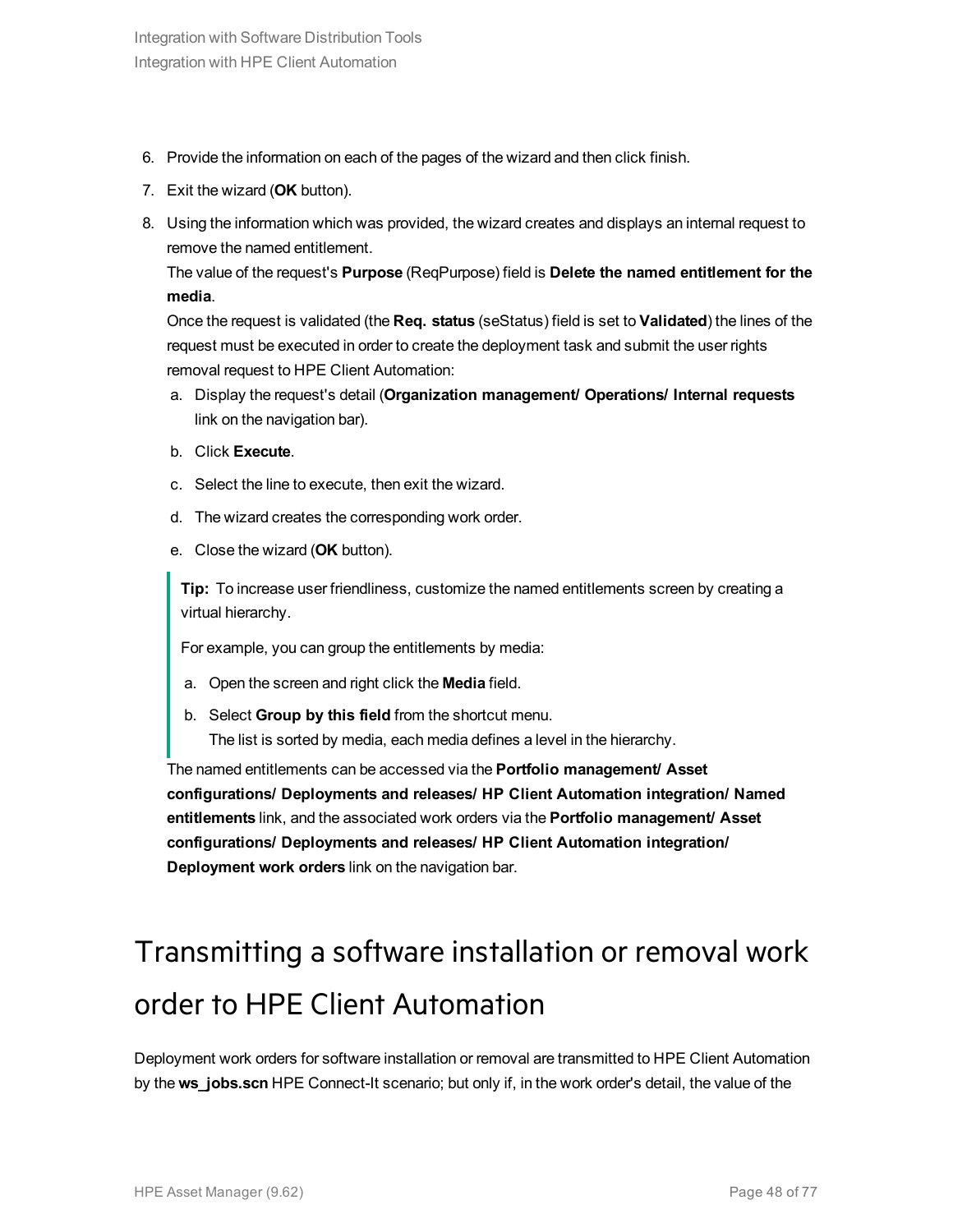6. Provide the information on each of the pages of the wizard and then click finish.
7. Exit the wizard (**OK** button).
8. Using the information which was provided, the wizard creates and displays an internal request to remove the named entitlement.
   The value of the request's **Purpose** (ReqPurpose) field is **Delete the named entitlement for the media**.
   Once the request is validated (the **Req. status** (seStatus) field is set to **Validated**) the lines of the request must be executed in order to create the deployment task and submit the user rights removal request to HPE Client Automation:
   a. Display the request's detail (**Organization management/ Operations/ Internal requests** link on the navigation bar).
   b. Click **Execute**.
   c. Select the line to execute, then exit the wizard.
   d. The wizard creates the corresponding work order.
   e. Close the wizard (**OK** button).

   > **Tip:** To increase user friendliness, customize the named entitlements screen by creating a virtual hierarchy.
   >
   > For example, you can group the entitlements by media:
   >
   > a. Open the screen and right click the **Media** field.
   > b. Select **Group by this field** from the shortcut menu.
   >    The list is sorted by media, each media defines a level in the hierarchy.

   The named entitlements can be accessed via the **Portfolio management/ Asset configurations/ Deployments and releases/ HP Client Automation integration/ Named entitlements** link, and the associated work orders via the **Portfolio management/ Asset configurations/ Deployments and releases/ HP Client Automation integration/ Deployment work orders** link on the navigation bar.

# Transmitting a software installation or removal work order to HPE Client Automation

Deployment work orders for software installation or removal are transmitted to HPE Client Automation by the **ws_jobs.scn** HPE Connect-It scenario; but only if, in the work order's detail, the value of the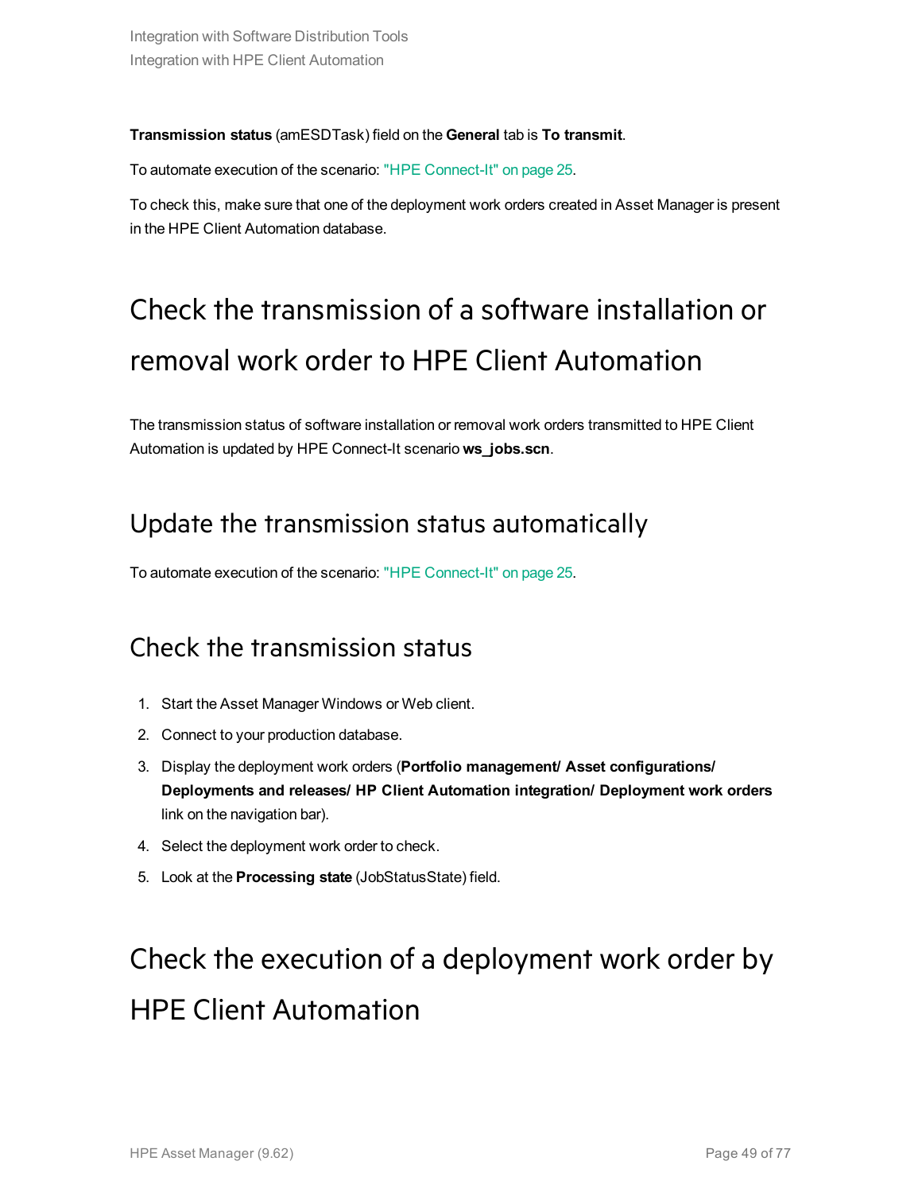**Transmission status** (amESDTask) field on the **General** tab is **To transmit**.

To automate execution of the scenario: "HPE Connect-It" on page 25.

To check this, make sure that one of the deployment work orders created in Asset Manager is present in the HPE Client Automation database.

# Check the transmission of a software installation or removal work order to HPE Client Automation

The transmission status of software installation or removal work orders transmitted to HPE Client Automation is updated by HPE Connect-It scenario **ws_jobs.scn**.

## Update the transmission status automatically

To automate execution of the scenario: "HPE Connect-It" on page 25.

## Check the transmission status

1. Start the Asset Manager Windows or Web client.
2. Connect to your production database.
3. Display the deployment work orders (**Portfolio management/ Asset configurations/ Deployments and releases/ HP Client Automation integration/ Deployment work orders** link on the navigation bar).
4. Select the deployment work order to check.
5. Look at the **Processing state** (JobStatusState) field.

# Check the execution of a deployment work order by HPE Client Automation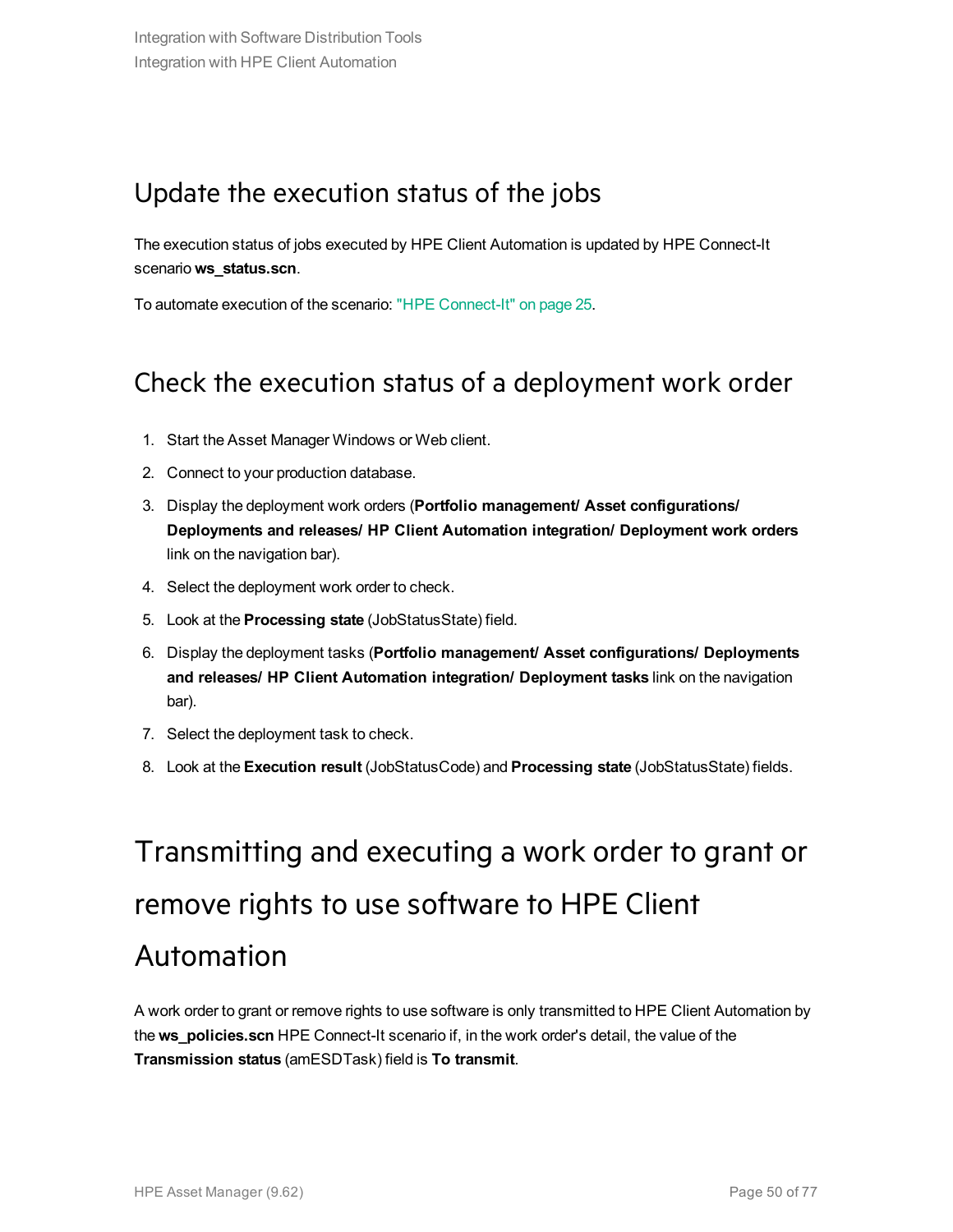## Update the execution status of the jobs

The execution status of jobs executed by HPE Client Automation is updated by HPE Connect-It scenario **ws_status.scn**.

To automate execution of the scenario: "HPE Connect-It" on page 25.

## Check the execution status of a deployment work order

1. Start the Asset Manager Windows or Web client.
2. Connect to your production database.
3. Display the deployment work orders (**Portfolio management/ Asset configurations/ Deployments and releases/ HP Client Automation integration/ Deployment work orders** link on the navigation bar).
4. Select the deployment work order to check.
5. Look at the **Processing state** (JobStatusState) field.
6. Display the deployment tasks (**Portfolio management/ Asset configurations/ Deployments and releases/ HP Client Automation integration/ Deployment tasks** link on the navigation bar).
7. Select the deployment task to check.
8. Look at the **Execution result** (JobStatusCode) and **Processing state** (JobStatusState) fields.

# Transmitting and executing a work order to grant or remove rights to use software to HPE Client Automation

A work order to grant or remove rights to use software is only transmitted to HPE Client Automation by the **ws_policies.scn** HPE Connect-It scenario if, in the work order's detail, the value of the **Transmission status** (amESDTask) field is **To transmit**.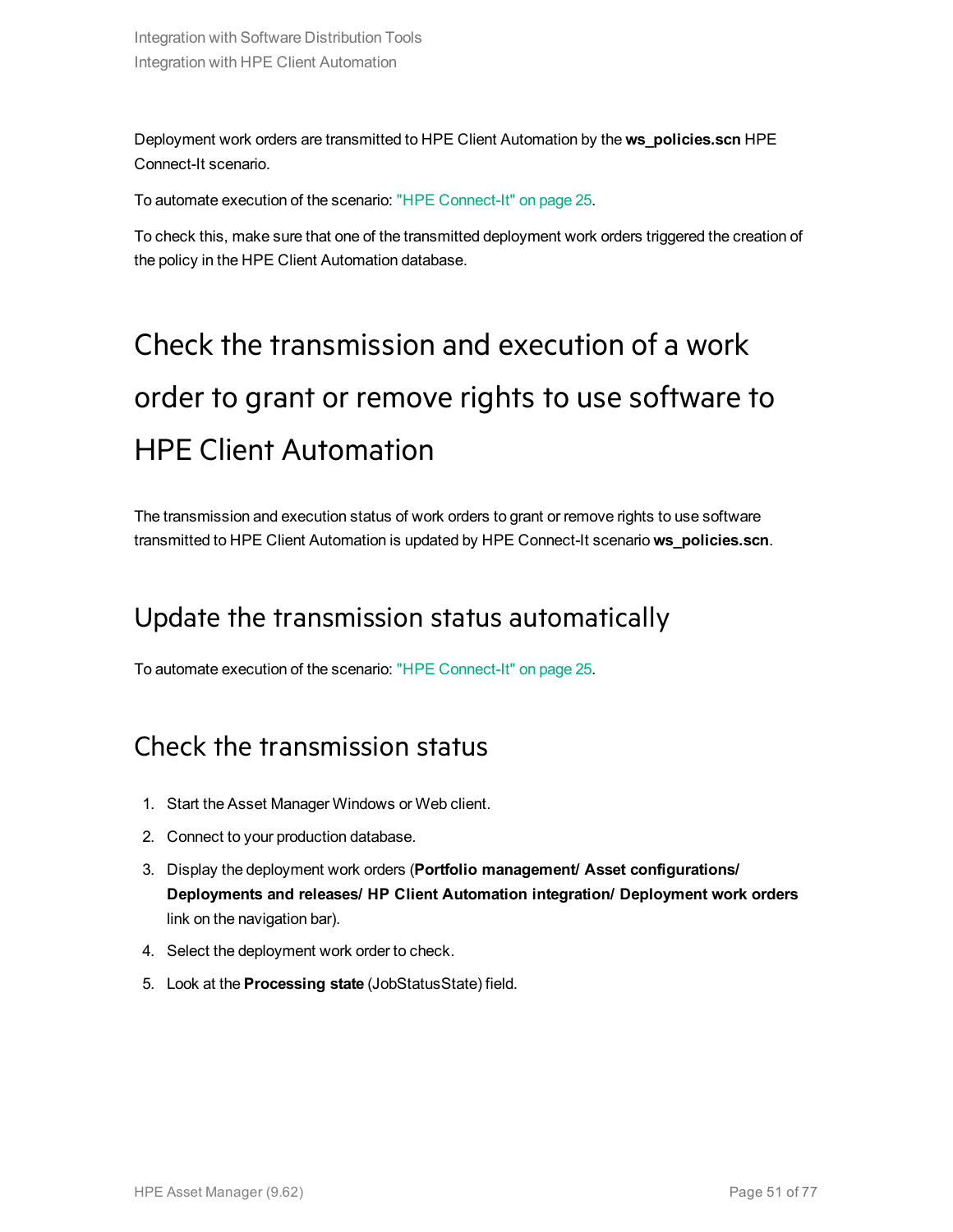Deployment work orders are transmitted to HPE Client Automation by the **ws_policies.scn** HPE Connect-It scenario.

To automate execution of the scenario: "HPE Connect-It" on page 25.

To check this, make sure that one of the transmitted deployment work orders triggered the creation of the policy in the HPE Client Automation database.

# Check the transmission and execution of a work order to grant or remove rights to use software to HPE Client Automation

The transmission and execution status of work orders to grant or remove rights to use software transmitted to HPE Client Automation is updated by HPE Connect-It scenario **ws_policies.scn**.

## Update the transmission status automatically

To automate execution of the scenario: "HPE Connect-It" on page 25.

## Check the transmission status

1. Start the Asset Manager Windows or Web client.
2. Connect to your production database.
3. Display the deployment work orders (**Portfolio management/ Asset configurations/ Deployments and releases/ HP Client Automation integration/ Deployment work orders** link on the navigation bar).
4. Select the deployment work order to check.
5. Look at the **Processing state** (JobStatusState) field.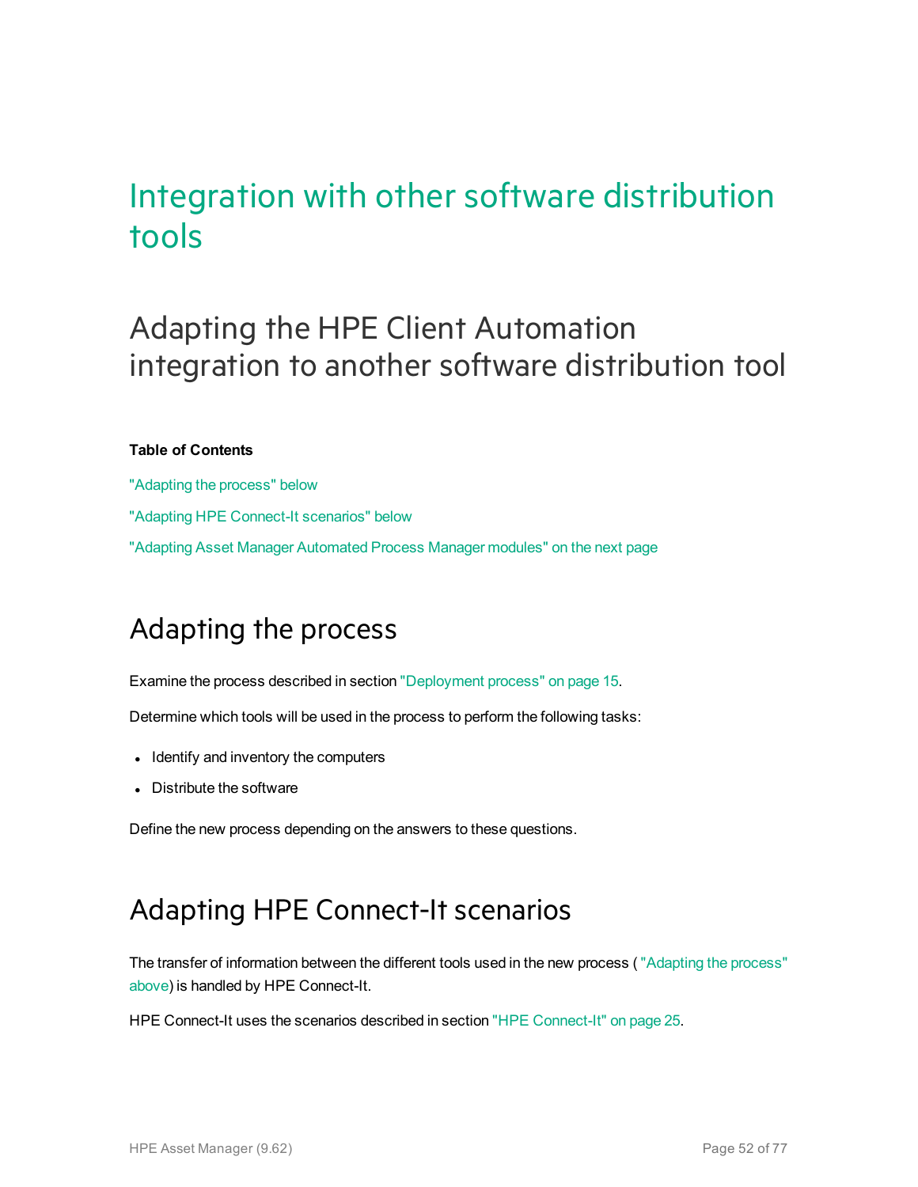# Integration with other software distribution tools

## Adapting the HPE Client Automation integration to another software distribution tool

**Table of Contents**

"Adapting the process" below

"Adapting HPE Connect-It scenarios" below

"Adapting Asset Manager Automated Process Manager modules" on the next page

### Adapting the process

Examine the process described in section "Deployment process" on page 15.

Determine which tools will be used in the process to perform the following tasks:

- Identify and inventory the computers
- Distribute the software

Define the new process depending on the answers to these questions.

### Adapting HPE Connect-It scenarios

The transfer of information between the different tools used in the new process ( "Adapting the process" above) is handled by HPE Connect-It.

HPE Connect-It uses the scenarios described in section "HPE Connect-It" on page 25.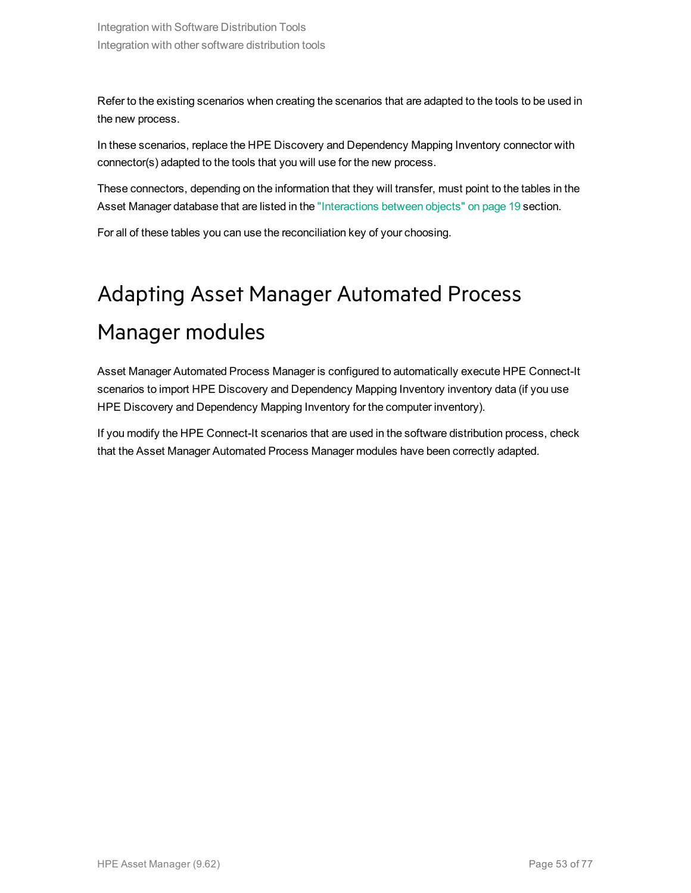Refer to the existing scenarios when creating the scenarios that are adapted to the tools to be used in the new process.

In these scenarios, replace the HPE Discovery and Dependency Mapping Inventory connector with connector(s) adapted to the tools that you will use for the new process.

These connectors, depending on the information that they will transfer, must point to the tables in the Asset Manager database that are listed in the "Interactions between objects" on page 19 section.

For all of these tables you can use the reconciliation key of your choosing.

# Adapting Asset Manager Automated Process Manager modules

Asset Manager Automated Process Manager is configured to automatically execute HPE Connect-It scenarios to import HPE Discovery and Dependency Mapping Inventory inventory data (if you use HPE Discovery and Dependency Mapping Inventory for the computer inventory).

If you modify the HPE Connect-It scenarios that are used in the software distribution process, check that the Asset Manager Automated Process Manager modules have been correctly adapted.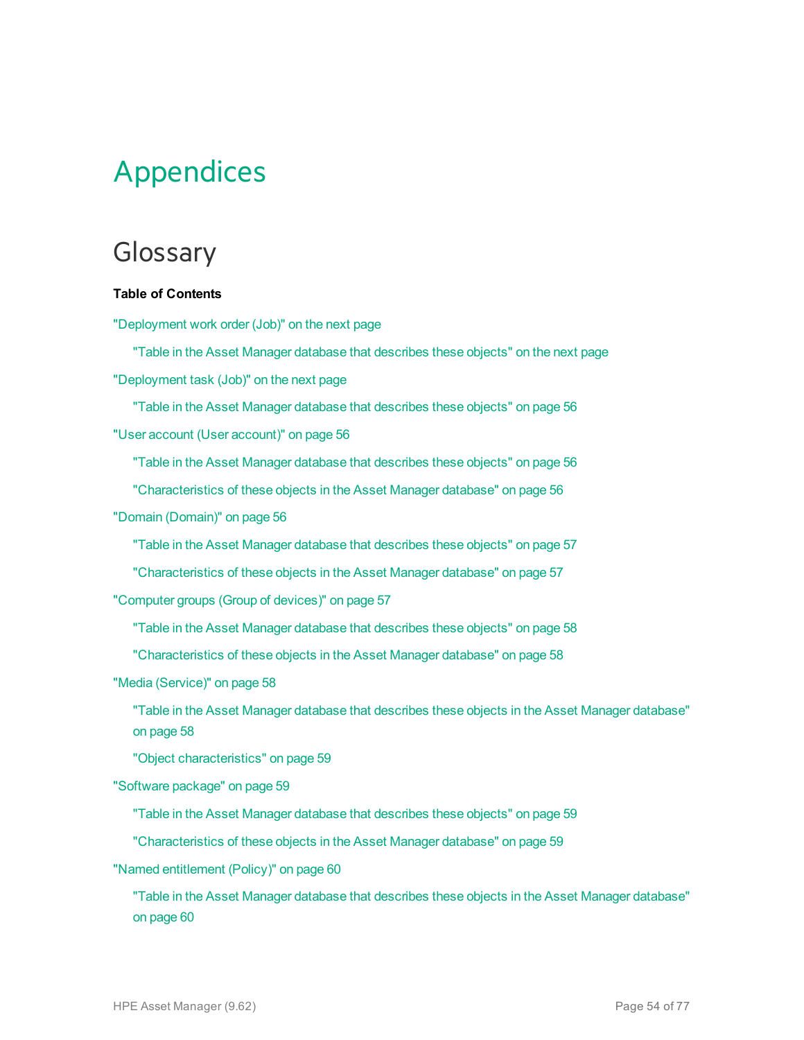# Appendices

## Glossary

**Table of Contents**

"Deployment work order (Job)" on the next page

- "Table in the Asset Manager database that describes these objects" on the next page

"Deployment task (Job)" on the next page

- "Table in the Asset Manager database that describes these objects" on page 56

"User account (User account)" on page 56

- "Table in the Asset Manager database that describes these objects" on page 56
- "Characteristics of these objects in the Asset Manager database" on page 56

"Domain (Domain)" on page 56

- "Table in the Asset Manager database that describes these objects" on page 57
- "Characteristics of these objects in the Asset Manager database" on page 57

"Computer groups (Group of devices)" on page 57

- "Table in the Asset Manager database that describes these objects" on page 58
- "Characteristics of these objects in the Asset Manager database" on page 58

"Media (Service)" on page 58

- "Table in the Asset Manager database that describes these objects in the Asset Manager database" on page 58
- "Object characteristics" on page 59

"Software package" on page 59

- "Table in the Asset Manager database that describes these objects" on page 59
- "Characteristics of these objects in the Asset Manager database" on page 59

"Named entitlement (Policy)" on page 60

- "Table in the Asset Manager database that describes these objects in the Asset Manager database" on page 60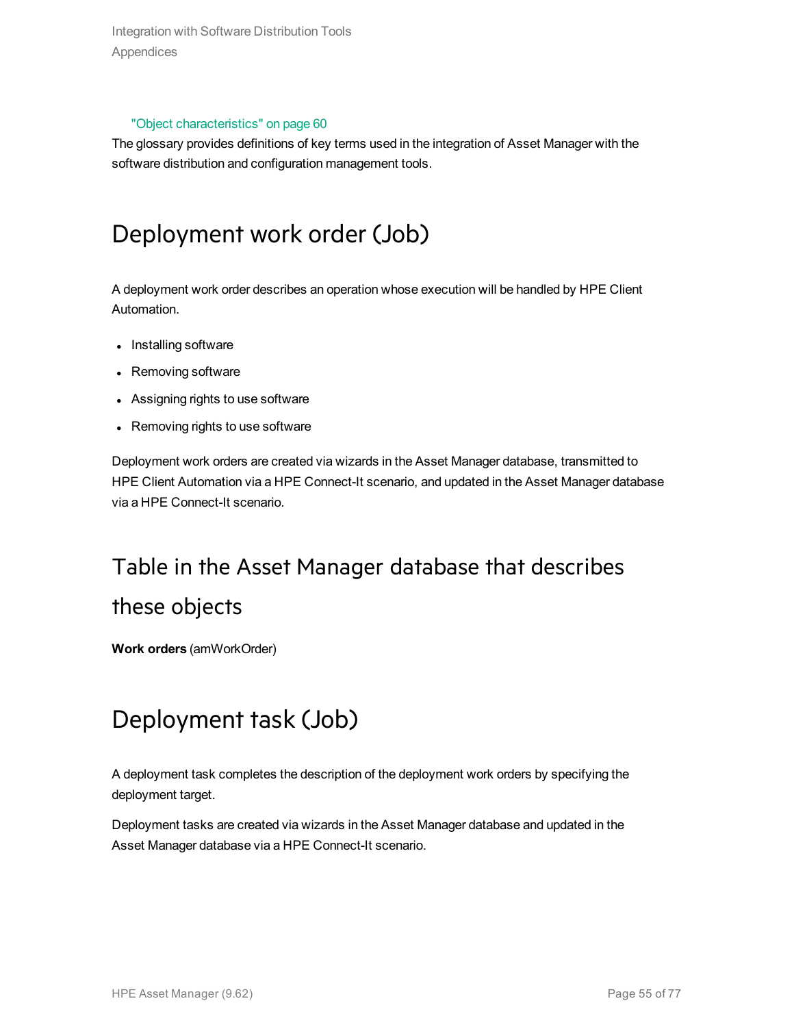"Object characteristics" on page 60

The glossary provides definitions of key terms used in the integration of Asset Manager with the software distribution and configuration management tools.

# Deployment work order (Job)

A deployment work order describes an operation whose execution will be handled by HPE Client Automation.

- Installing software
- Removing software
- Assigning rights to use software
- Removing rights to use software

Deployment work orders are created via wizards in the Asset Manager database, transmitted to HPE Client Automation via a HPE Connect-It scenario, and updated in the Asset Manager database via a HPE Connect-It scenario.

## Table in the Asset Manager database that describes these objects

**Work orders** (amWorkOrder)

# Deployment task (Job)

A deployment task completes the description of the deployment work orders by specifying the deployment target.

Deployment tasks are created via wizards in the Asset Manager database and updated in the Asset Manager database via a HPE Connect-It scenario.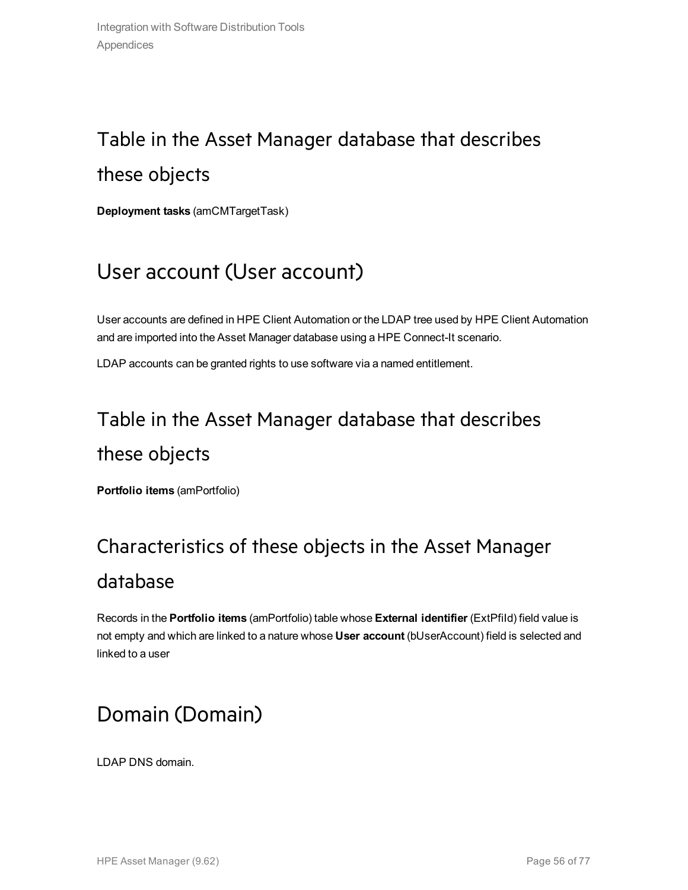## Table in the Asset Manager database that describes these objects

**Deployment tasks** (amCMTargetTask)

# User account (User account)

User accounts are defined in HPE Client Automation or the LDAP tree used by HPE Client Automation and are imported into the Asset Manager database using a HPE Connect-It scenario.

LDAP accounts can be granted rights to use software via a named entitlement.

## Table in the Asset Manager database that describes these objects

**Portfolio items** (amPortfolio)

## Characteristics of these objects in the Asset Manager database

Records in the **Portfolio items** (amPortfolio) table whose **External identifier** (ExtPfId) field value is not empty and which are linked to a nature whose **User account** (bUserAccount) field is selected and linked to a user

# Domain (Domain)

LDAP DNS domain.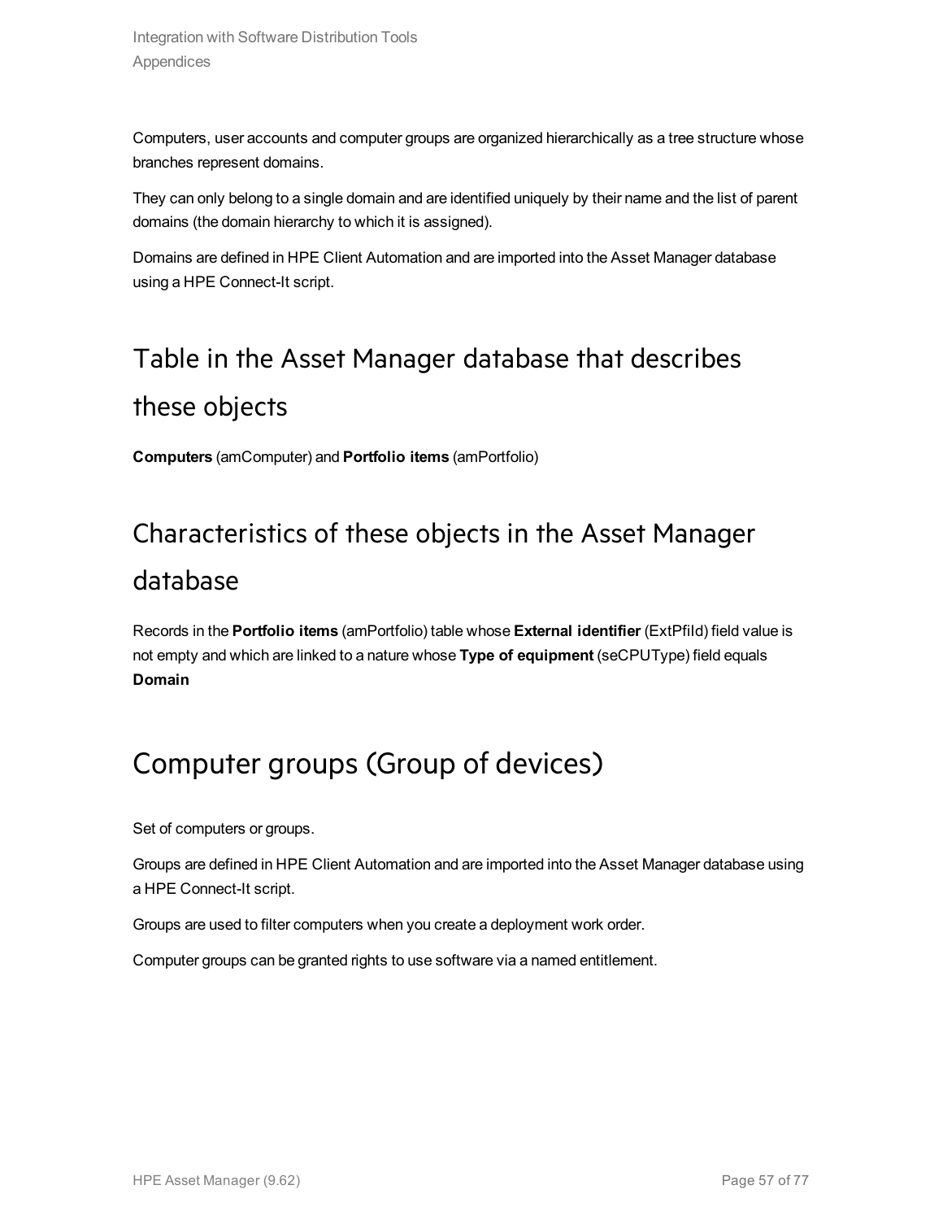Computers, user accounts and computer groups are organized hierarchically as a tree structure whose branches represent domains.

They can only belong to a single domain and are identified uniquely by their name and the list of parent domains (the domain hierarchy to which it is assigned).

Domains are defined in HPE Client Automation and are imported into the Asset Manager database using a HPE Connect-It script.

### Table in the Asset Manager database that describes these objects

**Computers** (amComputer) and **Portfolio items** (amPortfolio)

### Characteristics of these objects in the Asset Manager database

Records in the **Portfolio items** (amPortfolio) table whose **External identifier** (ExtPfId) field value is not empty and which are linked to a nature whose **Type of equipment** (seCPUType) field equals **Domain**

## Computer groups (Group of devices)

Set of computers or groups.

Groups are defined in HPE Client Automation and are imported into the Asset Manager database using a HPE Connect-It script.

Groups are used to filter computers when you create a deployment work order.

Computer groups can be granted rights to use software via a named entitlement.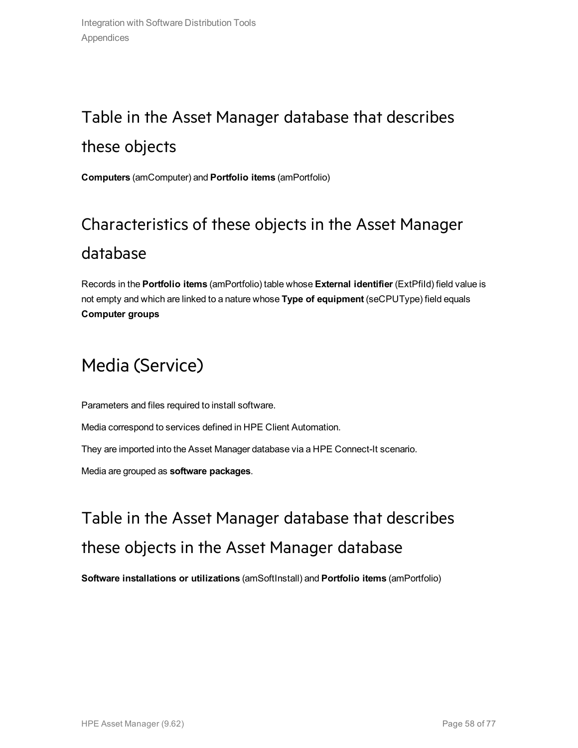## Table in the Asset Manager database that describes these objects

**Computers** (amComputer) and **Portfolio items** (amPortfolio)

## Characteristics of these objects in the Asset Manager database

Records in the **Portfolio items** (amPortfolio) table whose **External identifier** (ExtPfId) field value is not empty and which are linked to a nature whose **Type of equipment** (seCPUType) field equals **Computer groups**

# Media (Service)

Parameters and files required to install software.

Media correspond to services defined in HPE Client Automation.

They are imported into the Asset Manager database via a HPE Connect-It scenario.

Media are grouped as **software packages**.

## Table in the Asset Manager database that describes these objects in the Asset Manager database

**Software installations or utilizations** (amSoftInstall) and **Portfolio items** (amPortfolio)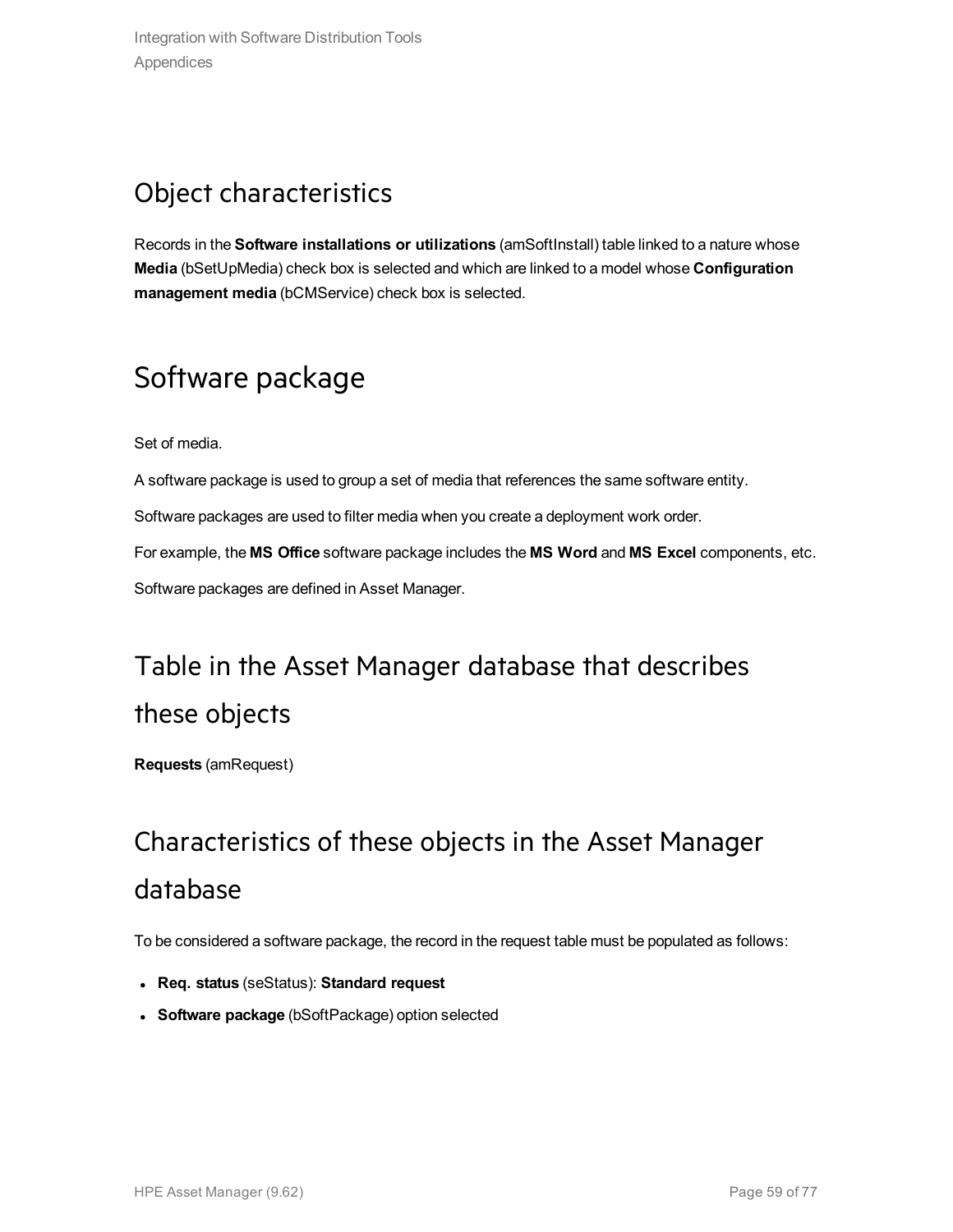## Object characteristics

Records in the **Software installations or utilizations** (amSoftInstall) table linked to a nature whose **Media** (bSetUpMedia) check box is selected and which are linked to a model whose **Configuration management media** (bCMService) check box is selected.

# Software package

Set of media.

A software package is used to group a set of media that references the same software entity.

Software packages are used to filter media when you create a deployment work order.

For example, the **MS Office** software package includes the **MS Word** and **MS Excel** components, etc.

Software packages are defined in Asset Manager.

## Table in the Asset Manager database that describes these objects

**Requests** (amRequest)

## Characteristics of these objects in the Asset Manager database

To be considered a software package, the record in the request table must be populated as follows:

- **Req. status** (seStatus): **Standard request**
- **Software package** (bSoftPackage) option selected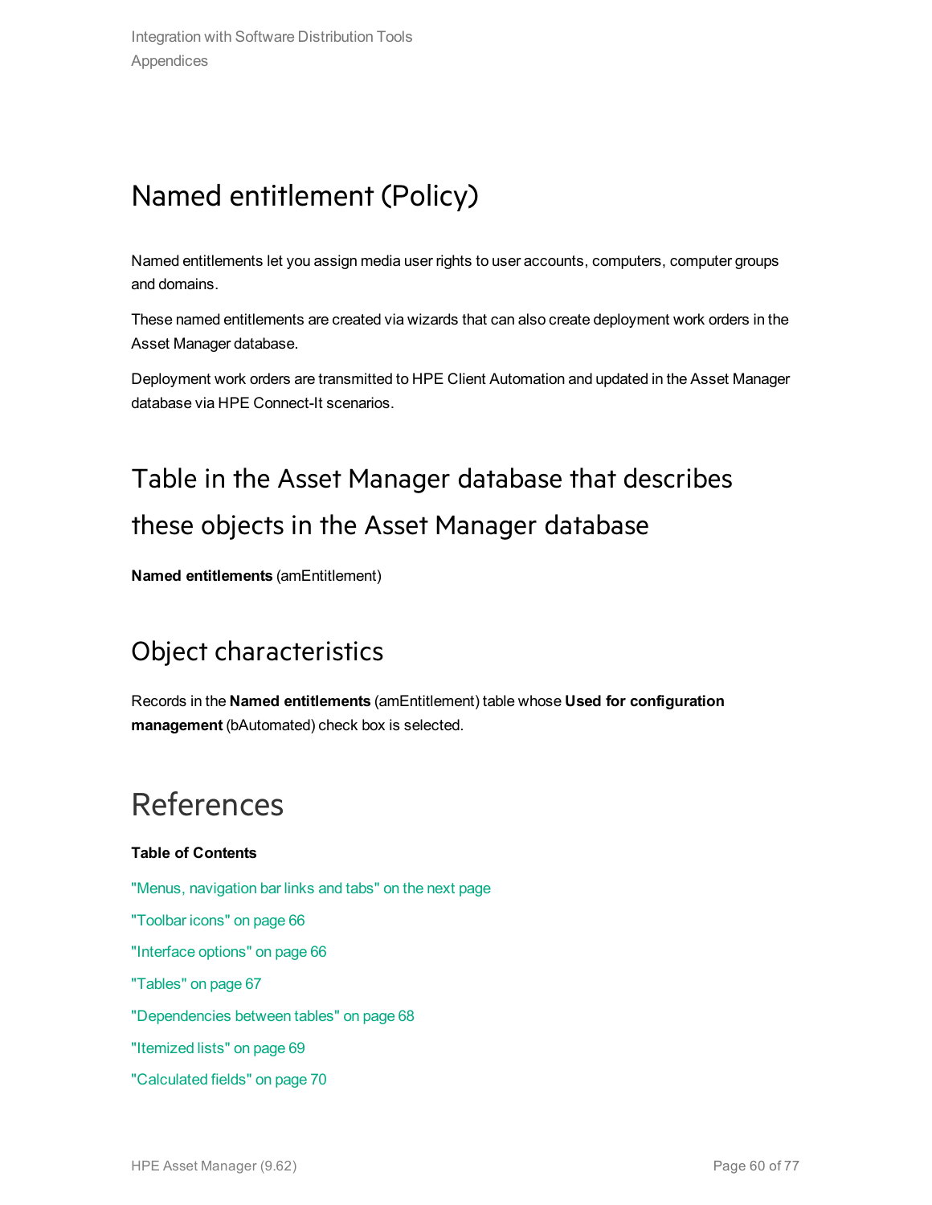## Named entitlement (Policy)

Named entitlements let you assign media user rights to user accounts, computers, computer groups and domains.

These named entitlements are created via wizards that can also create deployment work orders in the Asset Manager database.

Deployment work orders are transmitted to HPE Client Automation and updated in the Asset Manager database via HPE Connect-It scenarios.

### Table in the Asset Manager database that describes these objects in the Asset Manager database

**Named entitlements** (amEntitlement)

### Object characteristics

Records in the **Named entitlements** (amEntitlement) table whose **Used for configuration management** (bAutomated) check box is selected.

# References

**Table of Contents**

"Menus, navigation bar links and tabs" on the next page

"Toolbar icons" on page 66

"Interface options" on page 66

"Tables" on page 67

"Dependencies between tables" on page 68

"Itemized lists" on page 69

"Calculated fields" on page 70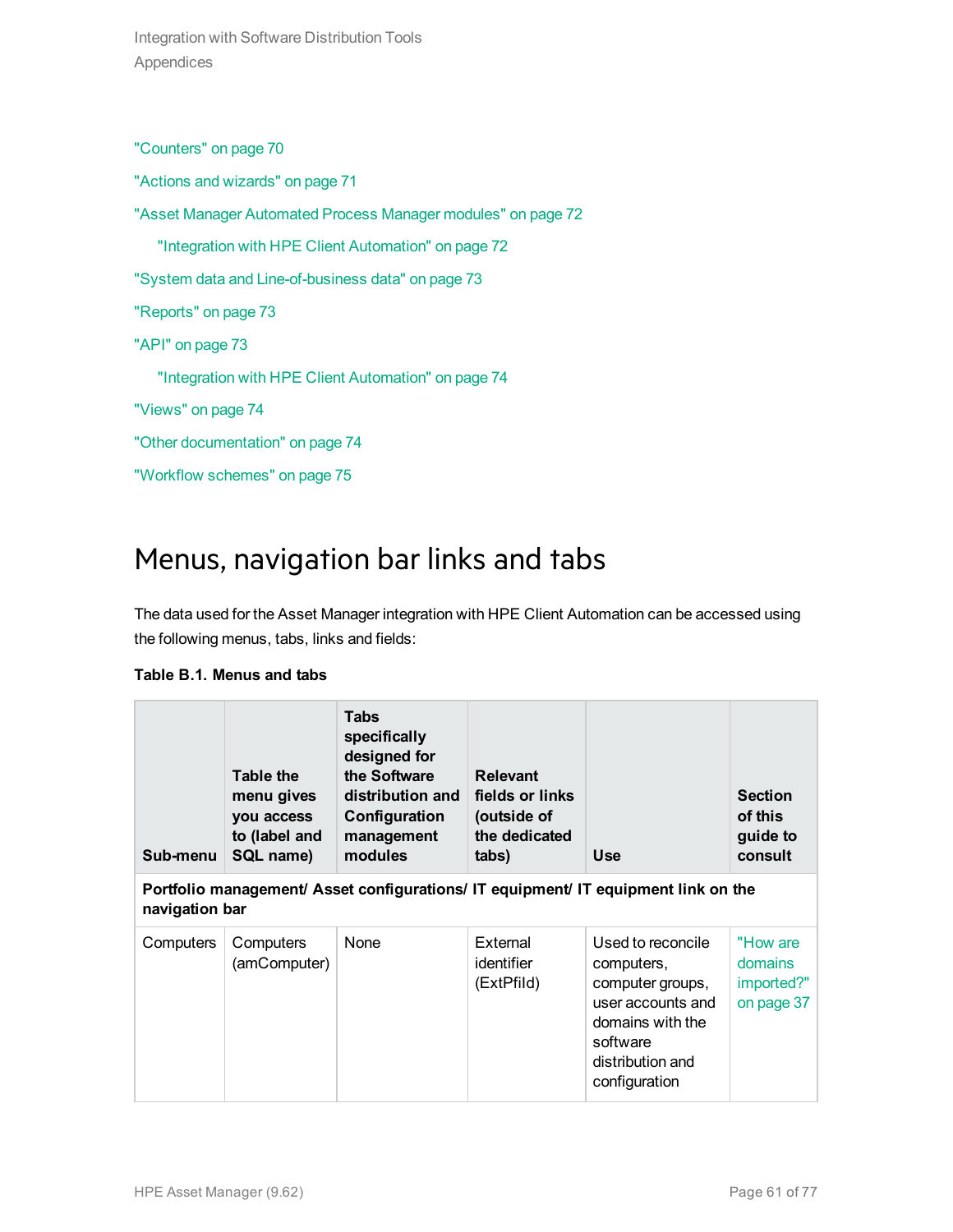"Counters" on page 70

"Actions and wizards" on page 71

"Asset Manager Automated Process Manager modules" on page 72

- "Integration with HPE Client Automation" on page 72

"System data and Line-of-business data" on page 73

"Reports" on page 73

"API" on page 73

- "Integration with HPE Client Automation" on page 74

"Views" on page 74

"Other documentation" on page 74

"Workflow schemes" on page 75

# Menus, navigation bar links and tabs

The data used for the Asset Manager integration with HPE Client Automation can be accessed using the following menus, tabs, links and fields:

**Table B.1. Menus and tabs**

| Sub-menu | Table the menu gives you access to (label and SQL name) | Tabs specifically designed for the Software distribution and Configuration management modules | Relevant fields or links (outside of the dedicated tabs) | Use | Section of this guide to consult |
|---|---|---|---|---|---|
| **Portfolio management/ Asset configurations/ IT equipment/ IT equipment link on the navigation bar** | | | | | |
| Computers | Computers (amComputer) | None | External identifier (ExtPfIId) | Used to reconcile computers, computer groups, user accounts and domains with the software distribution and configuration | "How are domains imported?" on page 37 |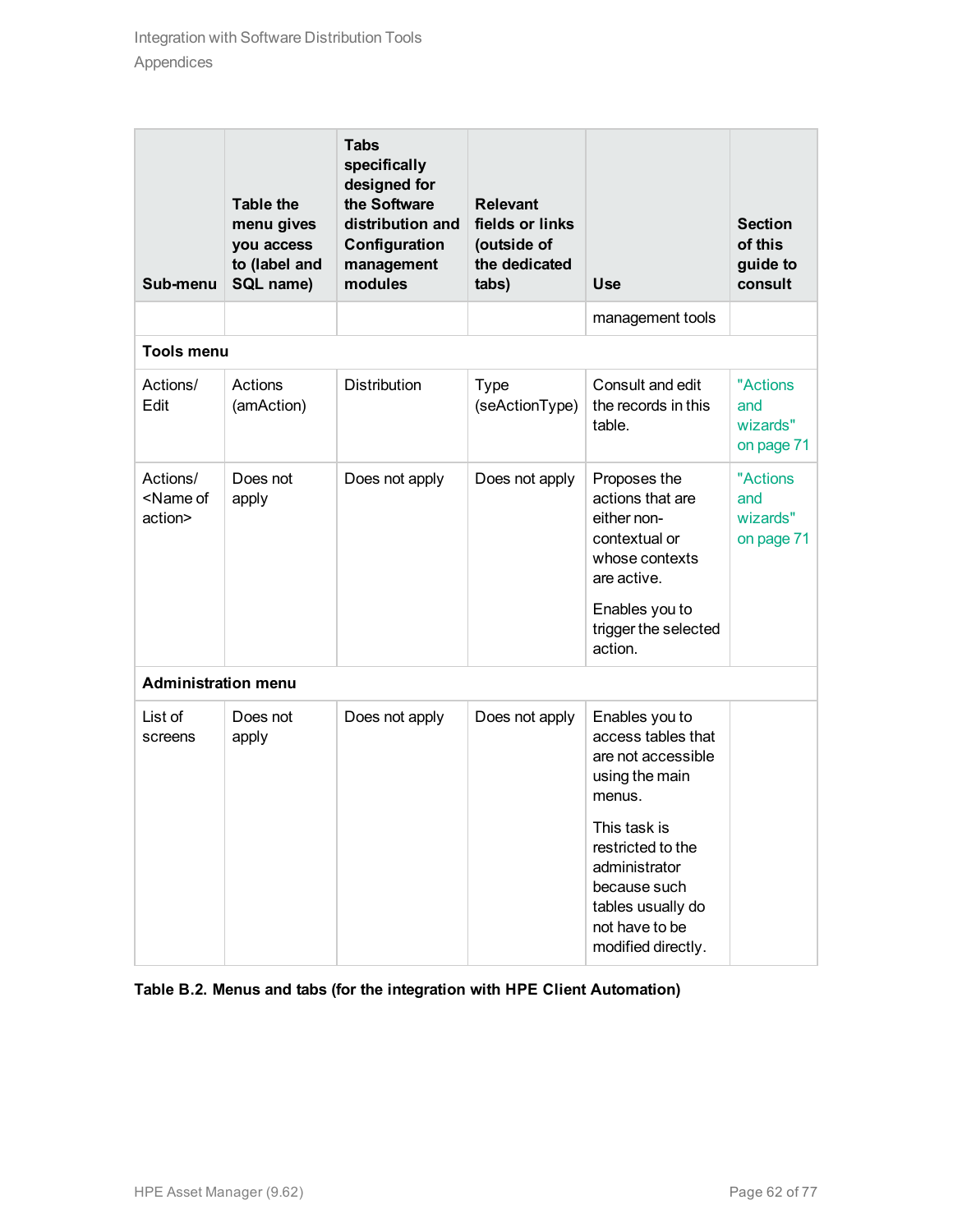| Sub-menu | Table the menu gives you access to (label and SQL name) | Tabs specifically designed for the Software distribution and Configuration management modules | Relevant fields or links (outside of the dedicated tabs) | Use | Section of this guide to consult |
|---|---|---|---|---|---|
| | | | | management tools | |
| **Tools menu** | | | | | |
| Actions/ Edit | Actions (amAction) | Distribution | Type (seActionType) | Consult and edit the records in this table. | "Actions and wizards" on page 71 |
| Actions/ <Name of action> | Does not apply | Does not apply | Does not apply | Proposes the actions that are either non-contextual or whose contexts are active.<br><br>Enables you to trigger the selected action. | "Actions and wizards" on page 71 |
| **Administration menu** | | | | | |
| List of screens | Does not apply | Does not apply | Does not apply | Enables you to access tables that are not accessible using the main menus.<br><br>This task is restricted to the administrator because such tables usually do not have to be modified directly. | |

**Table B.2. Menus and tabs (for the integration with HPE Client Automation)**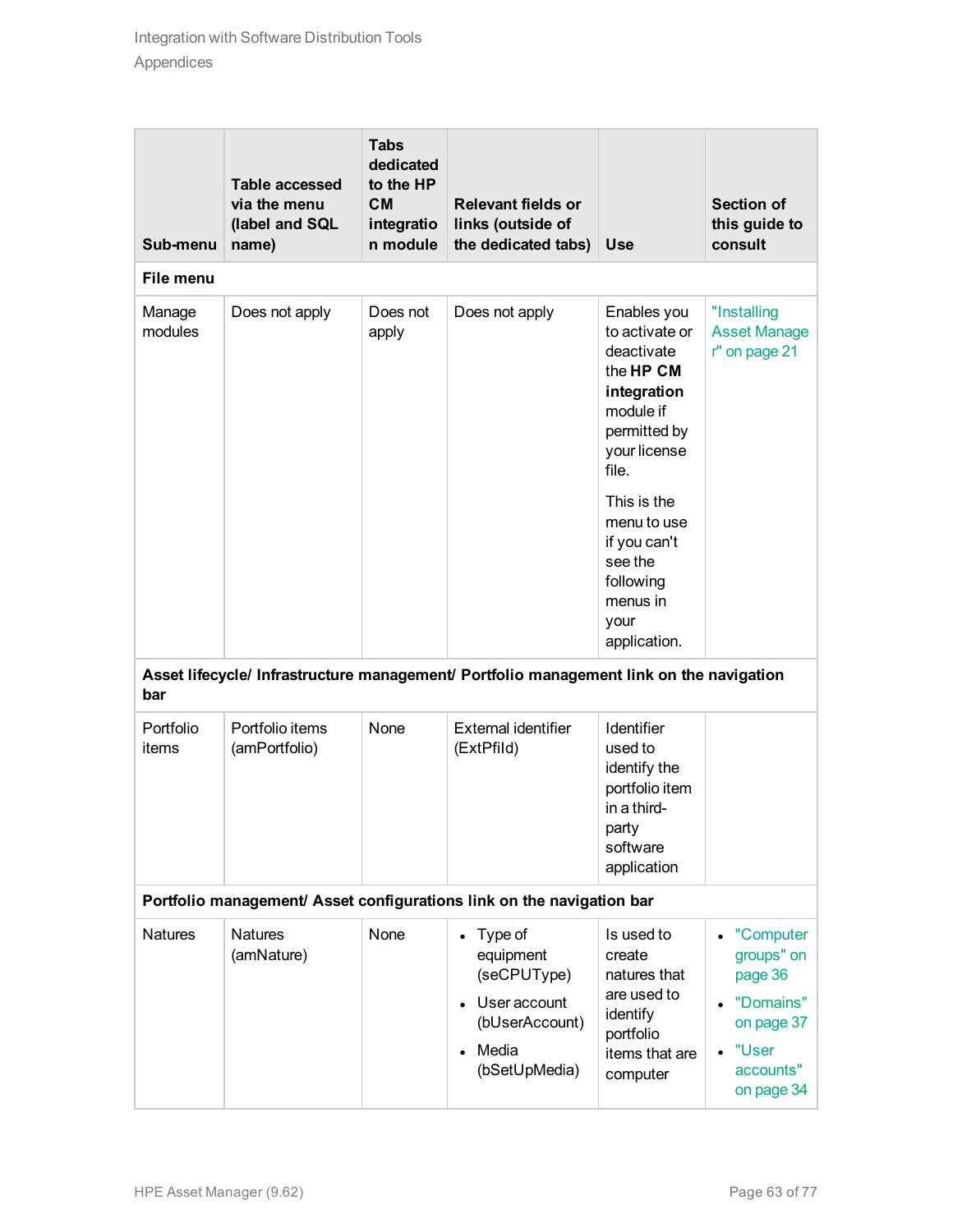| Sub-menu | Table accessed via the menu (label and SQL name) | Tabs dedicated to the HP CM integration module | Relevant fields or links (outside of the dedicated tabs) | Use | Section of this guide to consult |
|---|---|---|---|---|---|
| **File menu** | | | | | |
| Manage modules | Does not apply | Does not apply | Does not apply | Enables you to activate or deactivate the **HP CM integration** module if permitted by your license file.<br><br>This is the menu to use if you can't see the following menus in your application. | "Installing Asset Manager" on page 21 |
| **Asset lifecycle/ Infrastructure management/ Portfolio management link on the navigation bar** | | | | | |
| Portfolio items | Portfolio items (amPortfolio) | None | External identifier (ExtPfId) | Identifier used to identify the portfolio item in a third-party software application | |
| **Portfolio management/ Asset configurations link on the navigation bar** | | | | | |
| Natures | Natures (amNature) | None | • Type of equipment (seCPUType)<br>• User account (bUserAccount)<br>• Media (bSetUpMedia) | Is used to create natures that are used to identify portfolio items that are computer | • "Computer groups" on page 36<br>• "Domains" on page 37<br>• "User accounts" on page 34 |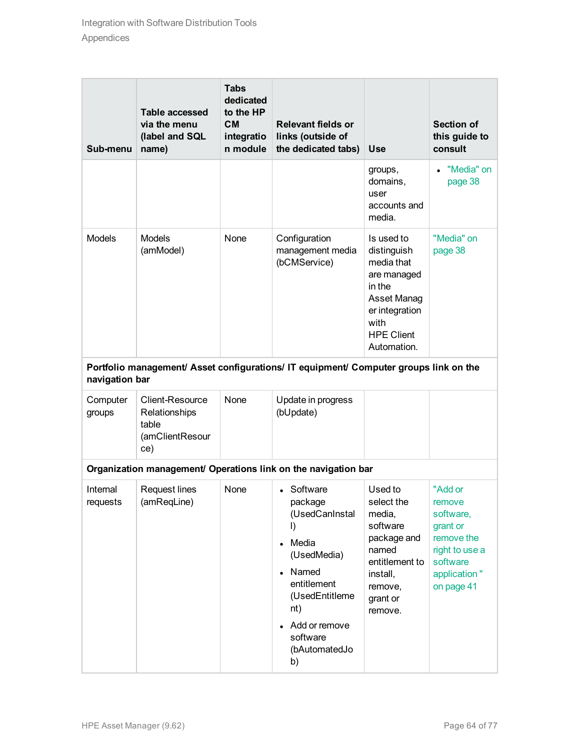| Sub-menu | Table accessed via the menu (label and SQL name) | Tabs dedicated to the HP CM integration module | Relevant fields or links (outside of the dedicated tabs) | Use | Section of this guide to consult |
|---|---|---|---|---|---|
| | | | | groups, domains, user accounts and media. | • "Media" on page 38 |
| Models | Models (amModel) | None | Configuration management media (bCMService) | Is used to distinguish media that are managed in the Asset Manager integration with HPE Client Automation. | "Media" on page 38 |
| **Portfolio management/ Asset configurations/ IT equipment/ Computer groups link on the navigation bar** | | | | | |
| Computer groups | Client-Resource Relationships table (amClientResource) | None | Update in progress (bUpdate) | | |
| **Organization management/ Operations link on the navigation bar** | | | | | |
| Internal requests | Request lines (amReqLine) | None | • Software package (UsedCanInstall)<br>• Media (UsedMedia)<br>• Named entitlement (UsedEntitlement)<br>• Add or remove software (bAutomatedJob) | Used to select the media, software package and named entitlement to install, remove, grant or remove. | "Add or remove software, grant or remove the right to use a software application " on page 41 |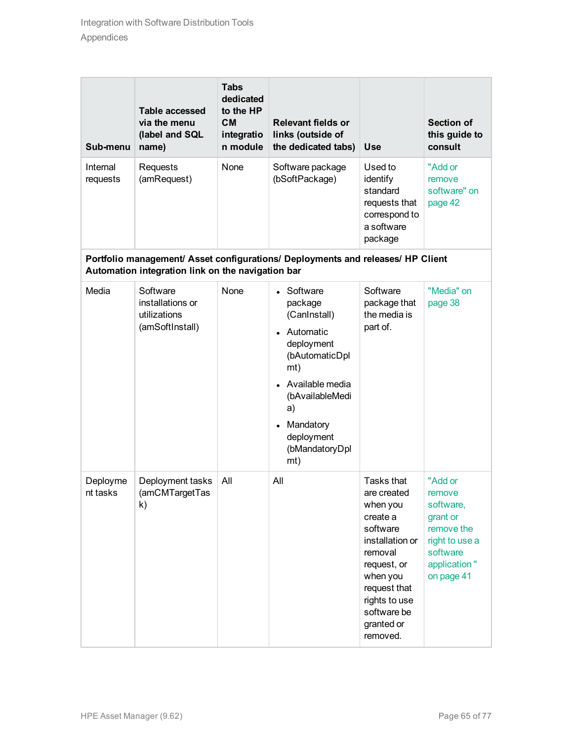| Sub-menu | Table accessed via the menu (label and SQL name) | Tabs dedicated to the HP CM integration module | Relevant fields or links (outside of the dedicated tabs) | Use | Section of this guide to consult |
|---|---|---|---|---|---|
| Internal requests | Requests (amRequest) | None | Software package (bSoftPackage) | Used to identify standard requests that correspond to a software package | "Add or remove software" on page 42 |
| **Portfolio management/ Asset configurations/ Deployments and releases/ HP Client Automation integration link on the navigation bar** | | | | | |
| Media | Software installations or utilizations (amSoftInstall) | None | • Software package (CanInstall)<br>• Automatic deployment (bAutomaticDplmt)<br>• Available media (bAvailableMedia)<br>• Mandatory deployment (bMandatoryDplmt) | Software package that the media is part of. | "Media" on page 38 |
| Deployment tasks | Deployment tasks (amCMTargetTask) | All | All | Tasks that are created when you create a software installation or removal request, or when you request that rights to use software be granted or removed. | "Add or remove software, grant or remove the right to use a software application " on page 41 |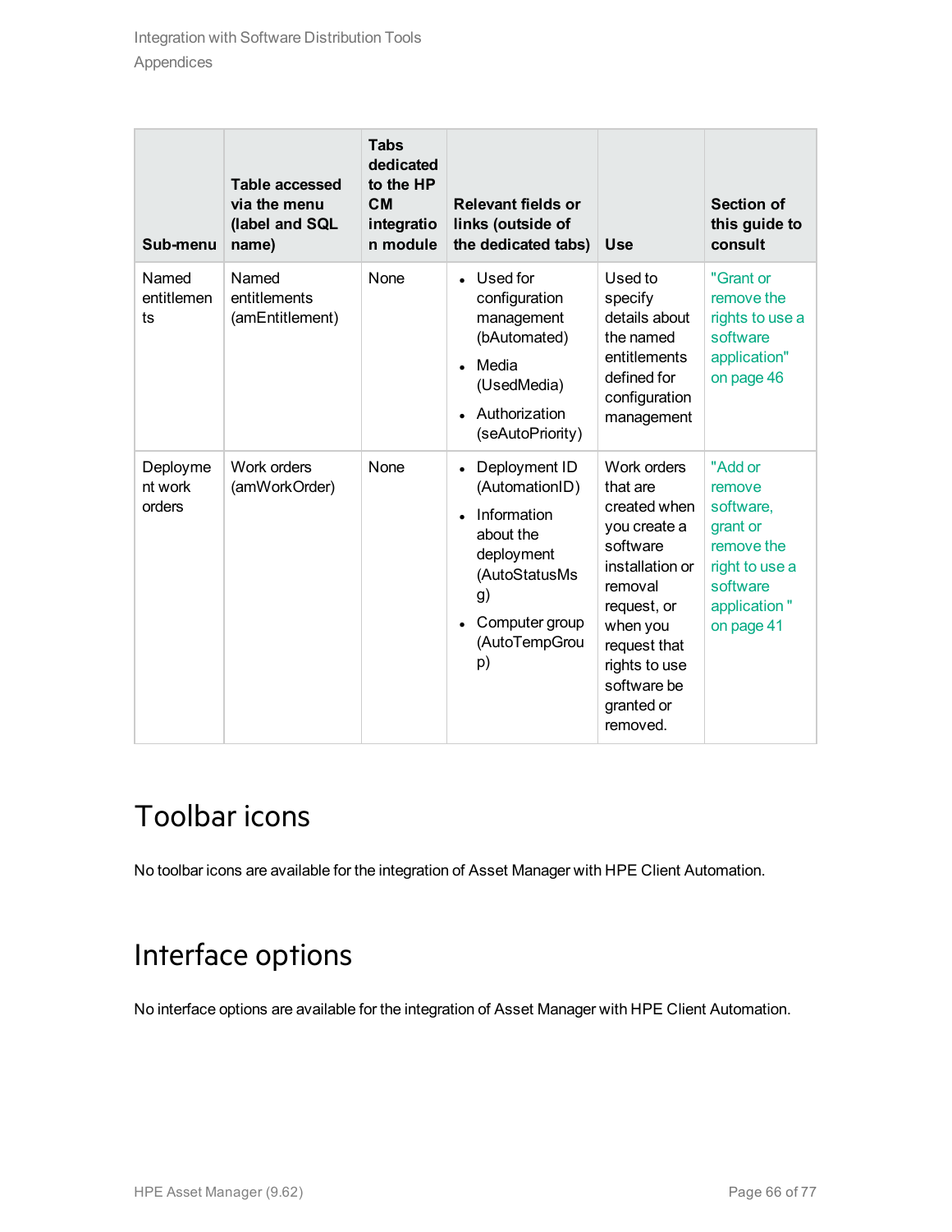| Sub-menu | Table accessed via the menu (label and SQL name) | Tabs dedicated to the HP CM integration module | Relevant fields or links (outside of the dedicated tabs) | Use | Section of this guide to consult |
|---|---|---|---|---|---|
| Named entitlements | Named entitlements (amEntitlement) | None | • Used for configuration management (bAutomated)<br>• Media (UsedMedia)<br>• Authorization (seAutoPriority) | Used to specify details about the named entitlements defined for configuration management | "Grant or remove the rights to use a software application" on page 46 |
| Deployment work orders | Work orders (amWorkOrder) | None | • Deployment ID (AutomationID)<br>• Information about the deployment (AutoStatusMsg)<br>• Computer group (AutoTempGroup) | Work orders that are created when you create a software installation or removal request, or when you request that rights to use software be granted or removed. | "Add or remove software, grant or remove the right to use a software application " on page 41 |

# Toolbar icons

No toolbar icons are available for the integration of Asset Manager with HPE Client Automation.

# Interface options

No interface options are available for the integration of Asset Manager with HPE Client Automation.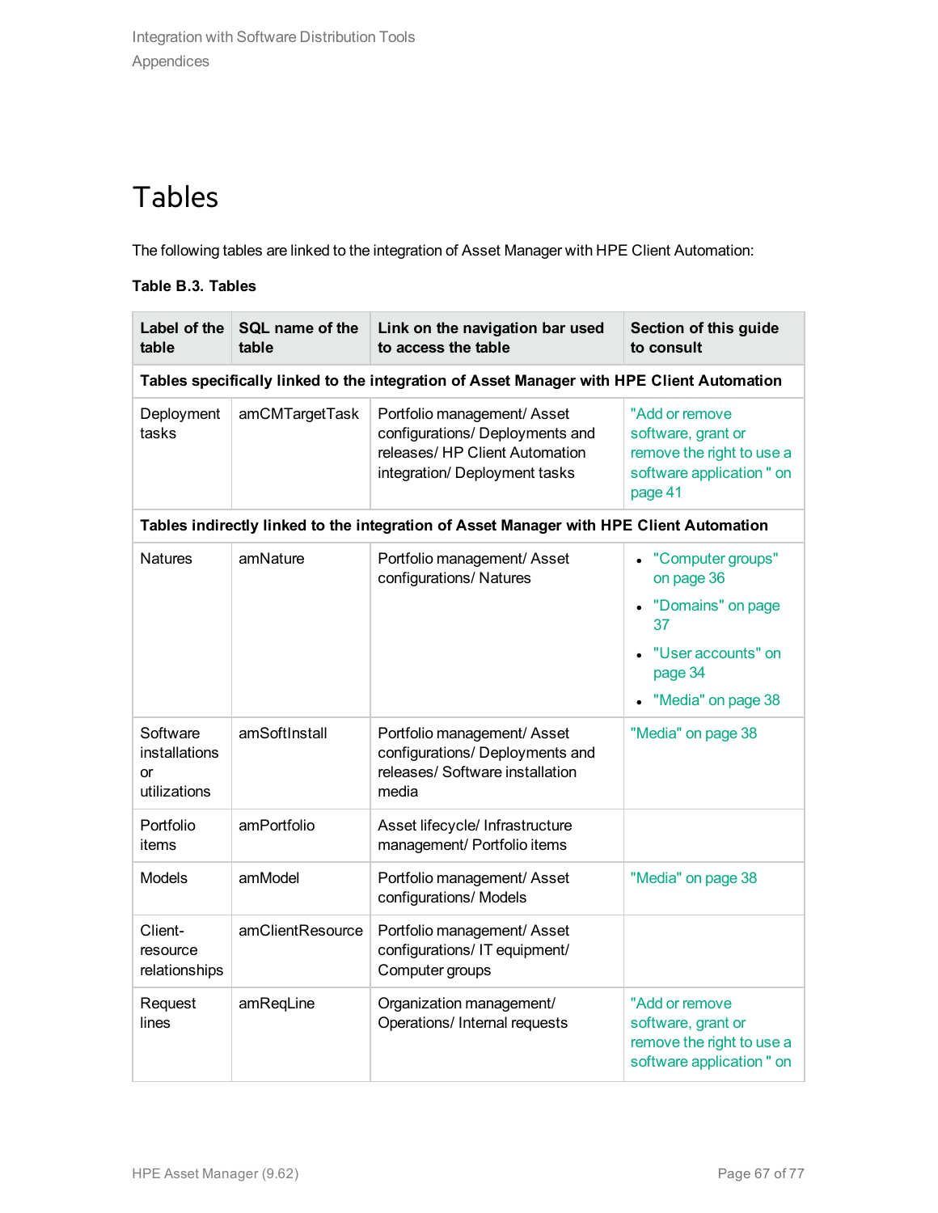# Tables

The following tables are linked to the integration of Asset Manager with HPE Client Automation:

**Table B.3. Tables**

| Label of the table | SQL name of the table | Link on the navigation bar used to access the table | Section of this guide to consult |
|---|---|---|---|
| **Tables specifically linked to the integration of Asset Manager with HPE Client Automation** | | | |
| Deployment tasks | amCMTargetTask | Portfolio management/ Asset configurations/ Deployments and releases/ HP Client Automation integration/ Deployment tasks | "Add or remove software, grant or remove the right to use a software application " on page 41 |
| **Tables indirectly linked to the integration of Asset Manager with HPE Client Automation** | | | |
| Natures | amNature | Portfolio management/ Asset configurations/ Natures | • "Computer groups" on page 36<br>• "Domains" on page 37<br>• "User accounts" on page 34<br>• "Media" on page 38 |
| Software installations or utilizations | amSoftInstall | Portfolio management/ Asset configurations/ Deployments and releases/ Software installation media | "Media" on page 38 |
| Portfolio items | amPortfolio | Asset lifecycle/ Infrastructure management/ Portfolio items | |
| Models | amModel | Portfolio management/ Asset configurations/ Models | "Media" on page 38 |
| Client-resource relationships | amClientResource | Portfolio management/ Asset configurations/ IT equipment/ Computer groups | |
| Request lines | amReqLine | Organization management/ Operations/ Internal requests | "Add or remove software, grant or remove the right to use a software application " on |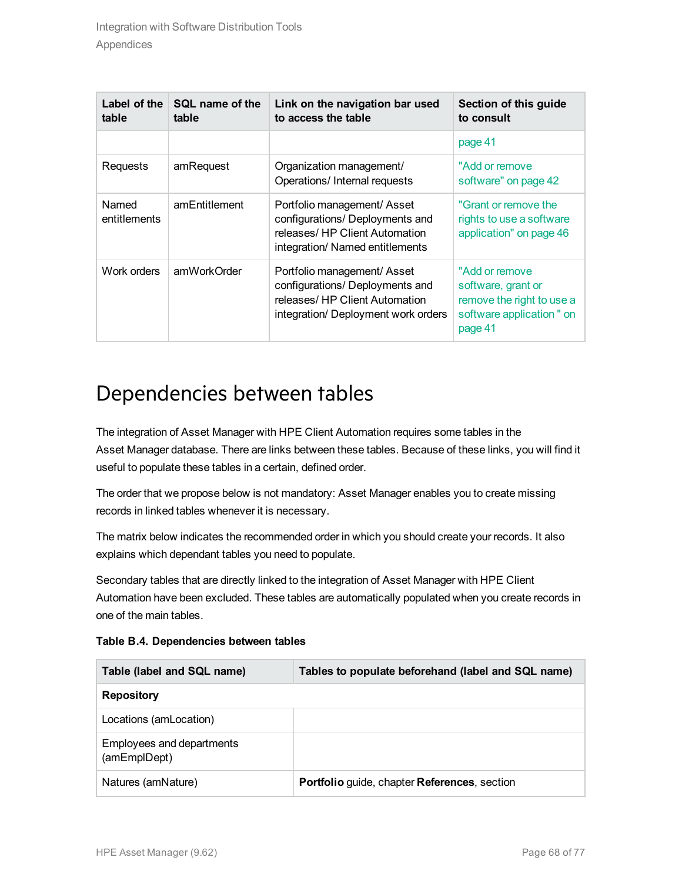| Label of the table | SQL name of the table | Link on the navigation bar used to access the table | Section of this guide to consult |
|---|---|---|---|
| | | | page 41 |
| Requests | amRequest | Organization management/ Operations/ Internal requests | "Add or remove software" on page 42 |
| Named entitlements | amEntitlement | Portfolio management/ Asset configurations/ Deployments and releases/ HP Client Automation integration/ Named entitlements | "Grant or remove the rights to use a software application" on page 46 |
| Work orders | amWorkOrder | Portfolio management/ Asset configurations/ Deployments and releases/ HP Client Automation integration/ Deployment work orders | "Add or remove software, grant or remove the right to use a software application " on page 41 |

# Dependencies between tables

The integration of Asset Manager with HPE Client Automation requires some tables in the Asset Manager database. There are links between these tables. Because of these links, you will find it useful to populate these tables in a certain, defined order.

The order that we propose below is not mandatory: Asset Manager enables you to create missing records in linked tables whenever it is necessary.

The matrix below indicates the recommended order in which you should create your records. It also explains which dependant tables you need to populate.

Secondary tables that are directly linked to the integration of Asset Manager with HPE Client Automation have been excluded. These tables are automatically populated when you create records in one of the main tables.

**Table B.4. Dependencies between tables**

| Table (label and SQL name) | Tables to populate beforehand (label and SQL name) |
|---|---|
| **Repository** | |
| Locations (amLocation) | |
| Employees and departments (amEmplDept) | |
| Natures (amNature) | **Portfolio** guide, chapter **References**, section |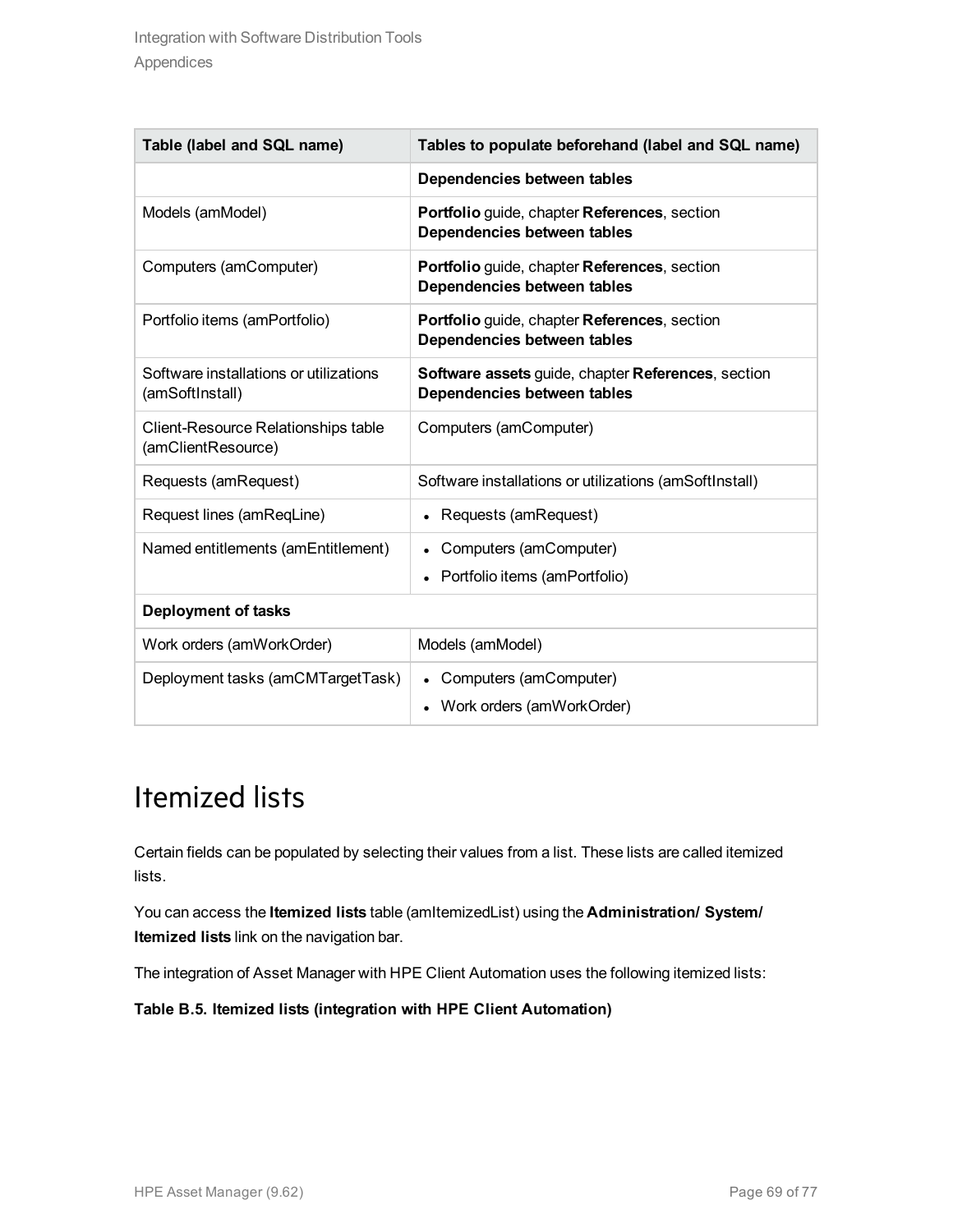| Table (label and SQL name) | Tables to populate beforehand (label and SQL name) |
|---|---|
| | **Dependencies between tables** |
| Models (amModel) | **Portfolio** guide, chapter **References**, section **Dependencies between tables** |
| Computers (amComputer) | **Portfolio** guide, chapter **References**, section **Dependencies between tables** |
| Portfolio items (amPortfolio) | **Portfolio** guide, chapter **References**, section **Dependencies between tables** |
| Software installations or utilizations (amSoftInstall) | **Software assets** guide, chapter **References**, section **Dependencies between tables** |
| Client-Resource Relationships table (amClientResource) | Computers (amComputer) |
| Requests (amRequest) | Software installations or utilizations (amSoftInstall) |
| Request lines (amReqLine) | • Requests (amRequest) |
| Named entitlements (amEntitlement) | • Computers (amComputer)<br>• Portfolio items (amPortfolio) |
| **Deployment of tasks** | |
| Work orders (amWorkOrder) | Models (amModel) |
| Deployment tasks (amCMTargetTask) | • Computers (amComputer)<br>• Work orders (amWorkOrder) |

# Itemized lists

Certain fields can be populated by selecting their values from a list. These lists are called itemized lists.

You can access the **Itemized lists** table (amItemizedList) using the **Administration/ System/ Itemized lists** link on the navigation bar.

The integration of Asset Manager with HPE Client Automation uses the following itemized lists:

**Table B.5. Itemized lists (integration with HPE Client Automation)**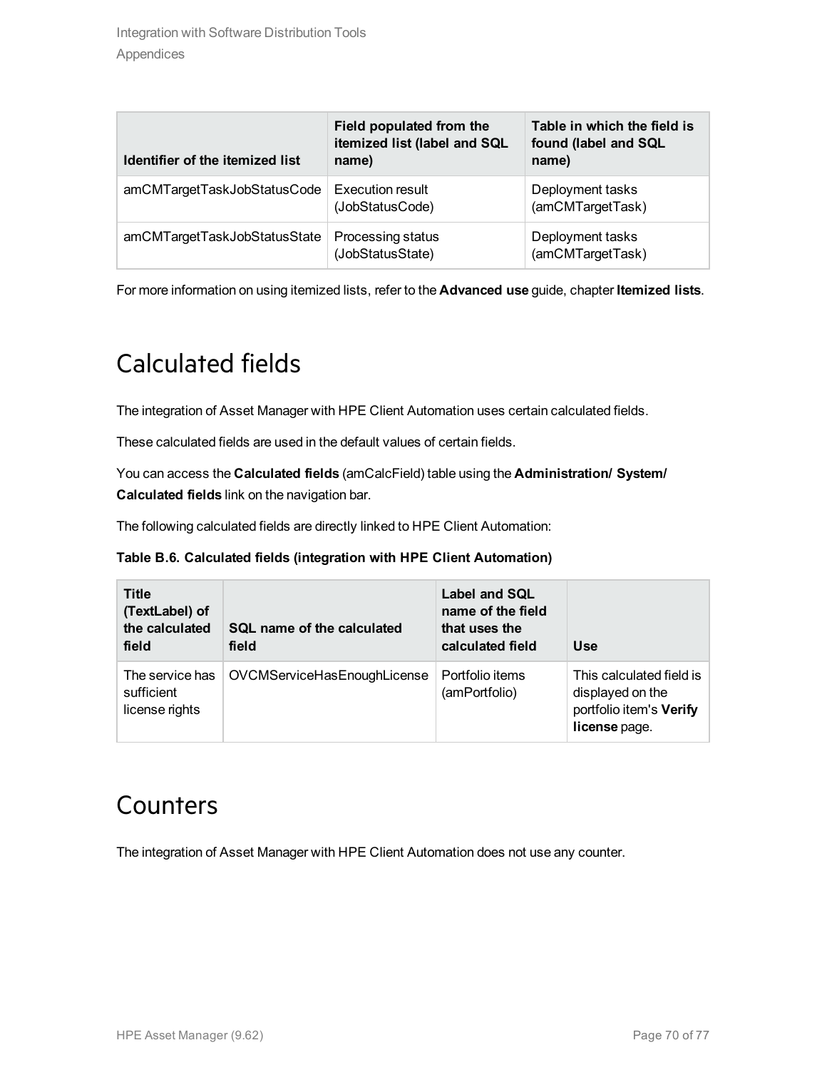| Identifier of the itemized list | Field populated from the itemized list (label and SQL name) | Table in which the field is found (label and SQL name) |
| --- | --- | --- |
| amCMTargetTaskJobStatusCode | Execution result (JobStatusCode) | Deployment tasks (amCMTargetTask) |
| amCMTargetTaskJobStatusState | Processing status (JobStatusState) | Deployment tasks (amCMTargetTask) |

For more information on using itemized lists, refer to the **Advanced use** guide, chapter **Itemized lists**.

## Calculated fields

The integration of Asset Manager with HPE Client Automation uses certain calculated fields.

These calculated fields are used in the default values of certain fields.

You can access the **Calculated fields** (amCalcField) table using the **Administration/ System/ Calculated fields** link on the navigation bar.

The following calculated fields are directly linked to HPE Client Automation:

**Table B.6. Calculated fields (integration with HPE Client Automation)**

| Title (TextLabel) of the calculated field | SQL name of the calculated field | Label and SQL name of the field that uses the calculated field | Use |
| --- | --- | --- | --- |
| The service has sufficient license rights | OVCMServiceHasEnoughLicense | Portfolio items (amPortfolio) | This calculated field is displayed on the portfolio item's **Verify license** page. |

## Counters

The integration of Asset Manager with HPE Client Automation does not use any counter.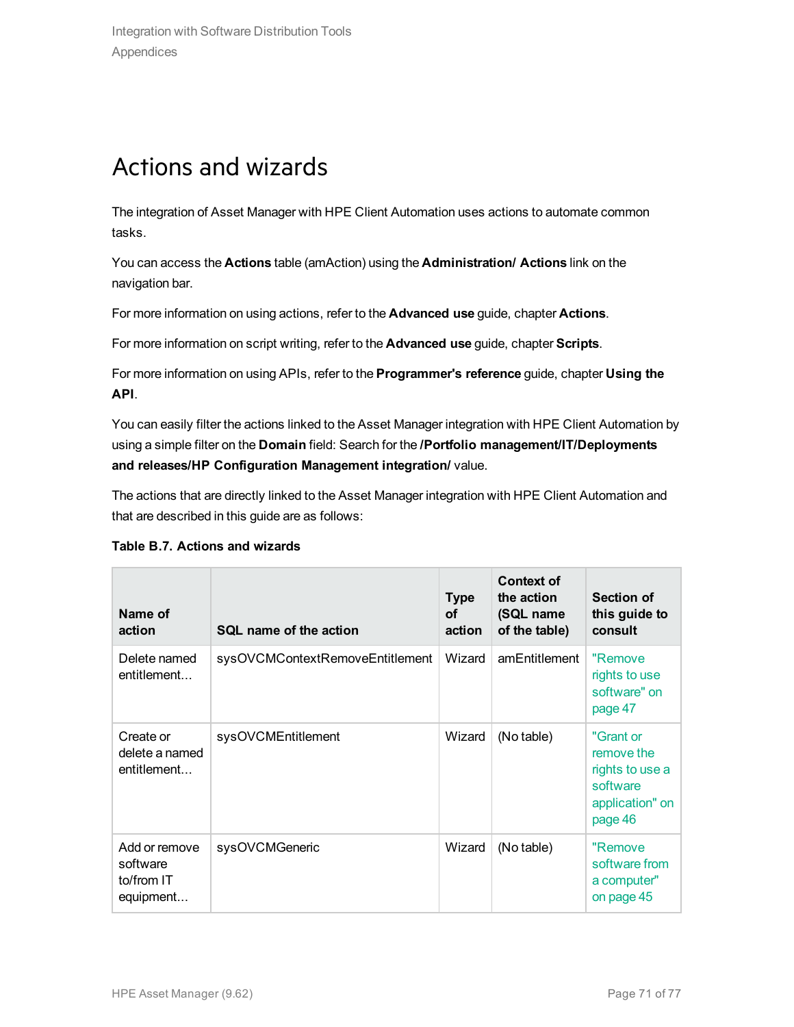# Actions and wizards

The integration of Asset Manager with HPE Client Automation uses actions to automate common tasks.

You can access the **Actions** table (amAction) using the **Administration/ Actions** link on the navigation bar.

For more information on using actions, refer to the **Advanced use** guide, chapter **Actions**.

For more information on script writing, refer to the **Advanced use** guide, chapter **Scripts**.

For more information on using APIs, refer to the **Programmer's reference** guide, chapter **Using the API**.

You can easily filter the actions linked to the Asset Manager integration with HPE Client Automation by using a simple filter on the **Domain** field: Search for the **/Portfolio management/IT/Deployments and releases/HP Configuration Management integration/** value.

The actions that are directly linked to the Asset Manager integration with HPE Client Automation and that are described in this guide are as follows:

**Table B.7. Actions and wizards**

| Name of action | SQL name of the action | Type of action | Context of the action (SQL name of the table) | Section of this guide to consult |
|---|---|---|---|---|
| Delete named entitlement... | sysOVCMContextRemoveEntitlement | Wizard | amEntitlement | "Remove rights to use software" on page 47 |
| Create or delete a named entitlement... | sysOVCMEntitlement | Wizard | (No table) | "Grant or remove the rights to use a software application" on page 46 |
| Add or remove software to/from IT equipment... | sysOVCMGeneric | Wizard | (No table) | "Remove software from a computer" on page 45 |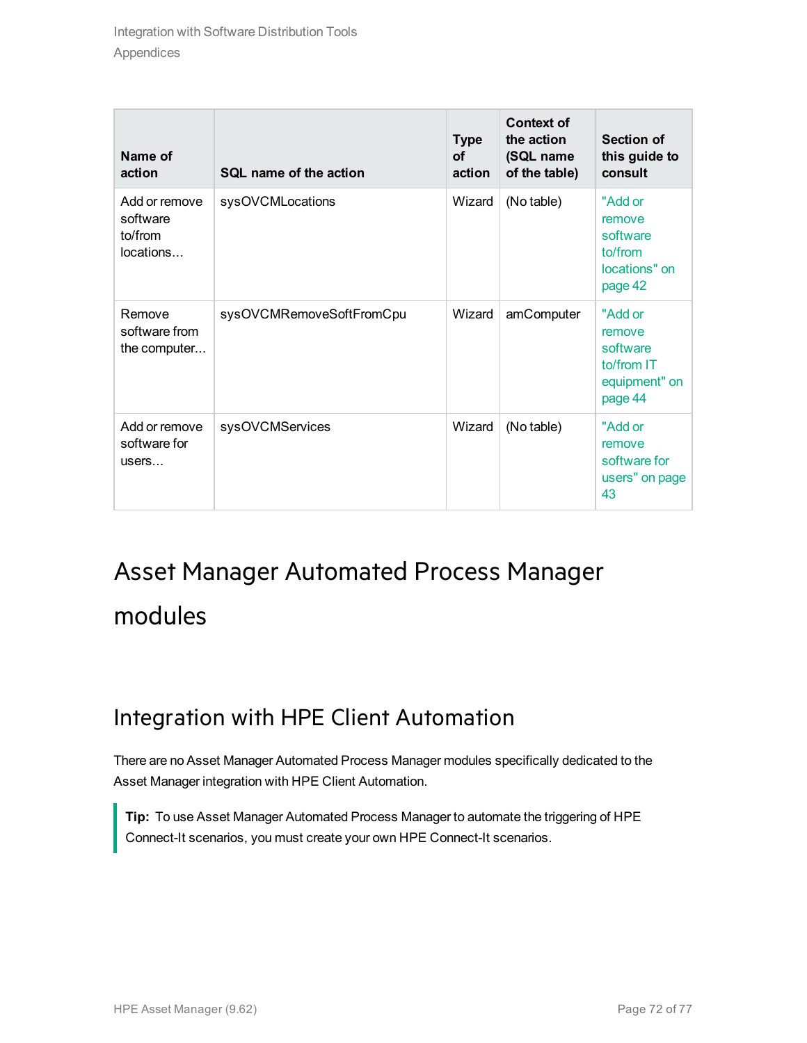| Name of action | SQL name of the action | Type of action | Context of the action (SQL name of the table) | Section of this guide to consult |
| --- | --- | --- | --- | --- |
| Add or remove software to/from locations... | sysOVCMLocations | Wizard | (No table) | "Add or remove software to/from locations" on page 42 |
| Remove software from the computer... | sysOVCMRemoveSoftFromCpu | Wizard | amComputer | "Add or remove software to/from IT equipment" on page 44 |
| Add or remove software for users... | sysOVCMServices | Wizard | (No table) | "Add or remove software for users" on page 43 |

# Asset Manager Automated Process Manager modules

## Integration with HPE Client Automation

There are no Asset Manager Automated Process Manager modules specifically dedicated to the Asset Manager integration with HPE Client Automation.

> **Tip:** To use Asset Manager Automated Process Manager to automate the triggering of HPE Connect-It scenarios, you must create your own HPE Connect-It scenarios.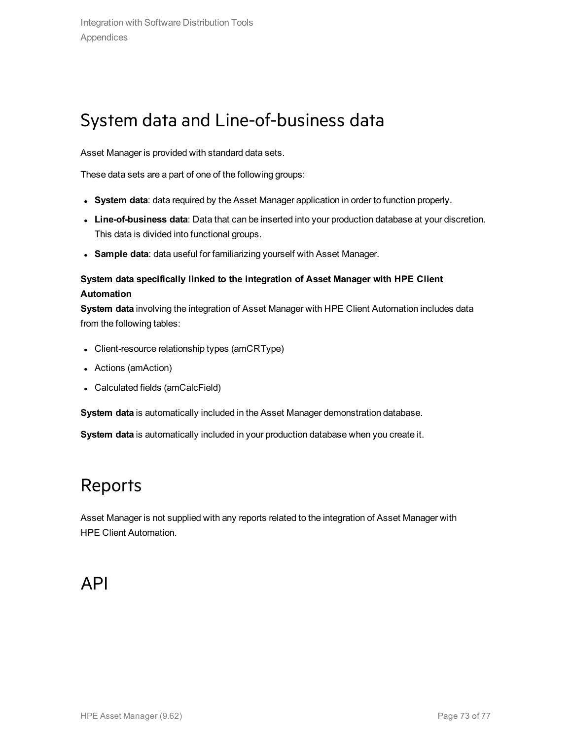## System data and Line-of-business data

Asset Manager is provided with standard data sets.

These data sets are a part of one of the following groups:

- **System data**: data required by the Asset Manager application in order to function properly.
- **Line-of-business data**: Data that can be inserted into your production database at your discretion. This data is divided into functional groups.
- **Sample data**: data useful for familiarizing yourself with Asset Manager.

**System data specifically linked to the integration of Asset Manager with HPE Client Automation**

**System data** involving the integration of Asset Manager with HPE Client Automation includes data from the following tables:

- Client-resource relationship types (amCRType)
- Actions (amAction)
- Calculated fields (amCalcField)

**System data** is automatically included in the Asset Manager demonstration database.

**System data** is automatically included in your production database when you create it.

## Reports

Asset Manager is not supplied with any reports related to the integration of Asset Manager with HPE Client Automation.

## API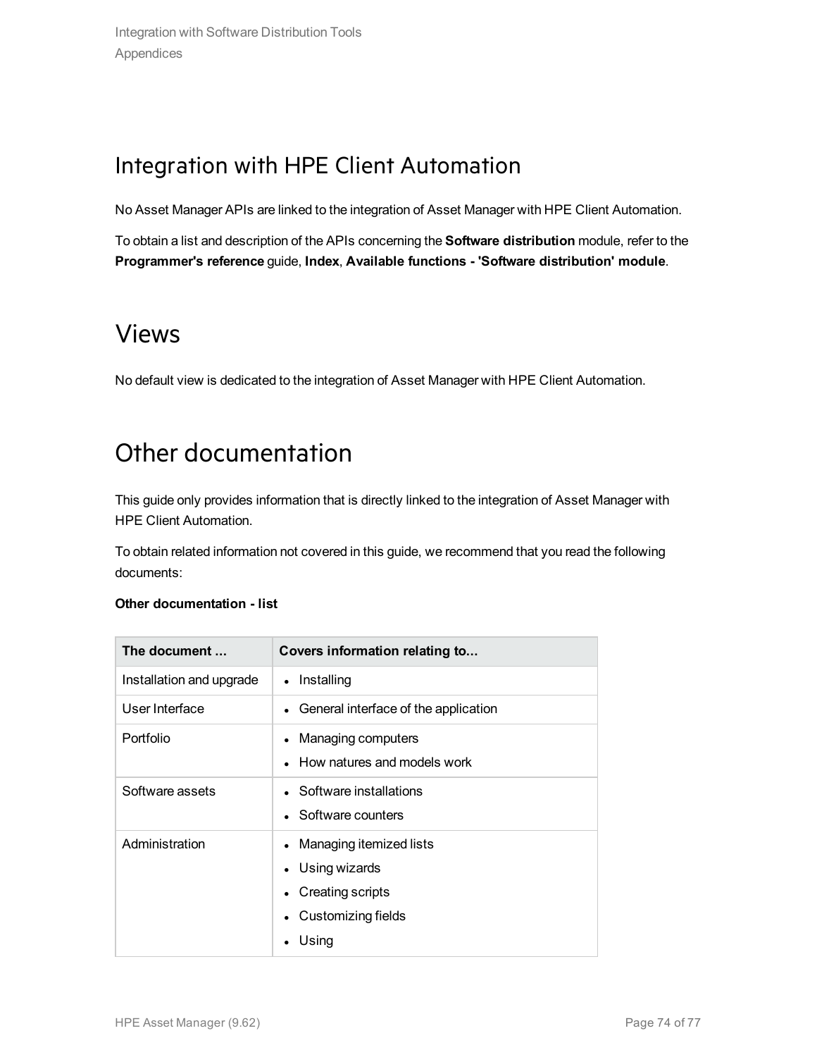## Integration with HPE Client Automation

No Asset Manager APIs are linked to the integration of Asset Manager with HPE Client Automation.

To obtain a list and description of the APIs concerning the **Software distribution** module, refer to the **Programmer's reference** guide, **Index**, **Available functions - 'Software distribution' module**.

## Views

No default view is dedicated to the integration of Asset Manager with HPE Client Automation.

## Other documentation

This guide only provides information that is directly linked to the integration of Asset Manager with HPE Client Automation.

To obtain related information not covered in this guide, we recommend that you read the following documents:

**Other documentation - list**

| The document ... | Covers information relating to... |
| --- | --- |
| Installation and upgrade | • Installing |
| User Interface | • General interface of the application |
| Portfolio | • Managing computers<br>• How natures and models work |
| Software assets | • Software installations<br>• Software counters |
| Administration | • Managing itemized lists<br>• Using wizards<br>• Creating scripts<br>• Customizing fields<br>• Using |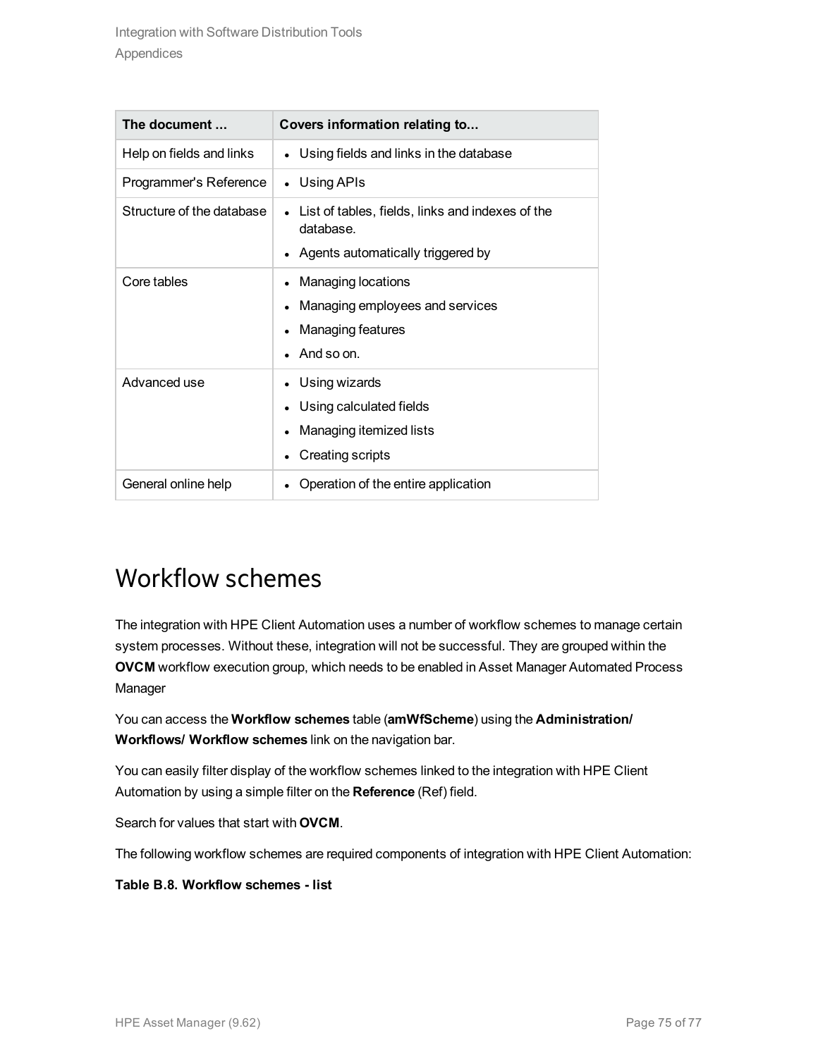| The document ... | Covers information relating to... |
| --- | --- |
| Help on fields and links | • Using fields and links in the database |
| Programmer's Reference | • Using APIs |
| Structure of the database | • List of tables, fields, links and indexes of the database.<br>• Agents automatically triggered by |
| Core tables | • Managing locations<br>• Managing employees and services<br>• Managing features<br>• And so on. |
| Advanced use | • Using wizards<br>• Using calculated fields<br>• Managing itemized lists<br>• Creating scripts |
| General online help | • Operation of the entire application |

# Workflow schemes

The integration with HPE Client Automation uses a number of workflow schemes to manage certain system processes. Without these, integration will not be successful. They are grouped within the **OVCM** workflow execution group, which needs to be enabled in Asset Manager Automated Process Manager

You can access the **Workflow schemes** table (**amWfScheme**) using the **Administration/ Workflows/ Workflow schemes** link on the navigation bar.

You can easily filter display of the workflow schemes linked to the integration with HPE Client Automation by using a simple filter on the **Reference** (Ref) field.

Search for values that start with **OVCM**.

The following workflow schemes are required components of integration with HPE Client Automation:

**Table B.8. Workflow schemes - list**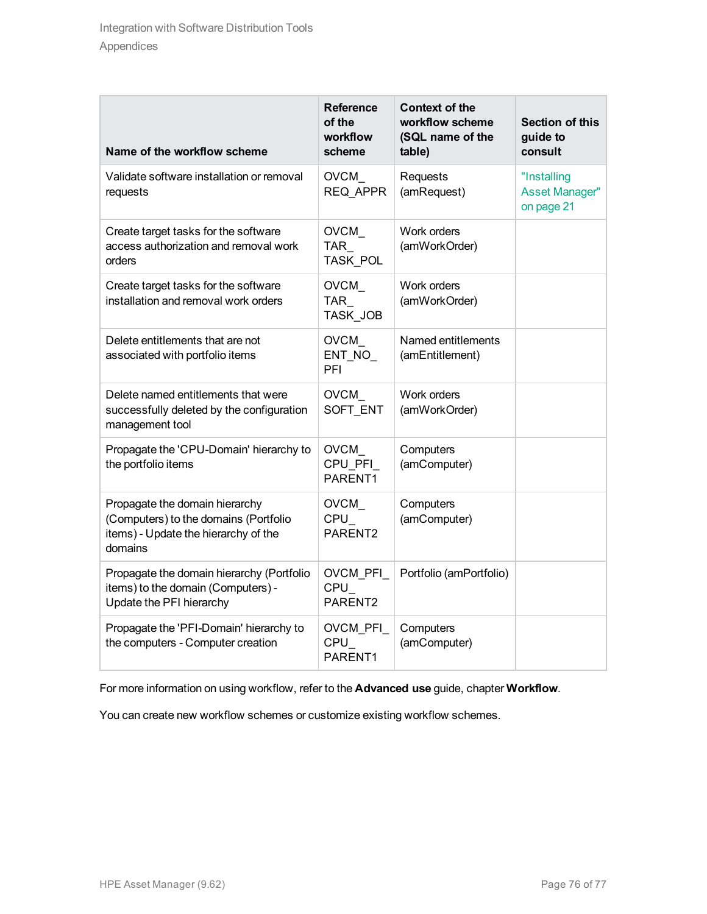| Name of the workflow scheme | Reference of the workflow scheme | Context of the workflow scheme (SQL name of the table) | Section of this guide to consult |
|---|---|---|---|
| Validate software installation or removal requests | OVCM_REQ_APPR | Requests (amRequest) | "Installing Asset Manager" on page 21 |
| Create target tasks for the software access authorization and removal work orders | OVCM_TAR_TASK_POL | Work orders (amWorkOrder) | |
| Create target tasks for the software installation and removal work orders | OVCM_TAR_TASK_JOB | Work orders (amWorkOrder) | |
| Delete entitlements that are not associated with portfolio items | OVCM_ENT_NO_PFI | Named entitlements (amEntitlement) | |
| Delete named entitlements that were successfully deleted by the configuration management tool | OVCM_SOFT_ENT | Work orders (amWorkOrder) | |
| Propagate the 'CPU-Domain' hierarchy to the portfolio items | OVCM_CPU_PFI_PARENT1 | Computers (amComputer) | |
| Propagate the domain hierarchy (Computers) to the domains (Portfolio items) - Update the hierarchy of the domains | OVCM_CPU_PARENT2 | Computers (amComputer) | |
| Propagate the domain hierarchy (Portfolio items) to the domain (Computers) - Update the PFI hierarchy | OVCM_PFI_CPU_PARENT2 | Portfolio (amPortfolio) | |
| Propagate the 'PFI-Domain' hierarchy to the computers - Computer creation | OVCM_PFI_CPU_PARENT1 | Computers (amComputer) | |

For more information on using workflow, refer to the **Advanced use** guide, chapter **Workflow**.

You can create new workflow schemes or customize existing workflow schemes.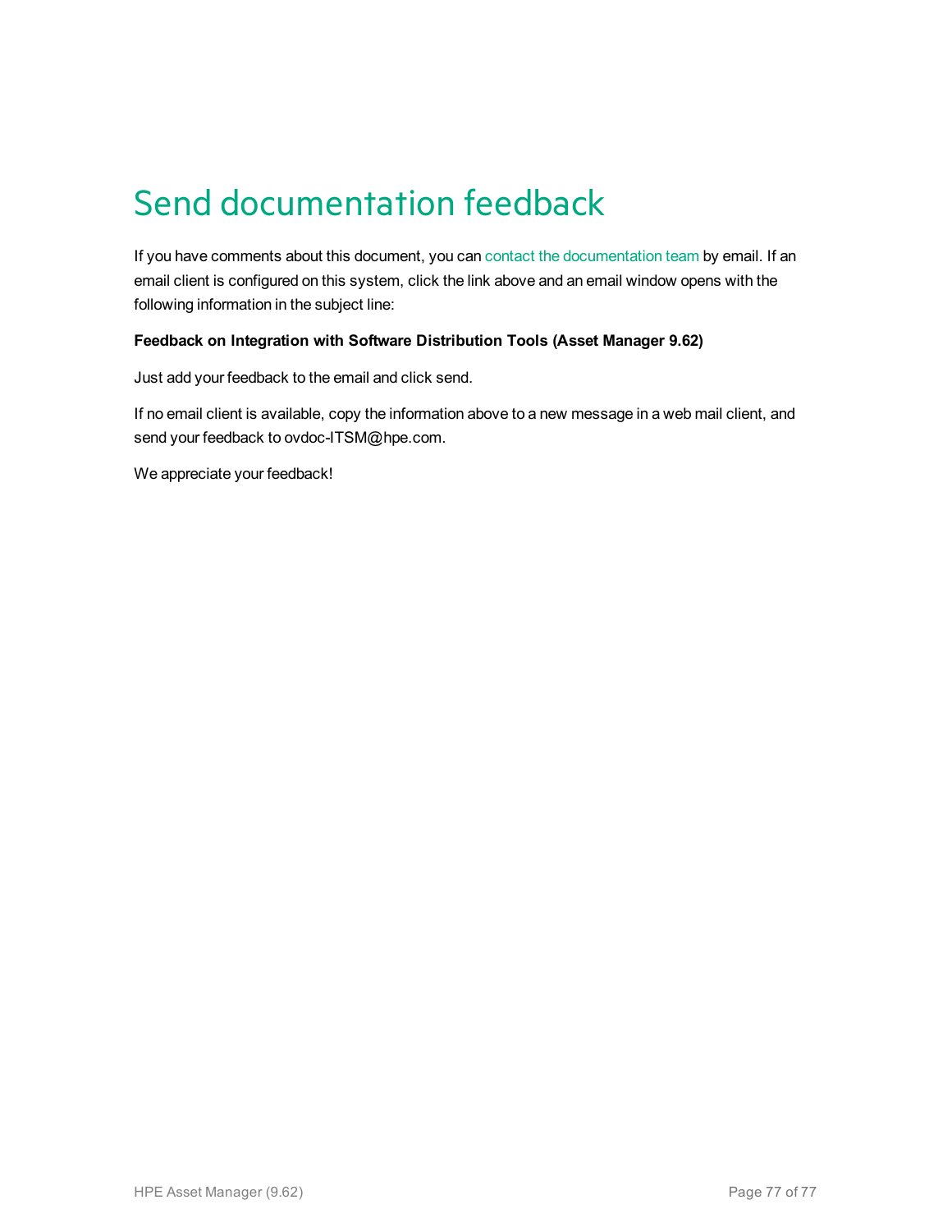# Send documentation feedback

If you have comments about this document, you can contact the documentation team by email. If an email client is configured on this system, click the link above and an email window opens with the following information in the subject line:

**Feedback on Integration with Software Distribution Tools (Asset Manager 9.62)**

Just add your feedback to the email and click send.

If no email client is available, copy the information above to a new message in a web mail client, and send your feedback to ovdoc-ITSM@hpe.com.

We appreciate your feedback!